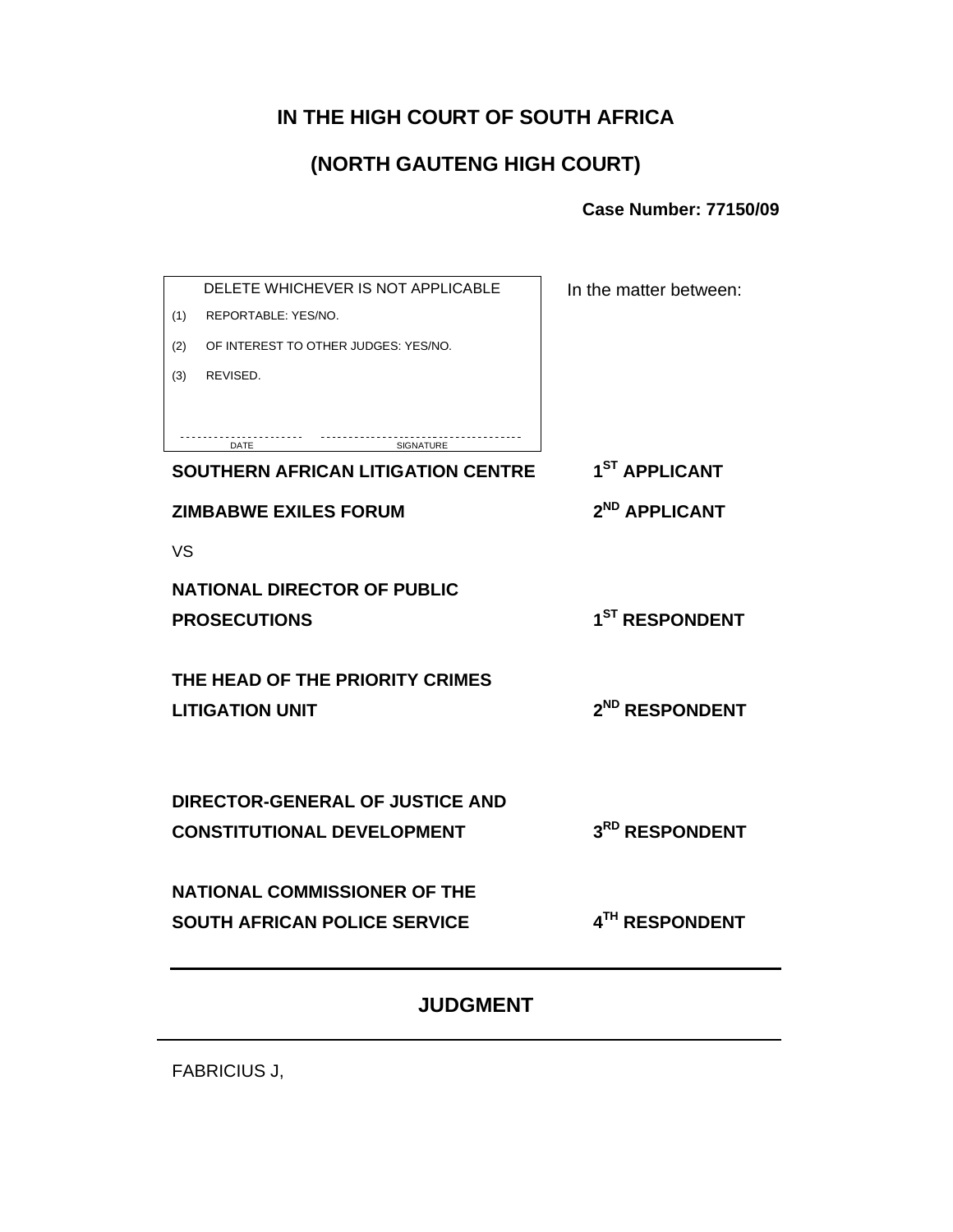# IN THE HIGH COURT OF SOUTH AFRICA

## (NORTH GAUTENG HIGH COURT)

**Case Number: 77150/09**

| DELETE WHICHEVER IS NOT APPLICABLE |
| --- |
| (1) REPORTABLE: YES/NO. |
| (2) OF INTEREST TO OTHER JUDGES: YES/NO. |
| (3) REVISED. |
| DATE ______ SIGNATURE ______ |

In the matter between:

| | |
| --- | --- |
| **SOUTHERN AFRICAN LITIGATION CENTRE** | **1ST APPLICANT** |
| **ZIMBABWE EXILES FORUM** | **2ND APPLICANT** |
| VS | |
| **NATIONAL DIRECTOR OF PUBLIC PROSECUTIONS** | **1ST RESPONDENT** |
| **THE HEAD OF THE PRIORITY CRIMES LITIGATION UNIT** | **2ND RESPONDENT** |
| **DIRECTOR-GENERAL OF JUSTICE AND CONSTITUTIONAL DEVELOPMENT** | **3RD RESPONDENT** |
| **NATIONAL COMMISSIONER OF THE SOUTH AFRICAN POLICE SERVICE** | **4TH RESPONDENT** |

---

## JUDGMENT

---

FABRICIUS J,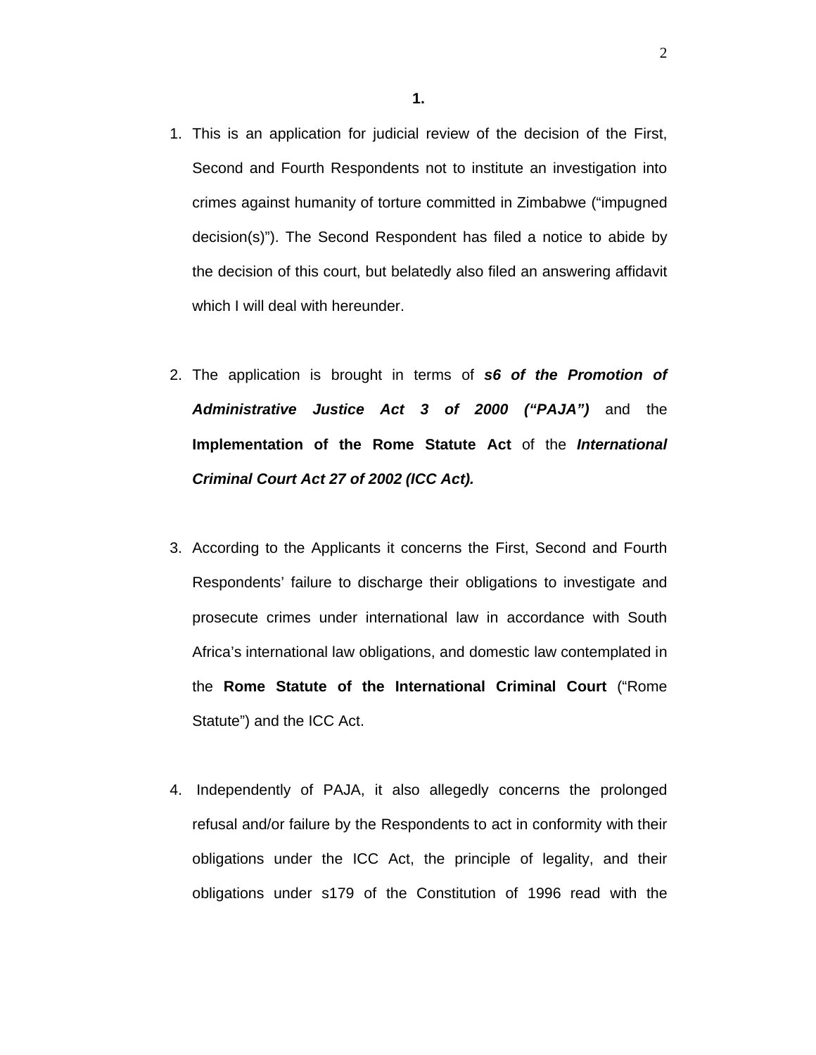**1.**

1. This is an application for judicial review of the decision of the First, Second and Fourth Respondents not to institute an investigation into crimes against humanity of torture committed in Zimbabwe ("impugned decision(s)"). The Second Respondent has filed a notice to abide by the decision of this court, but belatedly also filed an answering affidavit which I will deal with hereunder.

2. The application is brought in terms of ***s6 of the Promotion of Administrative Justice Act 3 of 2000 ("PAJA")*** and the **Implementation of the Rome Statute Act** of the ***International Criminal Court Act 27 of 2002 (ICC Act).***

3. According to the Applicants it concerns the First, Second and Fourth Respondents' failure to discharge their obligations to investigate and prosecute crimes under international law in accordance with South Africa's international law obligations, and domestic law contemplated in the **Rome Statute of the International Criminal Court** ("Rome Statute") and the ICC Act.

4. Independently of PAJA, it also allegedly concerns the prolonged refusal and/or failure by the Respondents to act in conformity with their obligations under the ICC Act, the principle of legality, and their obligations under s179 of the Constitution of 1996 read with the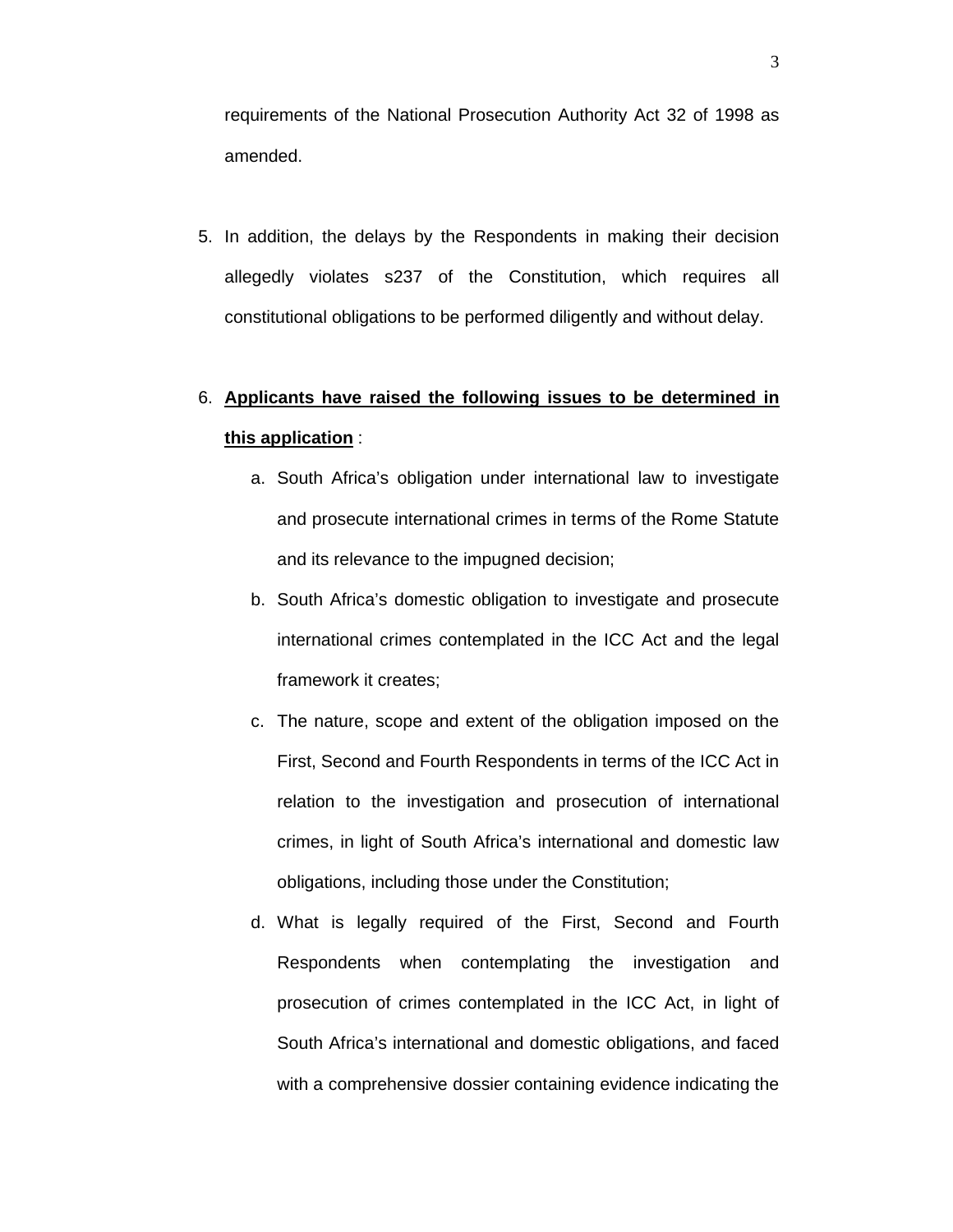requirements of the National Prosecution Authority Act 32 of 1998 as amended.

5. In addition, the delays by the Respondents in making their decision allegedly violates s237 of the Constitution, which requires all constitutional obligations to be performed diligently and without delay.

6. **<u>Applicants have raised the following issues to be determined in this application</u>** :

    a. South Africa's obligation under international law to investigate and prosecute international crimes in terms of the Rome Statute and its relevance to the impugned decision;

    b. South Africa's domestic obligation to investigate and prosecute international crimes contemplated in the ICC Act and the legal framework it creates;

    c. The nature, scope and extent of the obligation imposed on the First, Second and Fourth Respondents in terms of the ICC Act in relation to the investigation and prosecution of international crimes, in light of South Africa's international and domestic law obligations, including those under the Constitution;

    d. What is legally required of the First, Second and Fourth Respondents when contemplating the investigation and prosecution of crimes contemplated in the ICC Act, in light of South Africa's international and domestic obligations, and faced with a comprehensive dossier containing evidence indicating the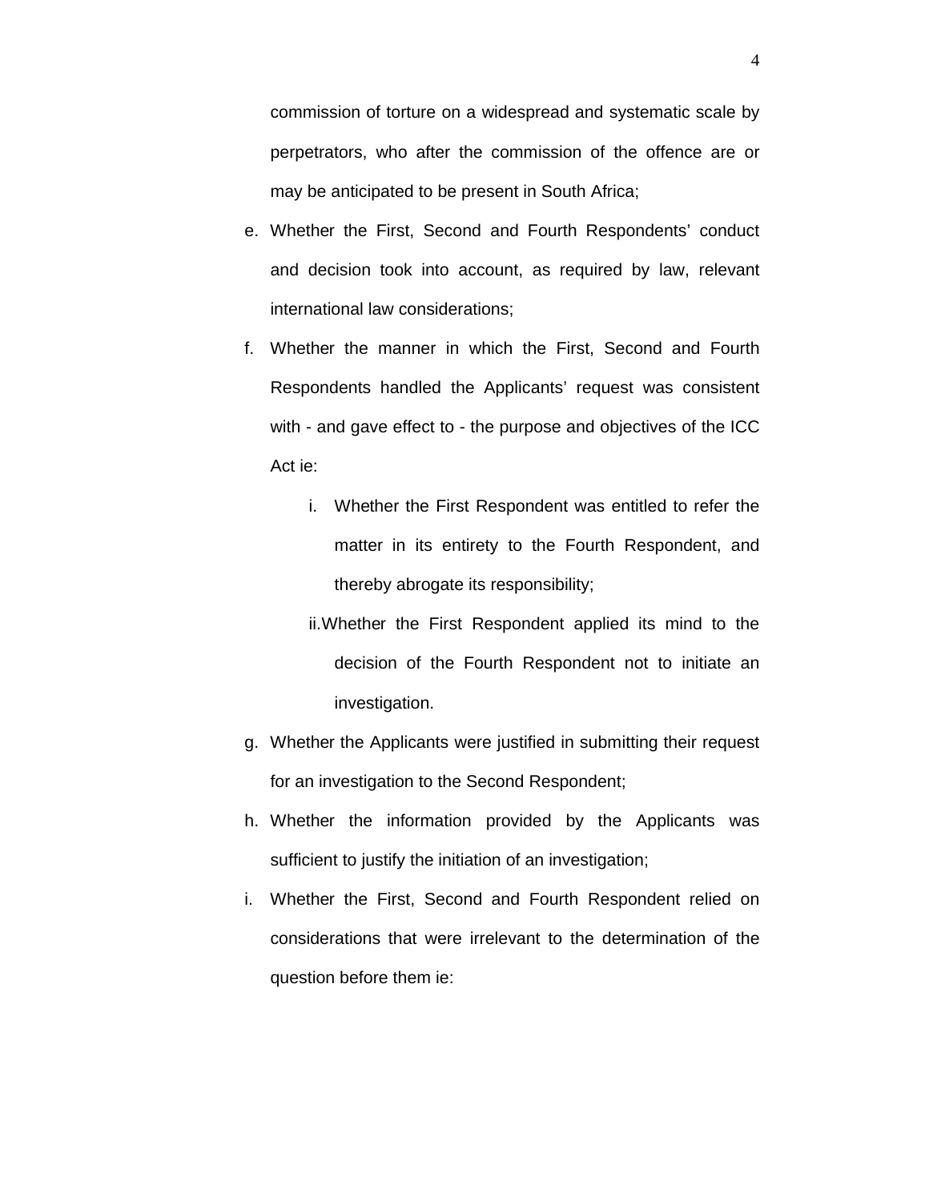commission of torture on a widespread and systematic scale by perpetrators, who after the commission of the offence are or may be anticipated to be present in South Africa;

e. Whether the First, Second and Fourth Respondents' conduct and decision took into account, as required by law, relevant international law considerations;

f. Whether the manner in which the First, Second and Fourth Respondents handled the Applicants' request was consistent with - and gave effect to - the purpose and objectives of the ICC Act ie:

   i. Whether the First Respondent was entitled to refer the matter in its entirety to the Fourth Respondent, and thereby abrogate its responsibility;

   ii. Whether the First Respondent applied its mind to the decision of the Fourth Respondent not to initiate an investigation.

g. Whether the Applicants were justified in submitting their request for an investigation to the Second Respondent;

h. Whether the information provided by the Applicants was sufficient to justify the initiation of an investigation;

i. Whether the First, Second and Fourth Respondent relied on considerations that were irrelevant to the determination of the question before them ie: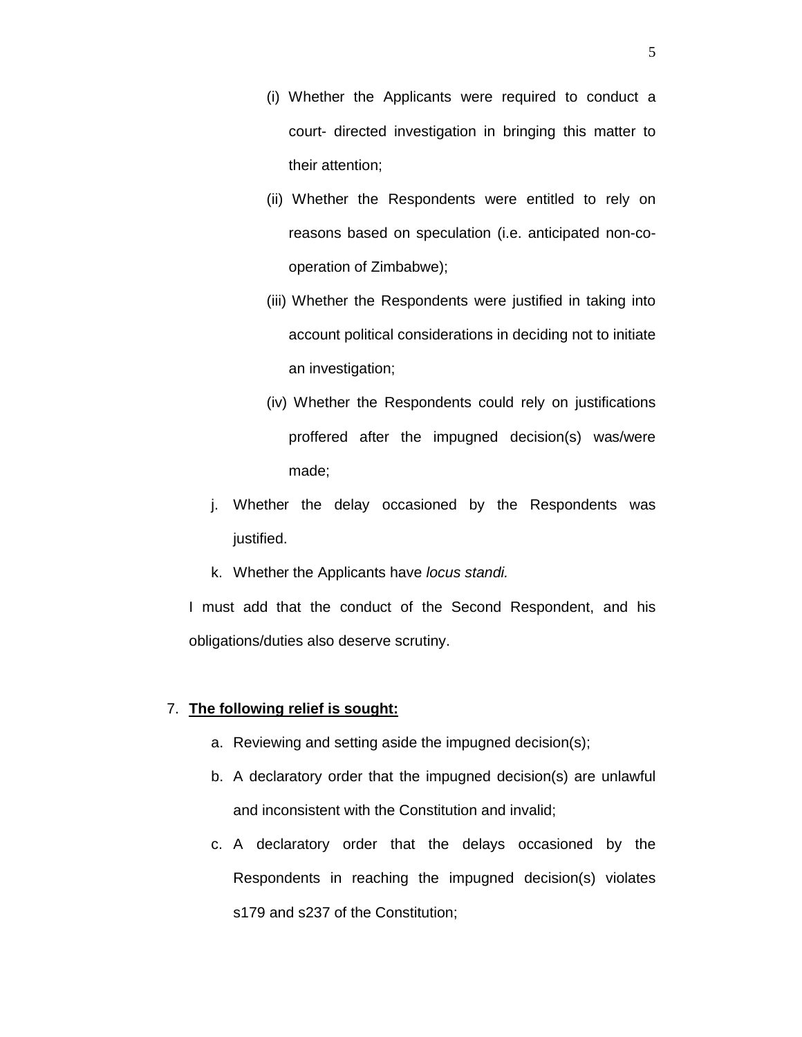(i) Whether the Applicants were required to conduct a court- directed investigation in bringing this matter to their attention;

(ii) Whether the Respondents were entitled to rely on reasons based on speculation (i.e. anticipated non-co-operation of Zimbabwe);

(iii) Whether the Respondents were justified in taking into account political considerations in deciding not to initiate an investigation;

(iv) Whether the Respondents could rely on justifications proffered after the impugned decision(s) was/were made;

j. Whether the delay occasioned by the Respondents was justified.

k. Whether the Applicants have *locus standi.*

I must add that the conduct of the Second Respondent, and his obligations/duties also deserve scrutiny.

7. **The following relief is sought:**

   a. Reviewing and setting aside the impugned decision(s);

   b. A declaratory order that the impugned decision(s) are unlawful and inconsistent with the Constitution and invalid;

   c. A declaratory order that the delays occasioned by the Respondents in reaching the impugned decision(s) violates s179 and s237 of the Constitution;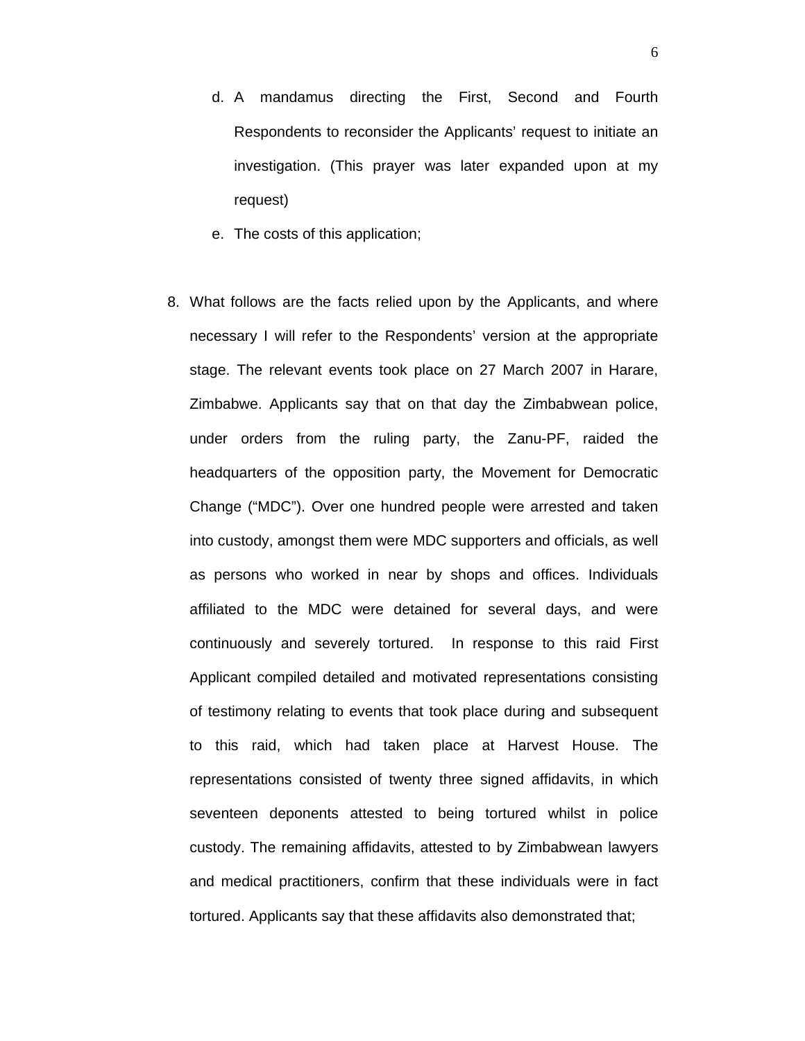d. A mandamus directing the First, Second and Fourth Respondents to reconsider the Applicants' request to initiate an investigation. (This prayer was later expanded upon at my request)

e. The costs of this application;

8. What follows are the facts relied upon by the Applicants, and where necessary I will refer to the Respondents' version at the appropriate stage. The relevant events took place on 27 March 2007 in Harare, Zimbabwe. Applicants say that on that day the Zimbabwean police, under orders from the ruling party, the Zanu-PF, raided the headquarters of the opposition party, the Movement for Democratic Change ("MDC"). Over one hundred people were arrested and taken into custody, amongst them were MDC supporters and officials, as well as persons who worked in near by shops and offices. Individuals affiliated to the MDC were detained for several days, and were continuously and severely tortured. In response to this raid First Applicant compiled detailed and motivated representations consisting of testimony relating to events that took place during and subsequent to this raid, which had taken place at Harvest House. The representations consisted of twenty three signed affidavits, in which seventeen deponents attested to being tortured whilst in police custody. The remaining affidavits, attested to by Zimbabwean lawyers and medical practitioners, confirm that these individuals were in fact tortured. Applicants say that these affidavits also demonstrated that;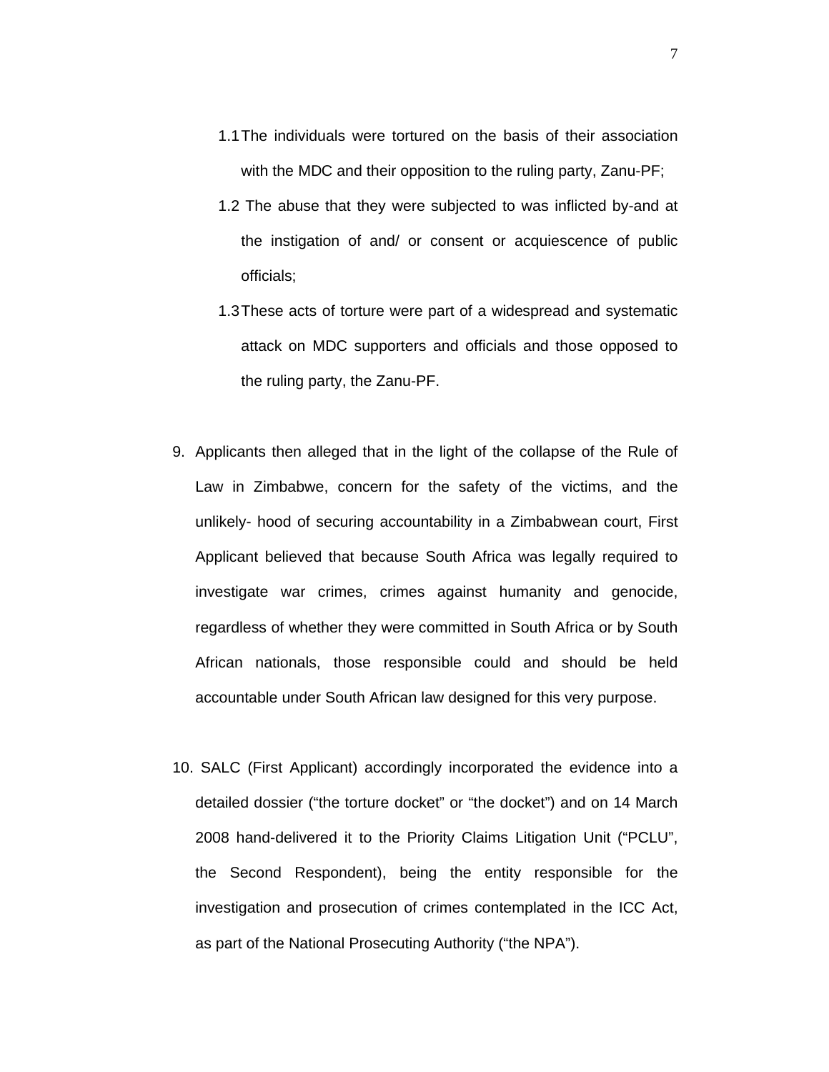1.1 The individuals were tortured on the basis of their association with the MDC and their opposition to the ruling party, Zanu-PF;

1.2 The abuse that they were subjected to was inflicted by-and at the instigation of and/ or consent or acquiescence of public officials;

1.3 These acts of torture were part of a widespread and systematic attack on MDC supporters and officials and those opposed to the ruling party, the Zanu-PF.

9. Applicants then alleged that in the light of the collapse of the Rule of Law in Zimbabwe, concern for the safety of the victims, and the unlikely- hood of securing accountability in a Zimbabwean court, First Applicant believed that because South Africa was legally required to investigate war crimes, crimes against humanity and genocide, regardless of whether they were committed in South Africa or by South African nationals, those responsible could and should be held accountable under South African law designed for this very purpose.

10. SALC (First Applicant) accordingly incorporated the evidence into a detailed dossier ("the torture docket" or "the docket") and on 14 March 2008 hand-delivered it to the Priority Claims Litigation Unit ("PCLU", the Second Respondent), being the entity responsible for the investigation and prosecution of crimes contemplated in the ICC Act, as part of the National Prosecuting Authority ("the NPA").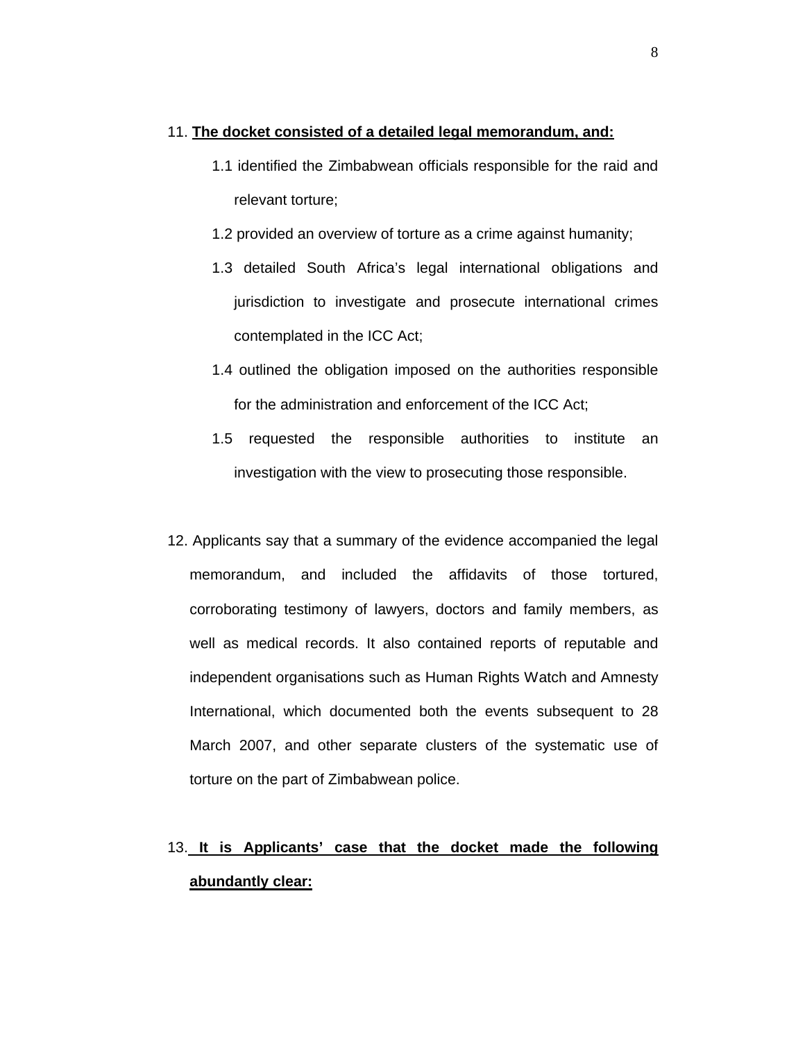11. **<u>The docket consisted of a detailed legal memorandum, and:</u>**

    1.1 identified the Zimbabwean officials responsible for the raid and relevant torture;

    1.2 provided an overview of torture as a crime against humanity;

    1.3 detailed South Africa's legal international obligations and jurisdiction to investigate and prosecute international crimes contemplated in the ICC Act;

    1.4 outlined the obligation imposed on the authorities responsible for the administration and enforcement of the ICC Act;

    1.5 requested the responsible authorities to institute an investigation with the view to prosecuting those responsible.

12. Applicants say that a summary of the evidence accompanied the legal memorandum, and included the affidavits of those tortured, corroborating testimony of lawyers, doctors and family members, as well as medical records. It also contained reports of reputable and independent organisations such as Human Rights Watch and Amnesty International, which documented both the events subsequent to 28 March 2007, and other separate clusters of the systematic use of torture on the part of Zimbabwean police.

13. **<u>It is Applicants' case that the docket made the following abundantly clear:</u>**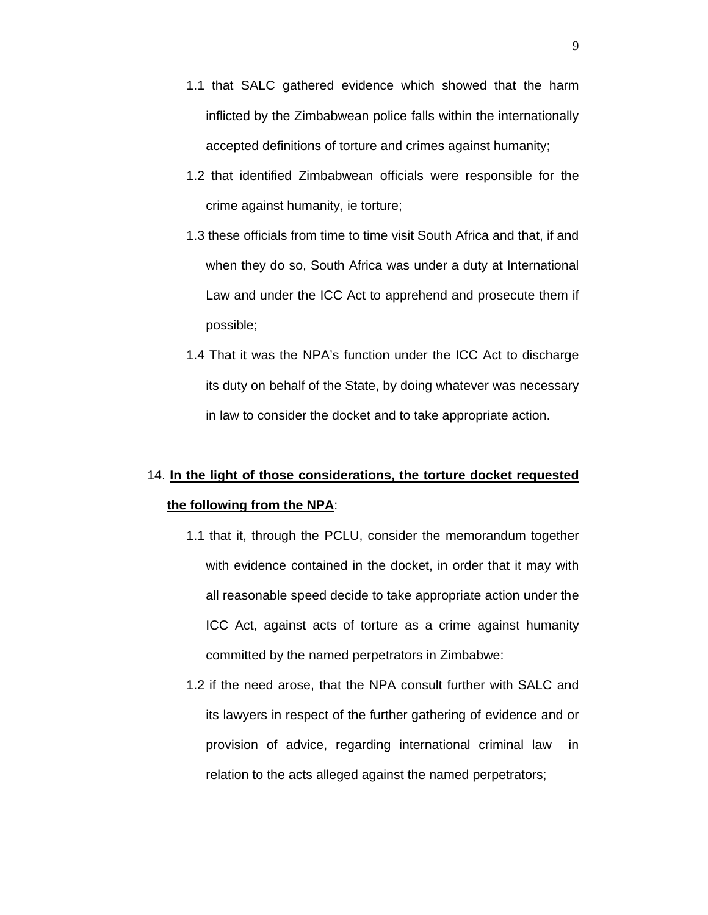1.1 that SALC gathered evidence which showed that the harm inflicted by the Zimbabwean police falls within the internationally accepted definitions of torture and crimes against humanity;

1.2 that identified Zimbabwean officials were responsible for the crime against humanity, ie torture;

1.3 these officials from time to time visit South Africa and that, if and when they do so, South Africa was under a duty at International Law and under the ICC Act to apprehend and prosecute them if possible;

1.4 That it was the NPA's function under the ICC Act to discharge its duty on behalf of the State, by doing whatever was necessary in law to consider the docket and to take appropriate action.

14. **<u>In the light of those considerations, the torture docket requested the following from the NPA</u>**:

1.1 that it, through the PCLU, consider the memorandum together with evidence contained in the docket, in order that it may with all reasonable speed decide to take appropriate action under the ICC Act, against acts of torture as a crime against humanity committed by the named perpetrators in Zimbabwe:

1.2 if the need arose, that the NPA consult further with SALC and its lawyers in respect of the further gathering of evidence and or provision of advice, regarding international criminal law in relation to the acts alleged against the named perpetrators;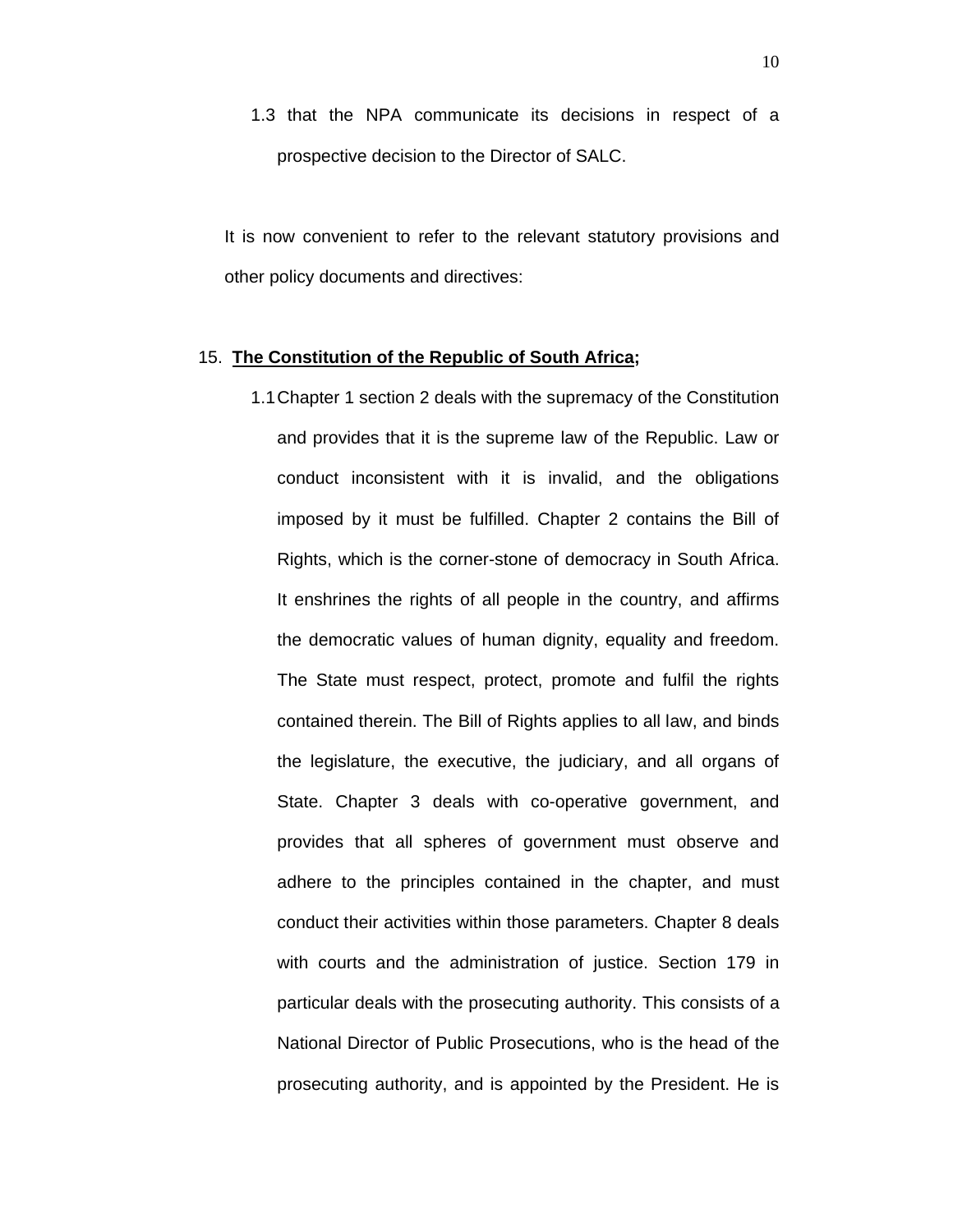1.3 that the NPA communicate its decisions in respect of a prospective decision to the Director of SALC.

It is now convenient to refer to the relevant statutory provisions and other policy documents and directives:

15. **<u>The Constitution of the Republic of South Africa</u>;**

1.1 Chapter 1 section 2 deals with the supremacy of the Constitution and provides that it is the supreme law of the Republic. Law or conduct inconsistent with it is invalid, and the obligations imposed by it must be fulfilled. Chapter 2 contains the Bill of Rights, which is the corner-stone of democracy in South Africa. It enshrines the rights of all people in the country, and affirms the democratic values of human dignity, equality and freedom. The State must respect, protect, promote and fulfil the rights contained therein. The Bill of Rights applies to all law, and binds the legislature, the executive, the judiciary, and all organs of State. Chapter 3 deals with co-operative government, and provides that all spheres of government must observe and adhere to the principles contained in the chapter, and must conduct their activities within those parameters. Chapter 8 deals with courts and the administration of justice. Section 179 in particular deals with the prosecuting authority. This consists of a National Director of Public Prosecutions, who is the head of the prosecuting authority, and is appointed by the President. He is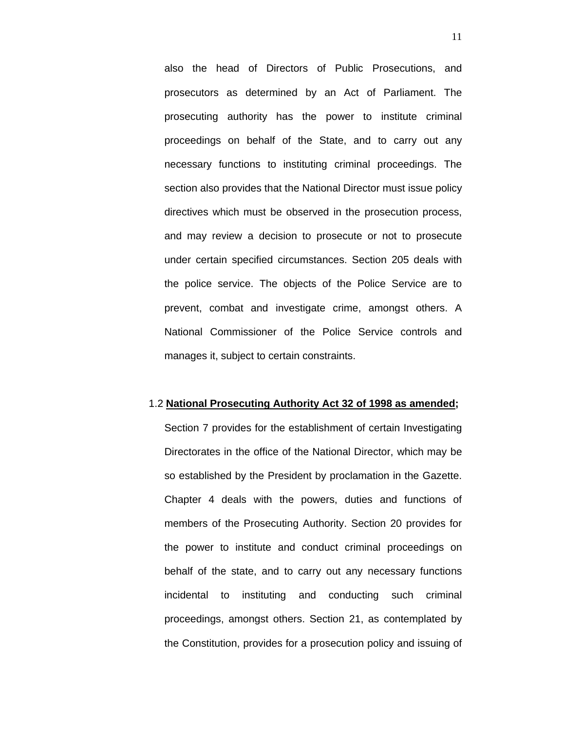also the head of Directors of Public Prosecutions, and prosecutors as determined by an Act of Parliament. The prosecuting authority has the power to institute criminal proceedings on behalf of the State, and to carry out any necessary functions to instituting criminal proceedings. The section also provides that the National Director must issue policy directives which must be observed in the prosecution process, and may review a decision to prosecute or not to prosecute under certain specified circumstances. Section 205 deals with the police service. The objects of the Police Service are to prevent, combat and investigate crime, amongst others. A National Commissioner of the Police Service controls and manages it, subject to certain constraints.

1.2 **National Prosecuting Authority Act 32 of 1998 as amended;**

Section 7 provides for the establishment of certain Investigating Directorates in the office of the National Director, which may be so established by the President by proclamation in the Gazette. Chapter 4 deals with the powers, duties and functions of members of the Prosecuting Authority. Section 20 provides for the power to institute and conduct criminal proceedings on behalf of the state, and to carry out any necessary functions incidental to instituting and conducting such criminal proceedings, amongst others. Section 21, as contemplated by the Constitution, provides for a prosecution policy and issuing of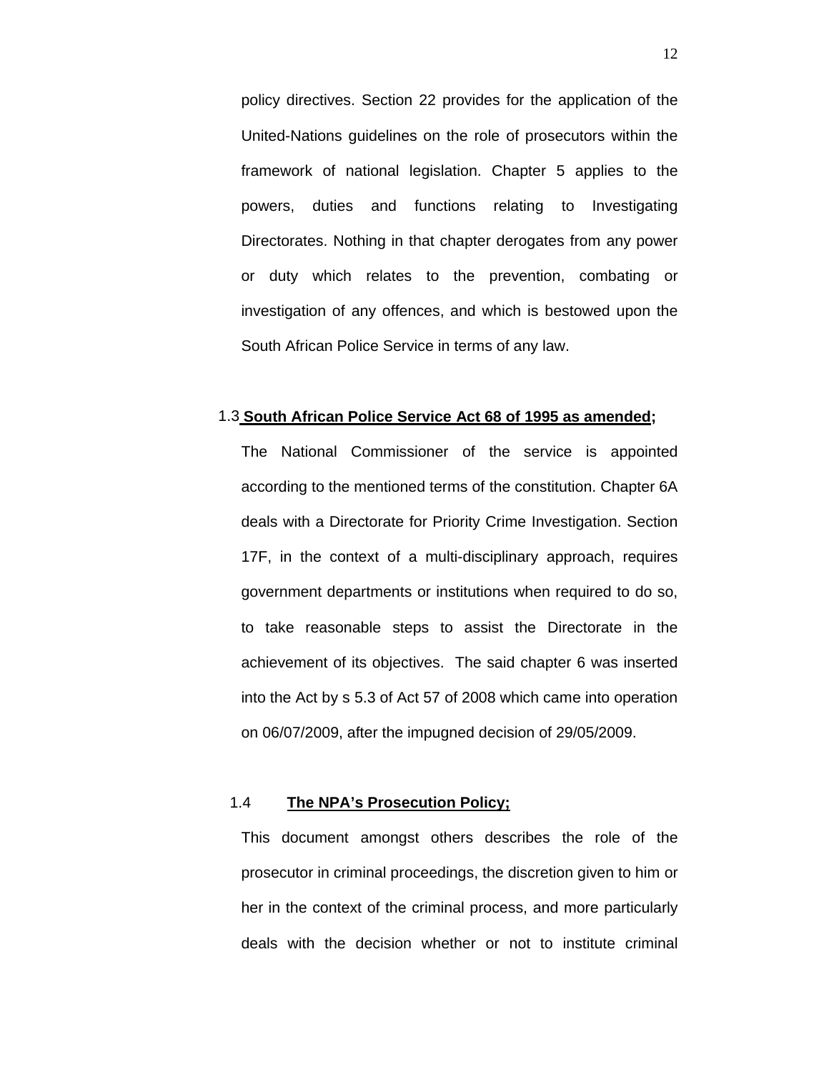policy directives. Section 22 provides for the application of the United-Nations guidelines on the role of prosecutors within the framework of national legislation. Chapter 5 applies to the powers, duties and functions relating to Investigating Directorates. Nothing in that chapter derogates from any power or duty which relates to the prevention, combating or investigation of any offences, and which is bestowed upon the South African Police Service in terms of any law.

1.3 **South African Police Service Act 68 of 1995 as amended;**

The National Commissioner of the service is appointed according to the mentioned terms of the constitution. Chapter 6A deals with a Directorate for Priority Crime Investigation. Section 17F, in the context of a multi-disciplinary approach, requires government departments or institutions when required to do so, to take reasonable steps to assist the Directorate in the achievement of its objectives. The said chapter 6 was inserted into the Act by s 5.3 of Act 57 of 2008 which came into operation on 06/07/2009, after the impugned decision of 29/05/2009.

1.4 **The NPA's Prosecution Policy;**

This document amongst others describes the role of the prosecutor in criminal proceedings, the discretion given to him or her in the context of the criminal process, and more particularly deals with the decision whether or not to institute criminal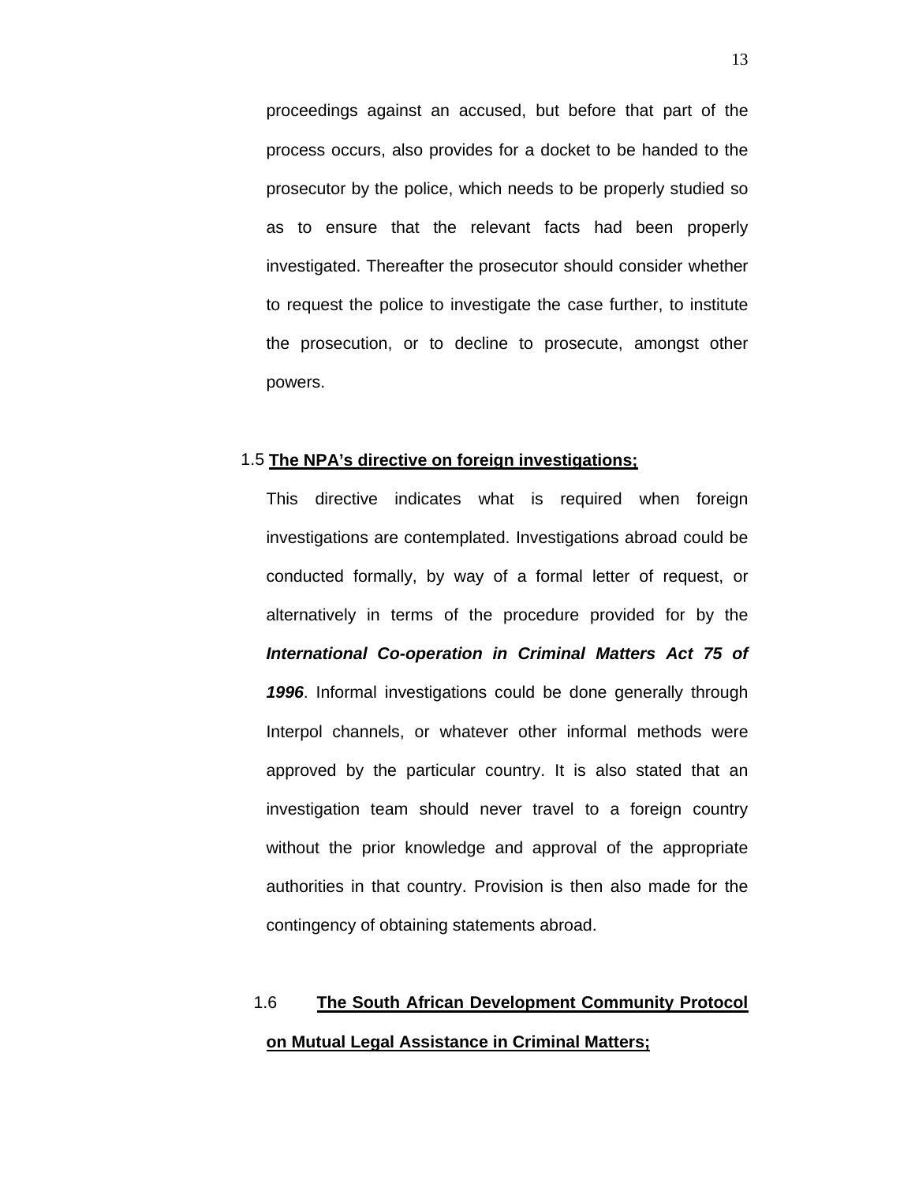proceedings against an accused, but before that part of the process occurs, also provides for a docket to be handed to the prosecutor by the police, which needs to be properly studied so as to ensure that the relevant facts had been properly investigated. Thereafter the prosecutor should consider whether to request the police to investigate the case further, to institute the prosecution, or to decline to prosecute, amongst other powers.

1.5 **<u>The NPA's directive on foreign investigations;</u>**

This directive indicates what is required when foreign investigations are contemplated. Investigations abroad could be conducted formally, by way of a formal letter of request, or alternatively in terms of the procedure provided for by the ***International Co-operation in Criminal Matters Act 75 of 1996***. Informal investigations could be done generally through Interpol channels, or whatever other informal methods were approved by the particular country. It is also stated that an investigation team should never travel to a foreign country without the prior knowledge and approval of the appropriate authorities in that country. Provision is then also made for the contingency of obtaining statements abroad.

1.6 **<u>The South African Development Community Protocol on Mutual Legal Assistance in Criminal Matters;</u>**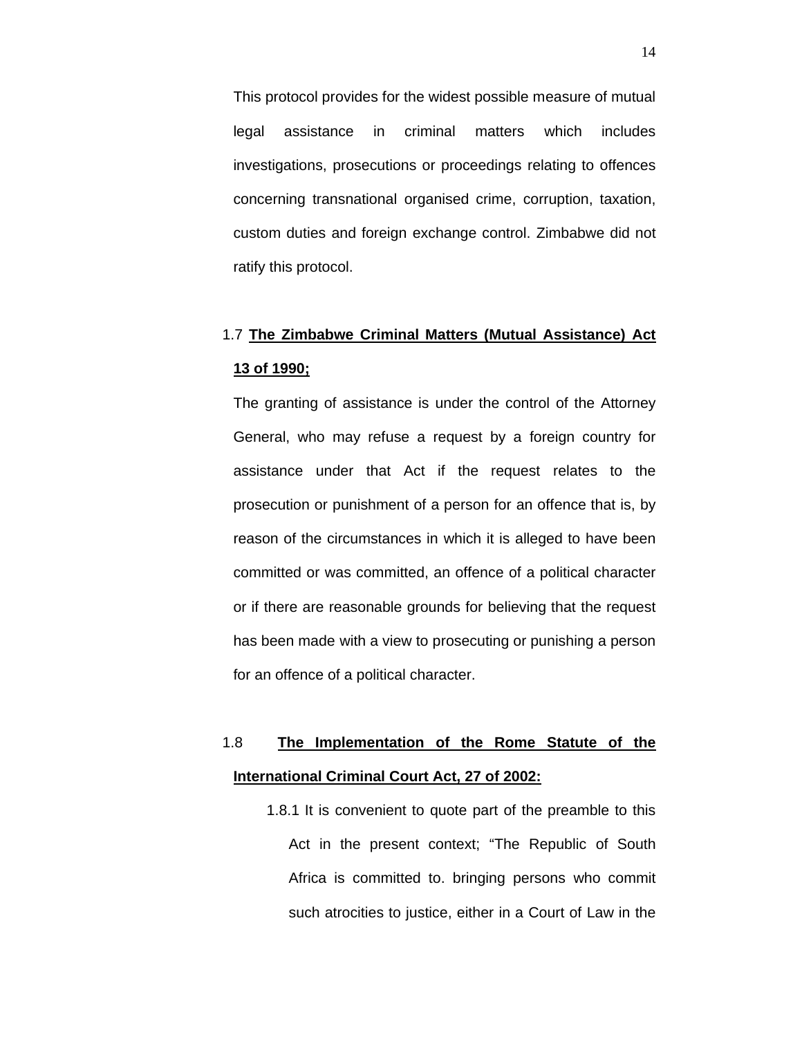This protocol provides for the widest possible measure of mutual legal assistance in criminal matters which includes investigations, prosecutions or proceedings relating to offences concerning transnational organised crime, corruption, taxation, custom duties and foreign exchange control. Zimbabwe did not ratify this protocol.

1.7 **<u>The Zimbabwe Criminal Matters (Mutual Assistance) Act 13 of 1990;</u>**

The granting of assistance is under the control of the Attorney General, who may refuse a request by a foreign country for assistance under that Act if the request relates to the prosecution or punishment of a person for an offence that is, by reason of the circumstances in which it is alleged to have been committed or was committed, an offence of a political character or if there are reasonable grounds for believing that the request has been made with a view to prosecuting or punishing a person for an offence of a political character.

1.8 **<u>The Implementation of the Rome Statute of the International Criminal Court Act, 27 of 2002:</u>**

1.8.1 It is convenient to quote part of the preamble to this Act in the present context; "The Republic of South Africa is committed to. bringing persons who commit such atrocities to justice, either in a Court of Law in the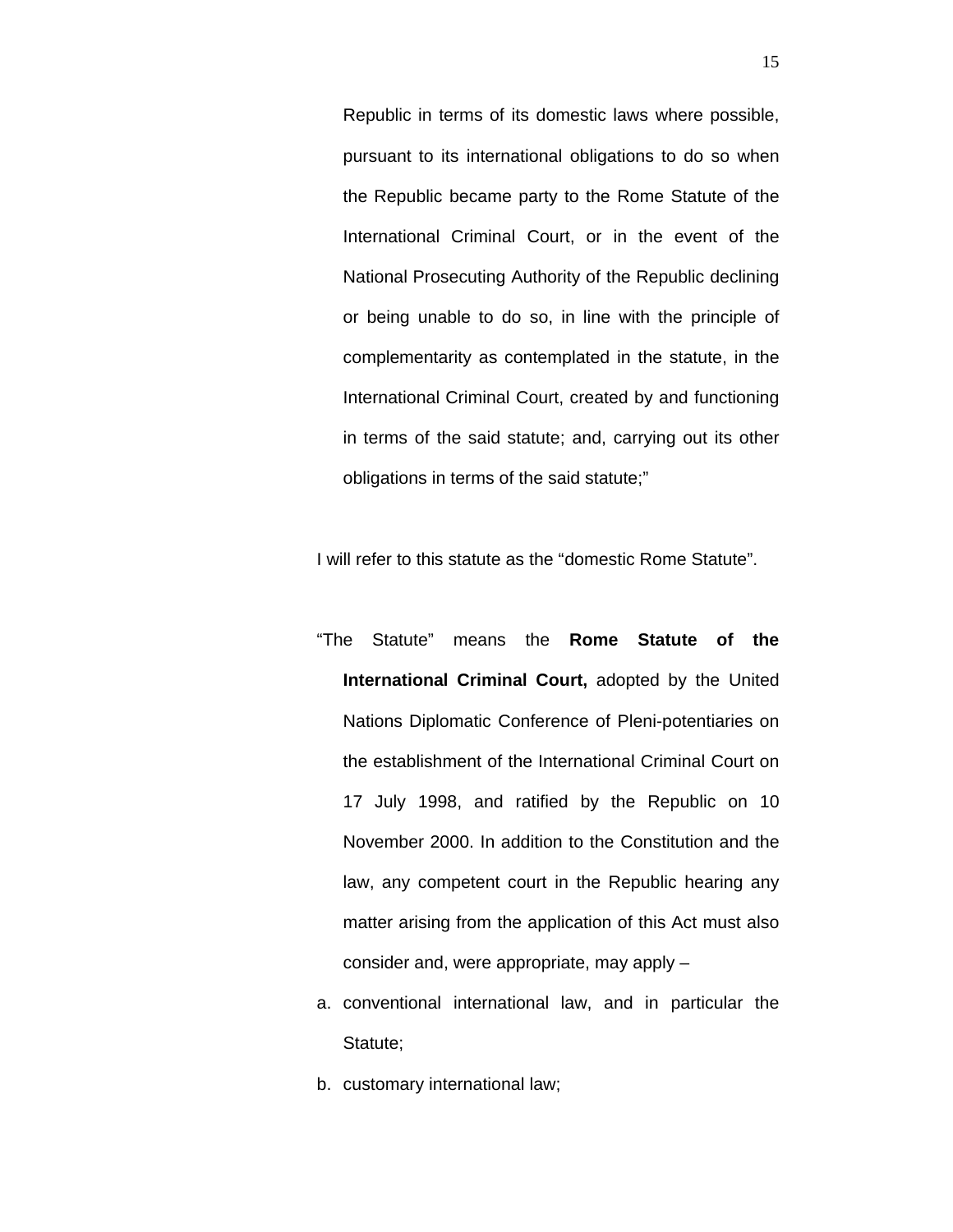Republic in terms of its domestic laws where possible, pursuant to its international obligations to do so when the Republic became party to the Rome Statute of the International Criminal Court, or in the event of the National Prosecuting Authority of the Republic declining or being unable to do so, in line with the principle of complementarity as contemplated in the statute, in the International Criminal Court, created by and functioning in terms of the said statute; and, carrying out its other obligations in terms of the said statute;"

I will refer to this statute as the "domestic Rome Statute".

"The Statute" means the **Rome Statute of the International Criminal Court,** adopted by the United Nations Diplomatic Conference of Pleni-potentiaries on the establishment of the International Criminal Court on 17 July 1998, and ratified by the Republic on 10 November 2000. In addition to the Constitution and the law, any competent court in the Republic hearing any matter arising from the application of this Act must also consider and, were appropriate, may apply –

a. conventional international law, and in particular the Statute;
b. customary international law;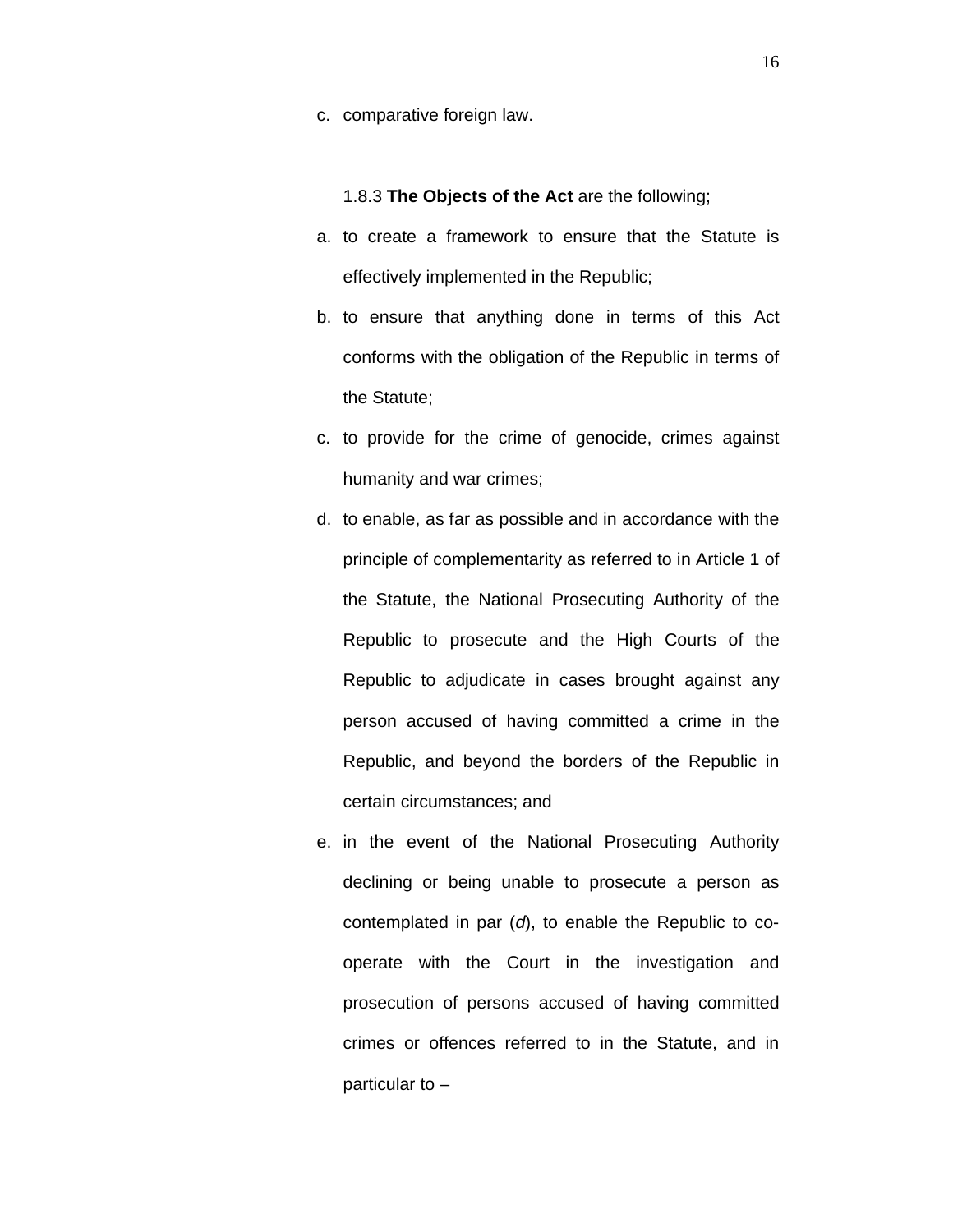c. comparative foreign law.

1.8.3 **The Objects of the Act** are the following;

a. to create a framework to ensure that the Statute is effectively implemented in the Republic;
b. to ensure that anything done in terms of this Act conforms with the obligation of the Republic in terms of the Statute;
c. to provide for the crime of genocide, crimes against humanity and war crimes;
d. to enable, as far as possible and in accordance with the principle of complementarity as referred to in Article 1 of the Statute, the National Prosecuting Authority of the Republic to prosecute and the High Courts of the Republic to adjudicate in cases brought against any person accused of having committed a crime in the Republic, and beyond the borders of the Republic in certain circumstances; and
e. in the event of the National Prosecuting Authority declining or being unable to prosecute a person as contemplated in par (*d*), to enable the Republic to co-operate with the Court in the investigation and prosecution of persons accused of having committed crimes or offences referred to in the Statute, and in particular to –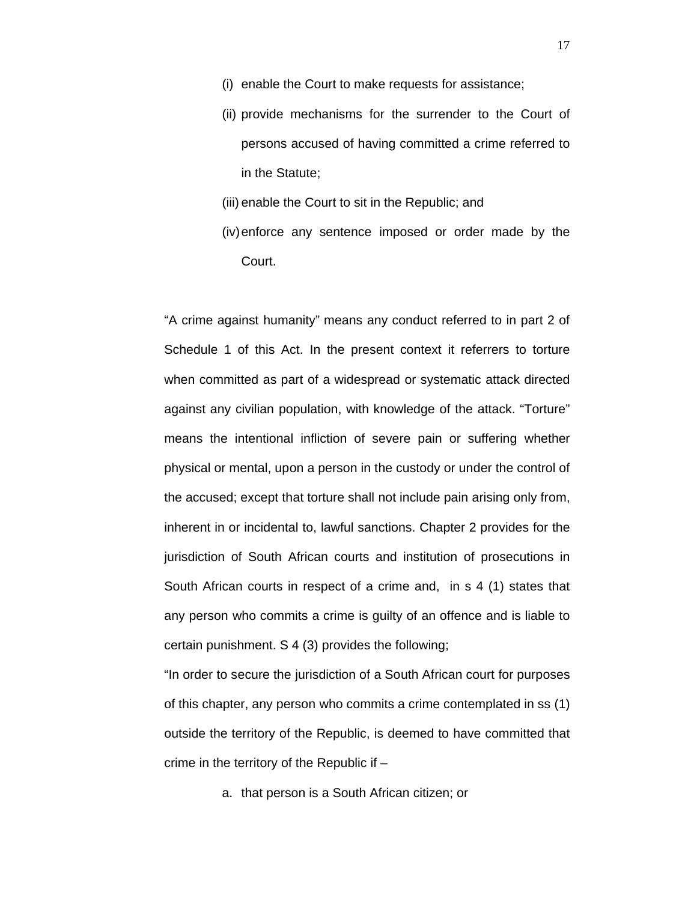(i) enable the Court to make requests for assistance;

(ii) provide mechanisms for the surrender to the Court of persons accused of having committed a crime referred to in the Statute;

(iii) enable the Court to sit in the Republic; and

(iv) enforce any sentence imposed or order made by the Court.

"A crime against humanity" means any conduct referred to in part 2 of Schedule 1 of this Act. In the present context it referrers to torture when committed as part of a widespread or systematic attack directed against any civilian population, with knowledge of the attack. "Torture" means the intentional infliction of severe pain or suffering whether physical or mental, upon a person in the custody or under the control of the accused; except that torture shall not include pain arising only from, inherent in or incidental to, lawful sanctions. Chapter 2 provides for the jurisdiction of South African courts and institution of prosecutions in South African courts in respect of a crime and, in s 4 (1) states that any person who commits a crime is guilty of an offence and is liable to certain punishment. S 4 (3) provides the following;

"In order to secure the jurisdiction of a South African court for purposes of this chapter, any person who commits a crime contemplated in ss (1) outside the territory of the Republic, is deemed to have committed that crime in the territory of the Republic if –

a. that person is a South African citizen; or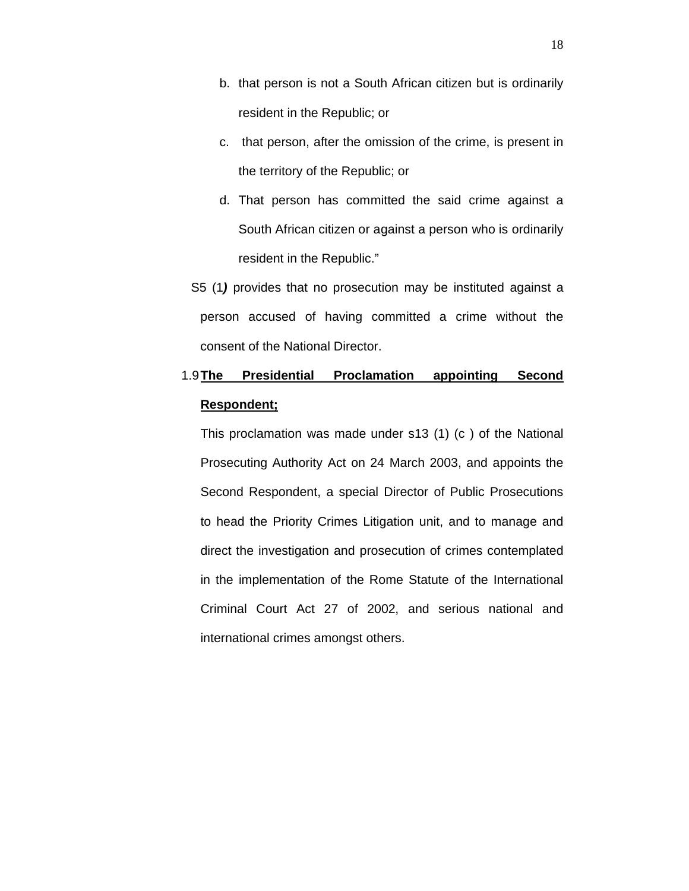b. that person is not a South African citizen but is ordinarily resident in the Republic; or

c. that person, after the omission of the crime, is present in the territory of the Republic; or

d. That person has committed the said crime against a South African citizen or against a person who is ordinarily resident in the Republic."

S5 (1***)*** provides that no prosecution may be instituted against a person accused of having committed a crime without the consent of the National Director.

1.9 **<u>The Presidential Proclamation appointing Second Respondent;</u>**

This proclamation was made under s13 (1) (c ) of the National Prosecuting Authority Act on 24 March 2003, and appoints the Second Respondent, a special Director of Public Prosecutions to head the Priority Crimes Litigation unit, and to manage and direct the investigation and prosecution of crimes contemplated in the implementation of the Rome Statute of the International Criminal Court Act 27 of 2002, and serious national and international crimes amongst others.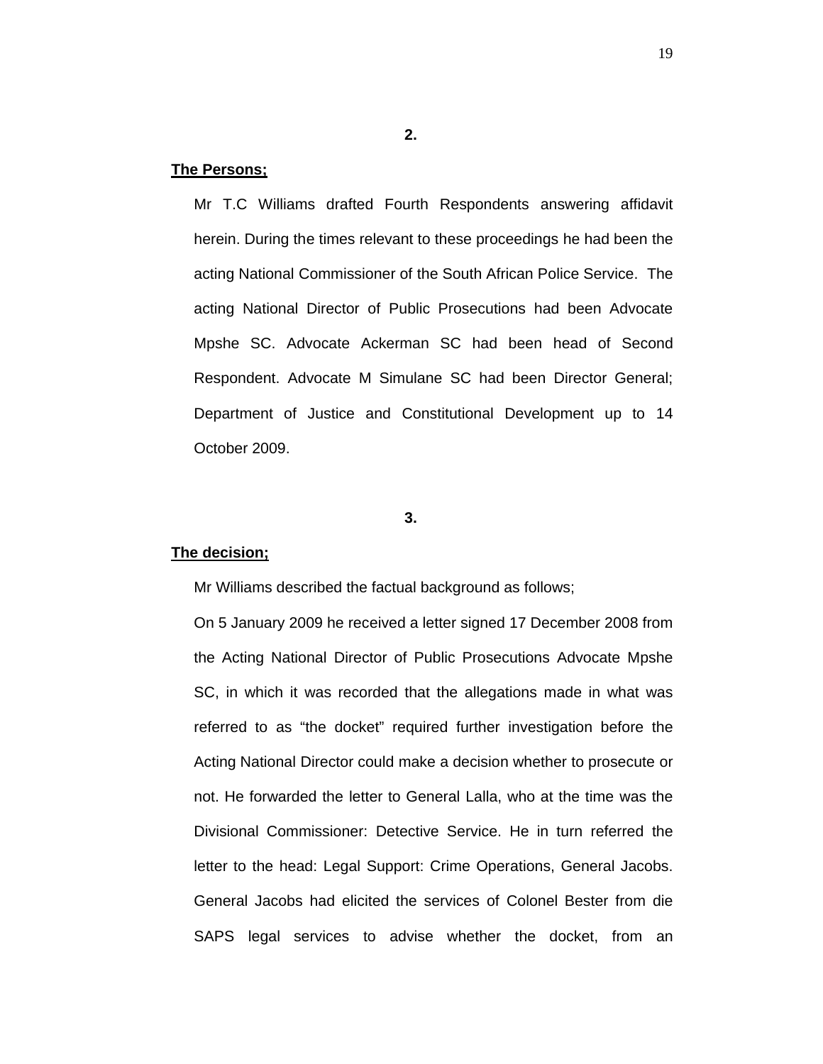**2.**

**The Persons;**

Mr T.C Williams drafted Fourth Respondents answering affidavit herein. During the times relevant to these proceedings he had been the acting National Commissioner of the South African Police Service. The acting National Director of Public Prosecutions had been Advocate Mpshe SC. Advocate Ackerman SC had been head of Second Respondent. Advocate M Simulane SC had been Director General; Department of Justice and Constitutional Development up to 14 October 2009.

**3.**

**The decision;**

Mr Williams described the factual background as follows;

On 5 January 2009 he received a letter signed 17 December 2008 from the Acting National Director of Public Prosecutions Advocate Mpshe SC, in which it was recorded that the allegations made in what was referred to as "the docket" required further investigation before the Acting National Director could make a decision whether to prosecute or not. He forwarded the letter to General Lalla, who at the time was the Divisional Commissioner: Detective Service. He in turn referred the letter to the head: Legal Support: Crime Operations, General Jacobs. General Jacobs had elicited the services of Colonel Bester from die SAPS legal services to advise whether the docket, from an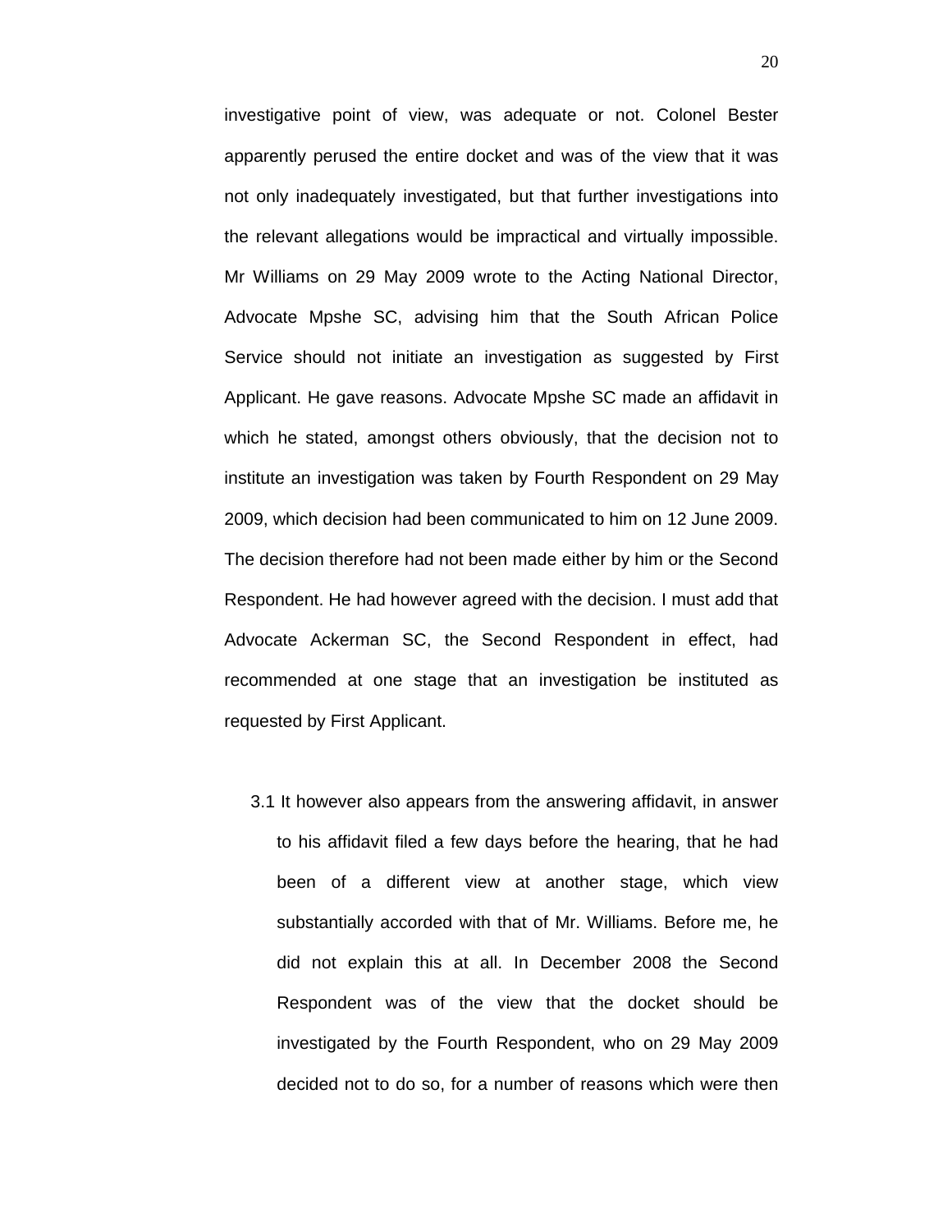investigative point of view, was adequate or not. Colonel Bester apparently perused the entire docket and was of the view that it was not only inadequately investigated, but that further investigations into the relevant allegations would be impractical and virtually impossible. Mr Williams on 29 May 2009 wrote to the Acting National Director, Advocate Mpshe SC, advising him that the South African Police Service should not initiate an investigation as suggested by First Applicant. He gave reasons. Advocate Mpshe SC made an affidavit in which he stated, amongst others obviously, that the decision not to institute an investigation was taken by Fourth Respondent on 29 May 2009, which decision had been communicated to him on 12 June 2009. The decision therefore had not been made either by him or the Second Respondent. He had however agreed with the decision. I must add that Advocate Ackerman SC, the Second Respondent in effect, had recommended at one stage that an investigation be instituted as requested by First Applicant.

3.1 It however also appears from the answering affidavit, in answer to his affidavit filed a few days before the hearing, that he had been of a different view at another stage, which view substantially accorded with that of Mr. Williams. Before me, he did not explain this at all. In December 2008 the Second Respondent was of the view that the docket should be investigated by the Fourth Respondent, who on 29 May 2009 decided not to do so, for a number of reasons which were then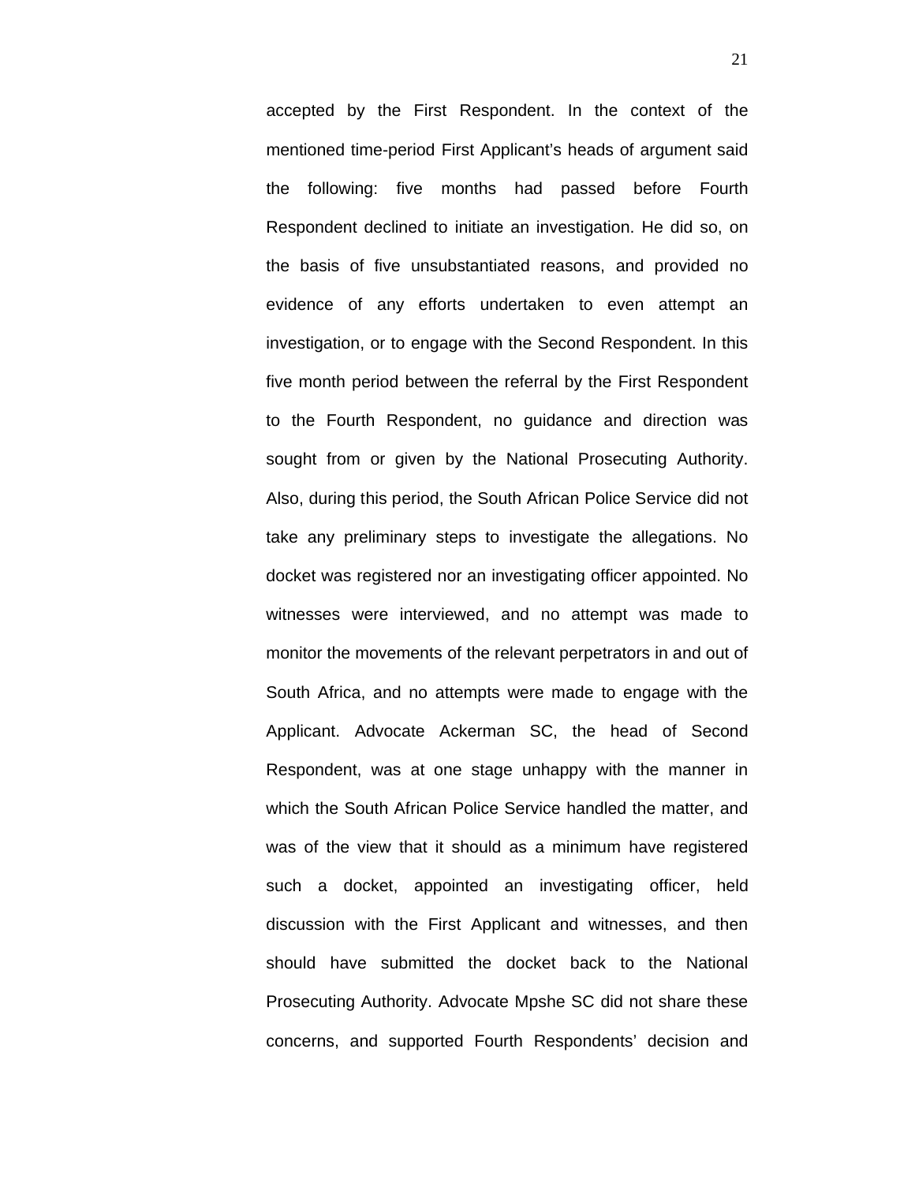accepted by the First Respondent. In the context of the mentioned time-period First Applicant's heads of argument said the following: five months had passed before Fourth Respondent declined to initiate an investigation. He did so, on the basis of five unsubstantiated reasons, and provided no evidence of any efforts undertaken to even attempt an investigation, or to engage with the Second Respondent. In this five month period between the referral by the First Respondent to the Fourth Respondent, no guidance and direction was sought from or given by the National Prosecuting Authority. Also, during this period, the South African Police Service did not take any preliminary steps to investigate the allegations. No docket was registered nor an investigating officer appointed. No witnesses were interviewed, and no attempt was made to monitor the movements of the relevant perpetrators in and out of South Africa, and no attempts were made to engage with the Applicant. Advocate Ackerman SC, the head of Second Respondent, was at one stage unhappy with the manner in which the South African Police Service handled the matter, and was of the view that it should as a minimum have registered such a docket, appointed an investigating officer, held discussion with the First Applicant and witnesses, and then should have submitted the docket back to the National Prosecuting Authority. Advocate Mpshe SC did not share these concerns, and supported Fourth Respondents' decision and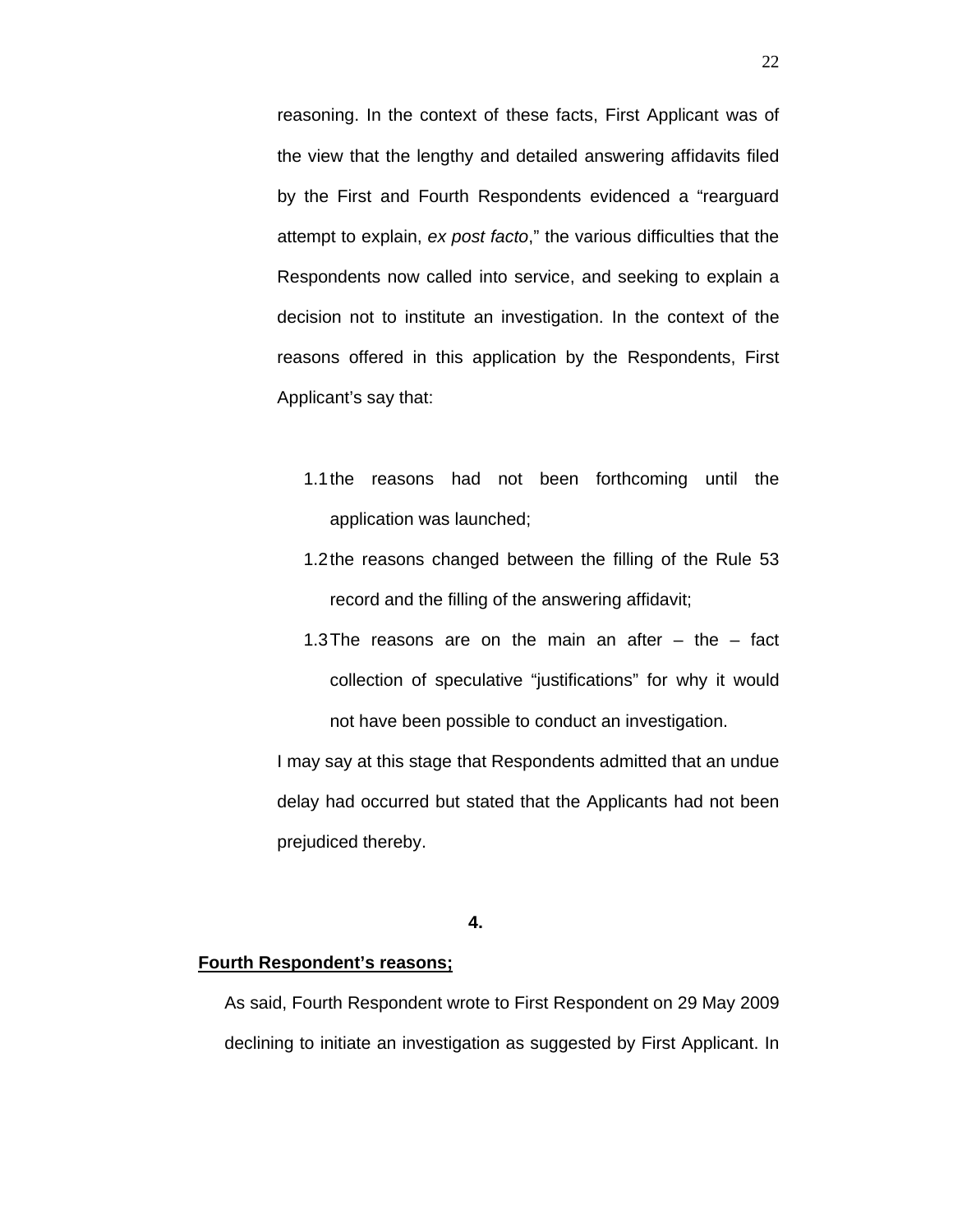reasoning. In the context of these facts, First Applicant was of the view that the lengthy and detailed answering affidavits filed by the First and Fourth Respondents evidenced a "rearguard attempt to explain, *ex post facto*," the various difficulties that the Respondents now called into service, and seeking to explain a decision not to institute an investigation. In the context of the reasons offered in this application by the Respondents, First Applicant's say that:

1.1 the reasons had not been forthcoming until the application was launched;

1.2 the reasons changed between the filling of the Rule 53 record and the filling of the answering affidavit;

1.3 The reasons are on the main an after – the – fact collection of speculative "justifications" for why it would not have been possible to conduct an investigation.

I may say at this stage that Respondents admitted that an undue delay had occurred but stated that the Applicants had not been prejudiced thereby.

**4.**

**Fourth Respondent's reasons;**

As said, Fourth Respondent wrote to First Respondent on 29 May 2009 declining to initiate an investigation as suggested by First Applicant. In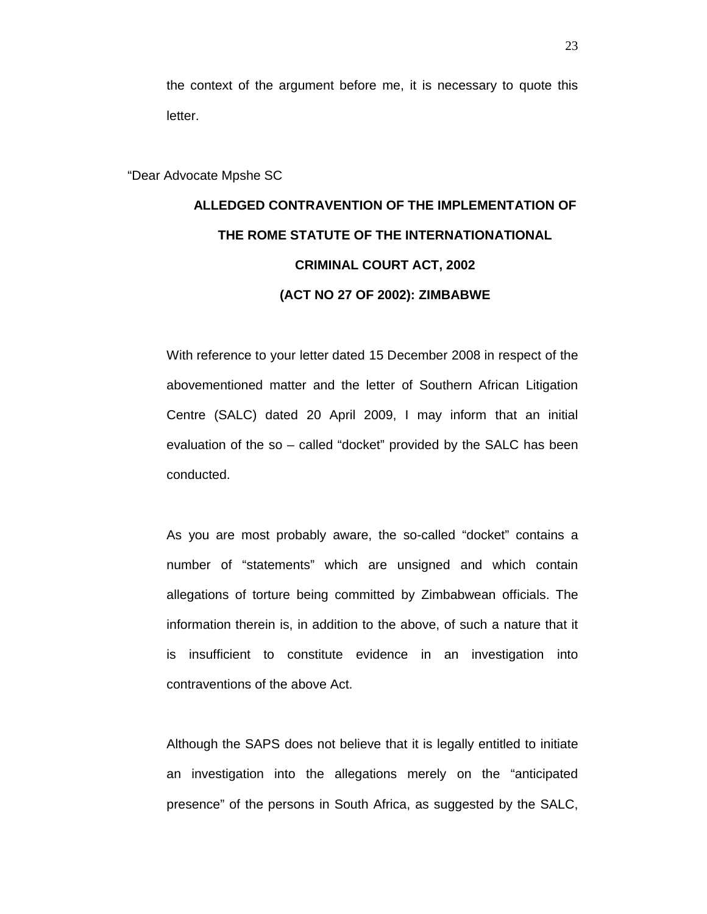the context of the argument before me, it is necessary to quote this letter.

"Dear Advocate Mpshe SC

**ALLEDGED CONTRAVENTION OF THE IMPLEMENTATION OF THE ROME STATUTE OF THE INTERNATIONATIONAL CRIMINAL COURT ACT, 2002 (ACT NO 27 OF 2002): ZIMBABWE**

With reference to your letter dated 15 December 2008 in respect of the abovementioned matter and the letter of Southern African Litigation Centre (SALC) dated 20 April 2009, I may inform that an initial evaluation of the so – called "docket" provided by the SALC has been conducted.

As you are most probably aware, the so-called "docket" contains a number of "statements" which are unsigned and which contain allegations of torture being committed by Zimbabwean officials. The information therein is, in addition to the above, of such a nature that it is insufficient to constitute evidence in an investigation into contraventions of the above Act.

Although the SAPS does not believe that it is legally entitled to initiate an investigation into the allegations merely on the "anticipated presence" of the persons in South Africa, as suggested by the SALC,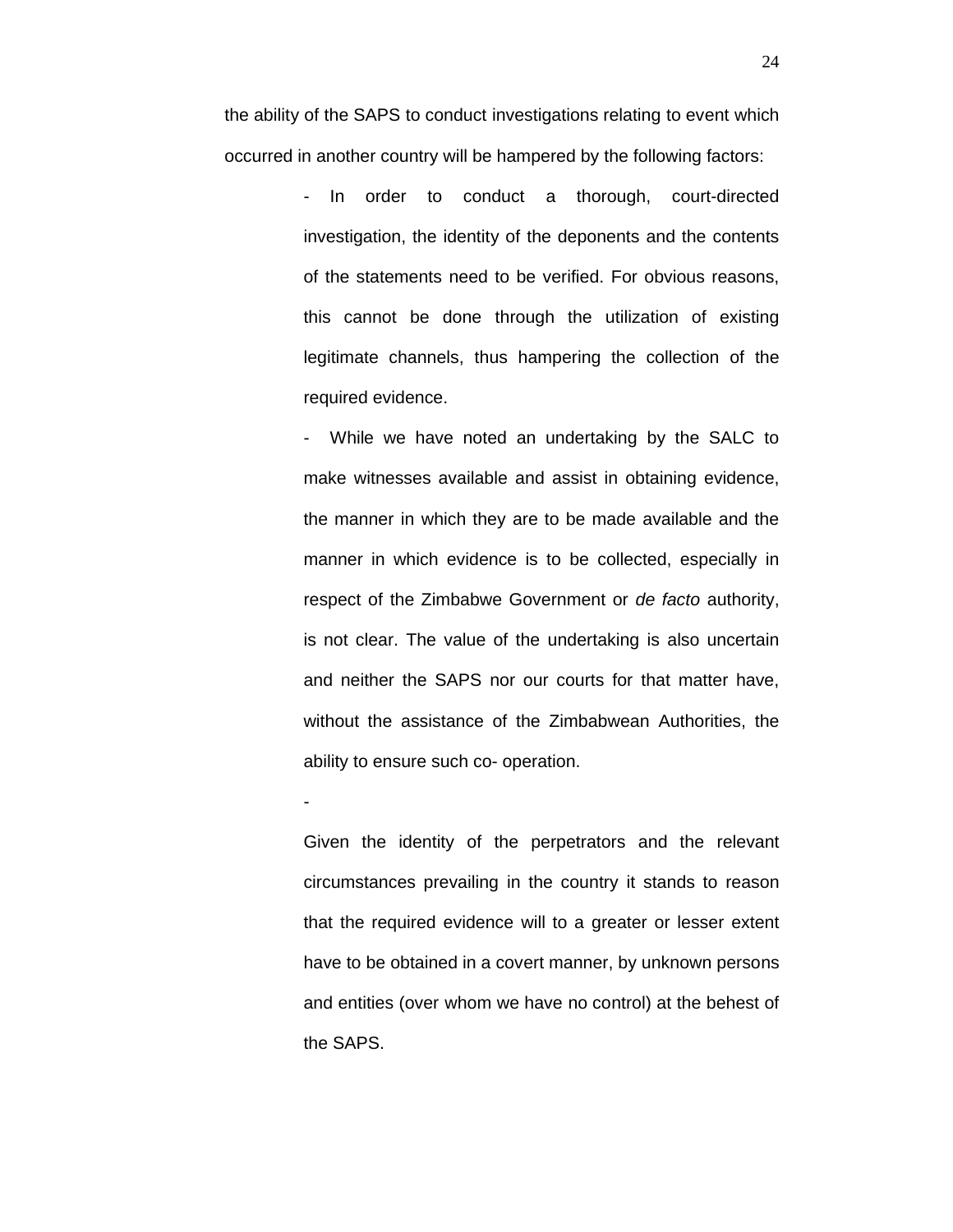the ability of the SAPS to conduct investigations relating to event which occurred in another country will be hampered by the following factors:

> - In order to conduct a thorough, court-directed investigation, the identity of the deponents and the contents of the statements need to be verified. For obvious reasons, this cannot be done through the utilization of existing legitimate channels, thus hampering the collection of the required evidence.
>
> - While we have noted an undertaking by the SALC to make witnesses available and assist in obtaining evidence, the manner in which they are to be made available and the manner in which evidence is to be collected, especially in respect of the Zimbabwe Government or *de facto* authority, is not clear. The value of the undertaking is also uncertain and neither the SAPS nor our courts for that matter have, without the assistance of the Zimbabwean Authorities, the ability to ensure such co- operation.
>
> - Given the identity of the perpetrators and the relevant circumstances prevailing in the country it stands to reason that the required evidence will to a greater or lesser extent have to be obtained in a covert manner, by unknown persons and entities (over whom we have no control) at the behest of the SAPS.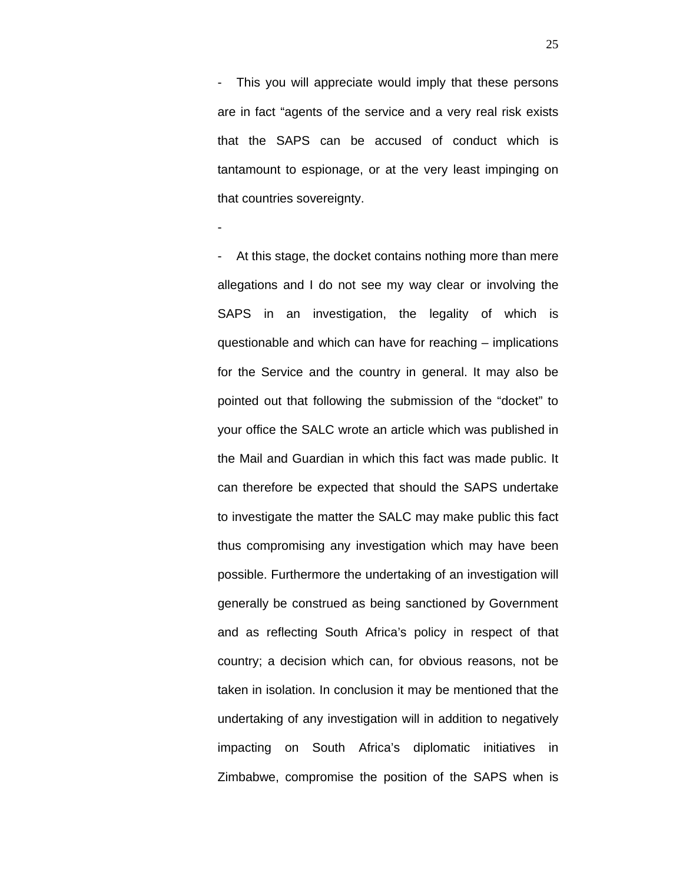- This you will appreciate would imply that these persons are in fact "agents of the service and a very real risk exists that the SAPS can be accused of conduct which is tantamount to espionage, or at the very least impinging on that countries sovereignty.

-

- At this stage, the docket contains nothing more than mere allegations and I do not see my way clear or involving the SAPS in an investigation, the legality of which is questionable and which can have for reaching – implications for the Service and the country in general. It may also be pointed out that following the submission of the "docket" to your office the SALC wrote an article which was published in the Mail and Guardian in which this fact was made public. It can therefore be expected that should the SAPS undertake to investigate the matter the SALC may make public this fact thus compromising any investigation which may have been possible. Furthermore the undertaking of an investigation will generally be construed as being sanctioned by Government and as reflecting South Africa's policy in respect of that country; a decision which can, for obvious reasons, not be taken in isolation. In conclusion it may be mentioned that the undertaking of any investigation will in addition to negatively impacting on South Africa's diplomatic initiatives in Zimbabwe, compromise the position of the SAPS when is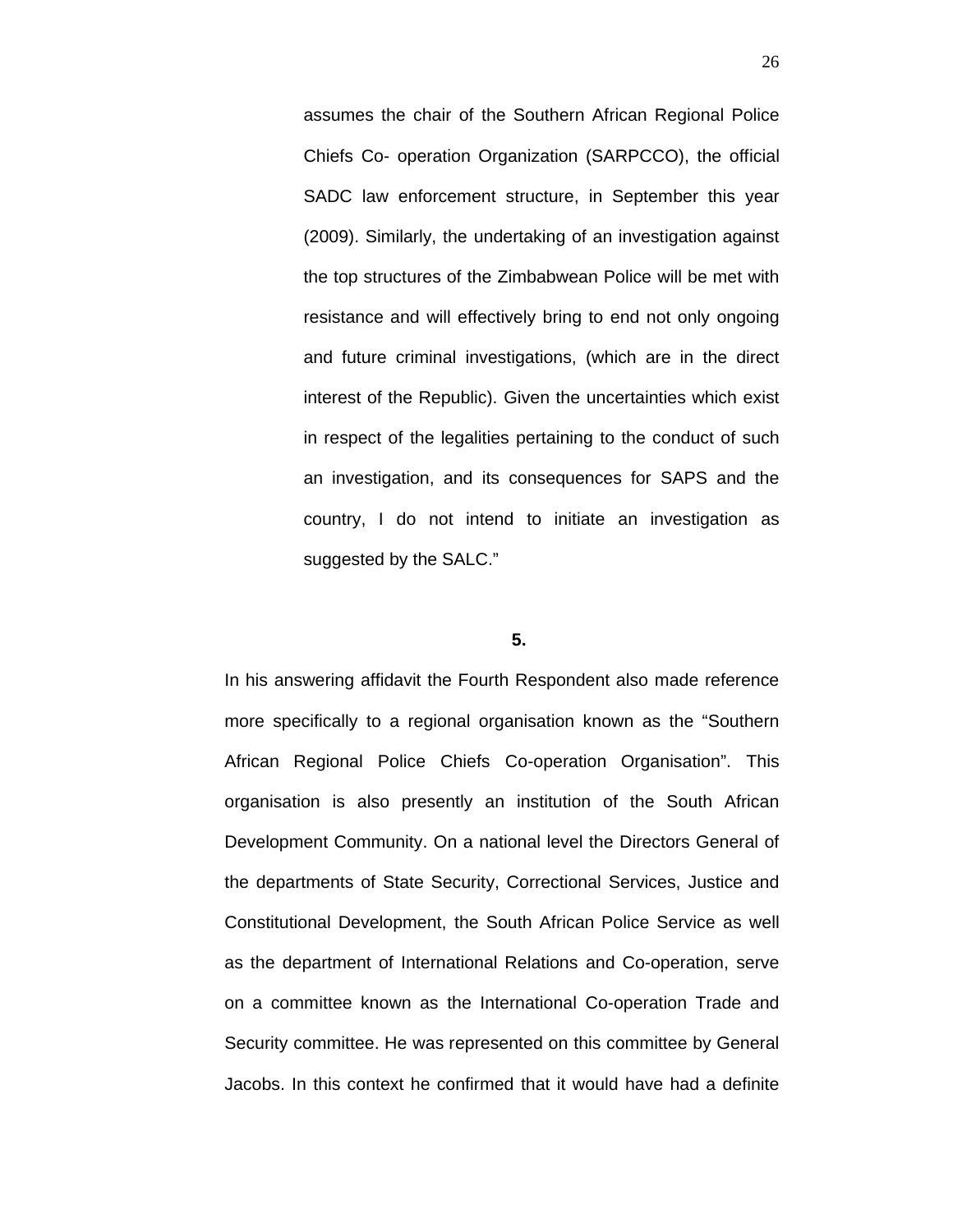assumes the chair of the Southern African Regional Police Chiefs Co- operation Organization (SARPCCO), the official SADC law enforcement structure, in September this year (2009). Similarly, the undertaking of an investigation against the top structures of the Zimbabwean Police will be met with resistance and will effectively bring to end not only ongoing and future criminal investigations, (which are in the direct interest of the Republic). Given the uncertainties which exist in respect of the legalities pertaining to the conduct of such an investigation, and its consequences for SAPS and the country, I do not intend to initiate an investigation as suggested by the SALC."

**5.**

In his answering affidavit the Fourth Respondent also made reference more specifically to a regional organisation known as the "Southern African Regional Police Chiefs Co-operation Organisation". This organisation is also presently an institution of the South African Development Community. On a national level the Directors General of the departments of State Security, Correctional Services, Justice and Constitutional Development, the South African Police Service as well as the department of International Relations and Co-operation, serve on a committee known as the International Co-operation Trade and Security committee. He was represented on this committee by General Jacobs. In this context he confirmed that it would have had a definite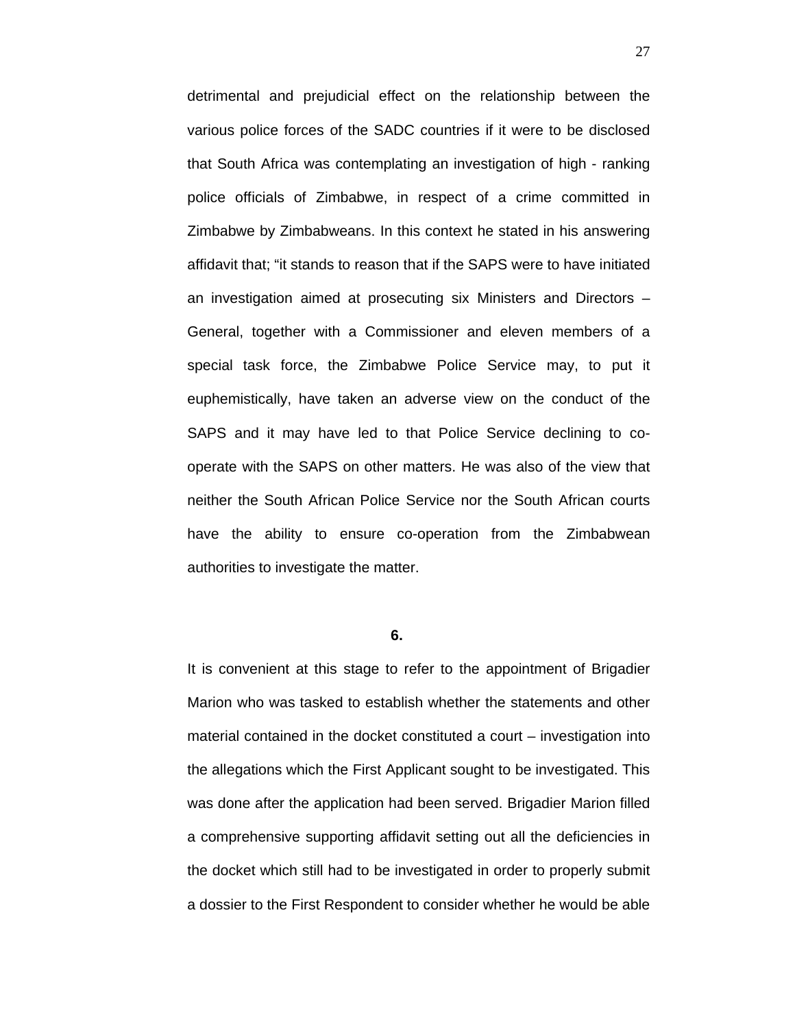detrimental and prejudicial effect on the relationship between the various police forces of the SADC countries if it were to be disclosed that South Africa was contemplating an investigation of high - ranking police officials of Zimbabwe, in respect of a crime committed in Zimbabwe by Zimbabweans. In this context he stated in his answering affidavit that; "it stands to reason that if the SAPS were to have initiated an investigation aimed at prosecuting six Ministers and Directors – General, together with a Commissioner and eleven members of a special task force, the Zimbabwe Police Service may, to put it euphemistically, have taken an adverse view on the conduct of the SAPS and it may have led to that Police Service declining to co-operate with the SAPS on other matters. He was also of the view that neither the South African Police Service nor the South African courts have the ability to ensure co-operation from the Zimbabwean authorities to investigate the matter.

**6.**

It is convenient at this stage to refer to the appointment of Brigadier Marion who was tasked to establish whether the statements and other material contained in the docket constituted a court – investigation into the allegations which the First Applicant sought to be investigated. This was done after the application had been served. Brigadier Marion filled a comprehensive supporting affidavit setting out all the deficiencies in the docket which still had to be investigated in order to properly submit a dossier to the First Respondent to consider whether he would be able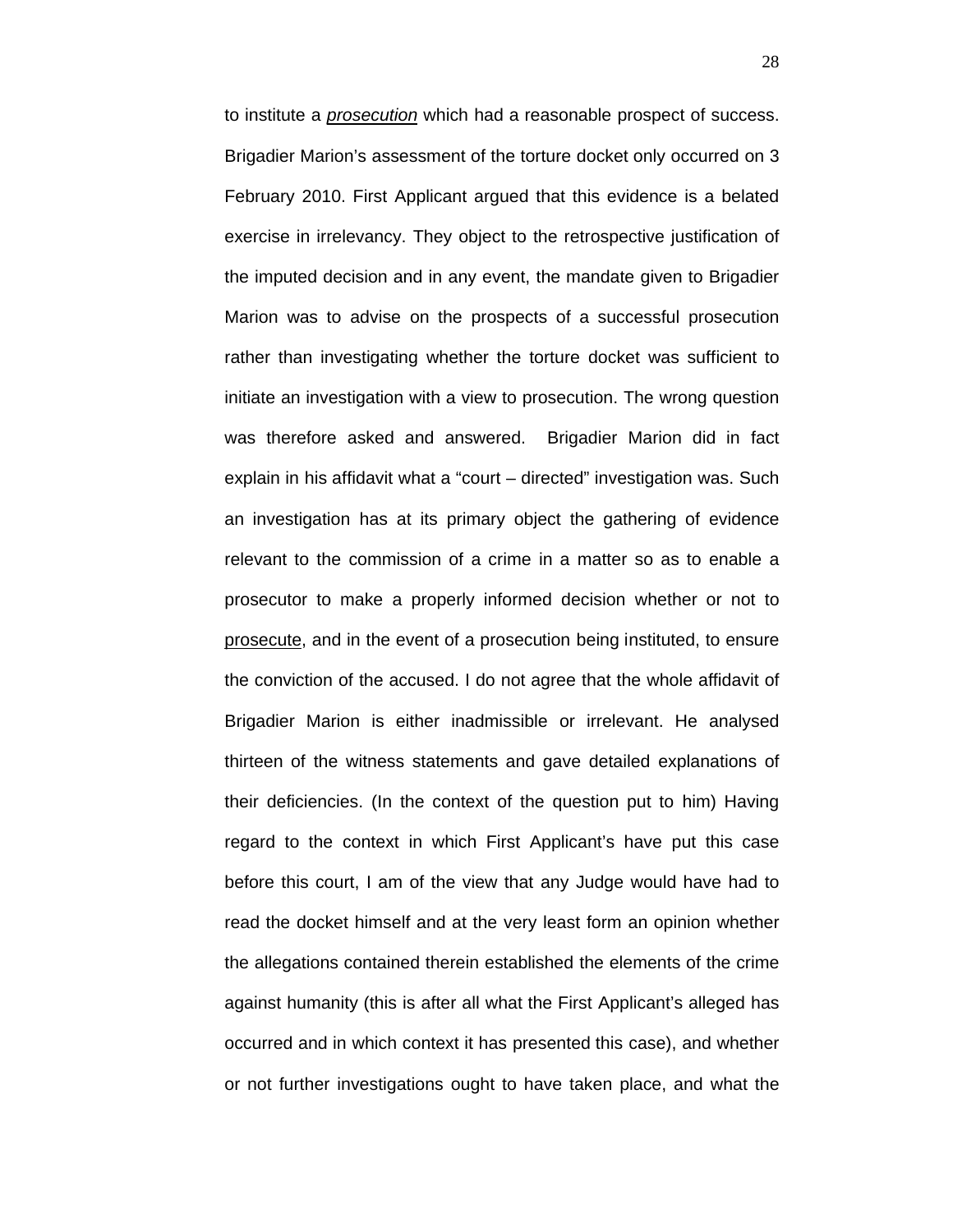to institute a ***prosecution*** which had a reasonable prospect of success. Brigadier Marion's assessment of the torture docket only occurred on 3 February 2010. First Applicant argued that this evidence is a belated exercise in irrelevancy. They object to the retrospective justification of the imputed decision and in any event, the mandate given to Brigadier Marion was to advise on the prospects of a successful prosecution rather than investigating whether the torture docket was sufficient to initiate an investigation with a view to prosecution. The wrong question was therefore asked and answered. Brigadier Marion did in fact explain in his affidavit what a "court – directed" investigation was. Such an investigation has at its primary object the gathering of evidence relevant to the commission of a crime in a matter so as to enable a prosecutor to make a properly informed decision whether or not to prosecute, and in the event of a prosecution being instituted, to ensure the conviction of the accused. I do not agree that the whole affidavit of Brigadier Marion is either inadmissible or irrelevant. He analysed thirteen of the witness statements and gave detailed explanations of their deficiencies. (In the context of the question put to him) Having regard to the context in which First Applicant's have put this case before this court, I am of the view that any Judge would have had to read the docket himself and at the very least form an opinion whether the allegations contained therein established the elements of the crime against humanity (this is after all what the First Applicant's alleged has occurred and in which context it has presented this case), and whether or not further investigations ought to have taken place, and what the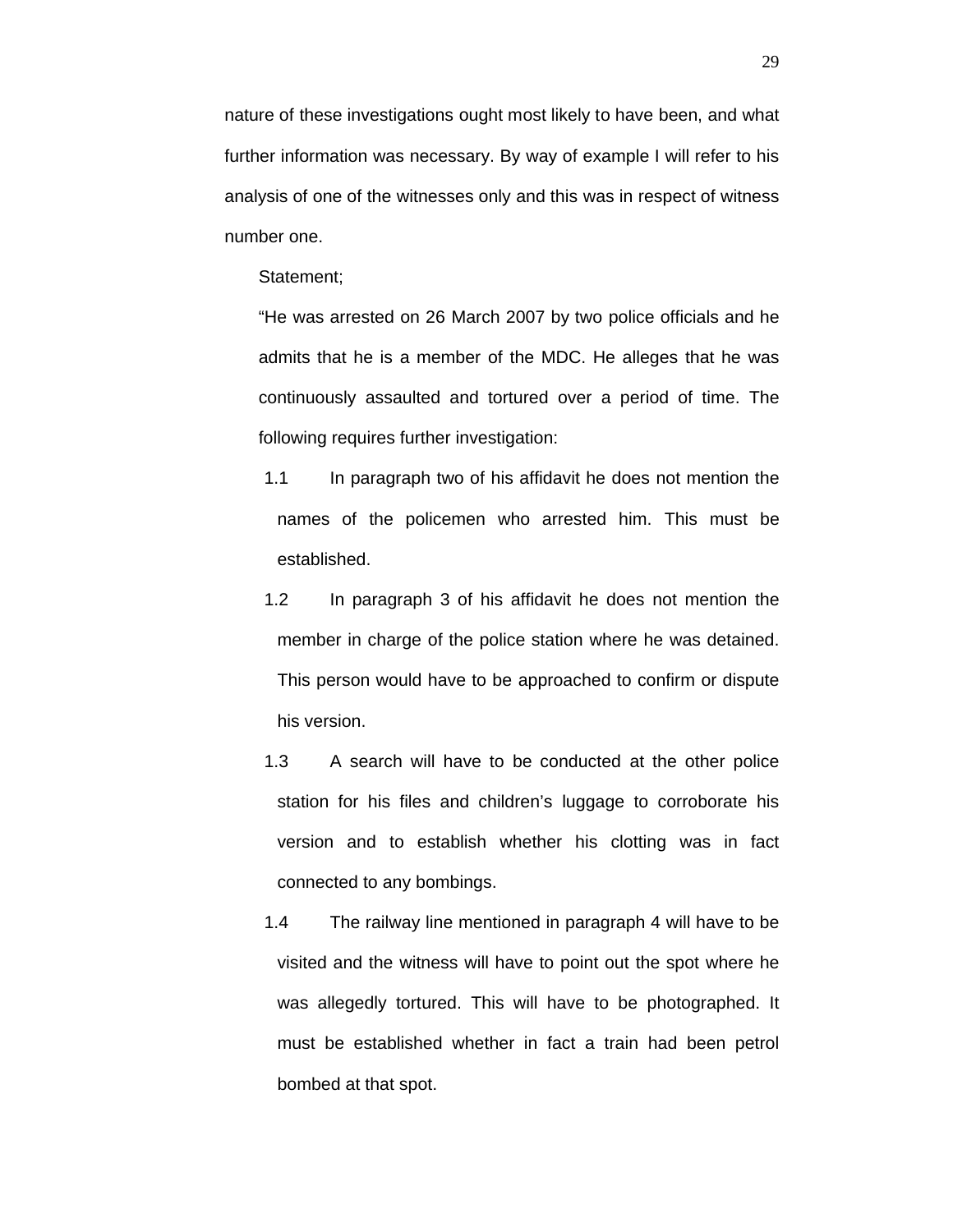nature of these investigations ought most likely to have been, and what further information was necessary. By way of example I will refer to his analysis of one of the witnesses only and this was in respect of witness number one.

Statement;

"He was arrested on 26 March 2007 by two police officials and he admits that he is a member of the MDC. He alleges that he was continuously assaulted and tortured over a period of time. The following requires further investigation:

1.1 In paragraph two of his affidavit he does not mention the names of the policemen who arrested him. This must be established.

1.2 In paragraph 3 of his affidavit he does not mention the member in charge of the police station where he was detained. This person would have to be approached to confirm or dispute his version.

1.3 A search will have to be conducted at the other police station for his files and children's luggage to corroborate his version and to establish whether his clotting was in fact connected to any bombings.

1.4 The railway line mentioned in paragraph 4 will have to be visited and the witness will have to point out the spot where he was allegedly tortured. This will have to be photographed. It must be established whether in fact a train had been petrol bombed at that spot.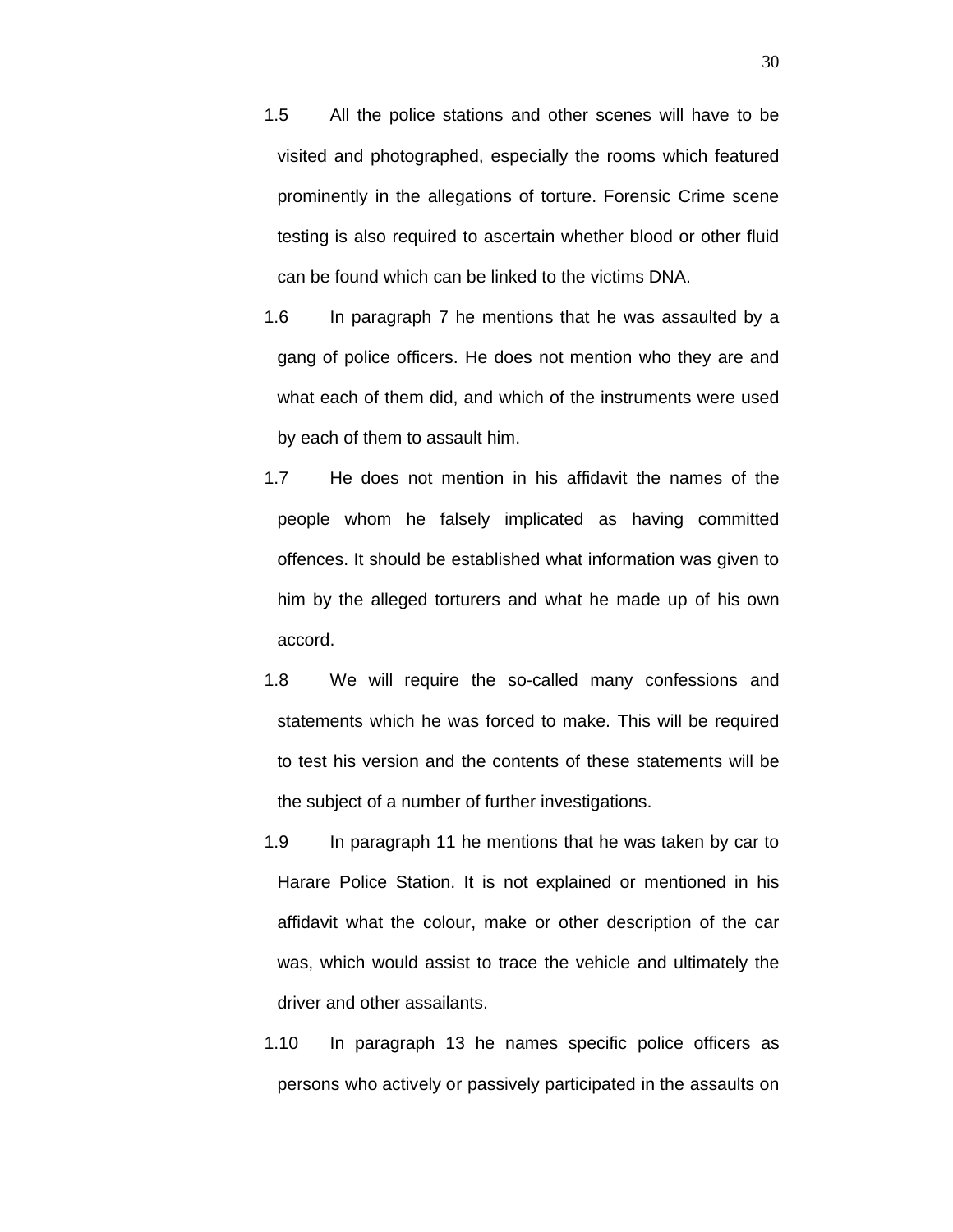1.5 All the police stations and other scenes will have to be visited and photographed, especially the rooms which featured prominently in the allegations of torture. Forensic Crime scene testing is also required to ascertain whether blood or other fluid can be found which can be linked to the victims DNA.

1.6 In paragraph 7 he mentions that he was assaulted by a gang of police officers. He does not mention who they are and what each of them did, and which of the instruments were used by each of them to assault him.

1.7 He does not mention in his affidavit the names of the people whom he falsely implicated as having committed offences. It should be established what information was given to him by the alleged torturers and what he made up of his own accord.

1.8 We will require the so-called many confessions and statements which he was forced to make. This will be required to test his version and the contents of these statements will be the subject of a number of further investigations.

1.9 In paragraph 11 he mentions that he was taken by car to Harare Police Station. It is not explained or mentioned in his affidavit what the colour, make or other description of the car was, which would assist to trace the vehicle and ultimately the driver and other assailants.

1.10 In paragraph 13 he names specific police officers as persons who actively or passively participated in the assaults on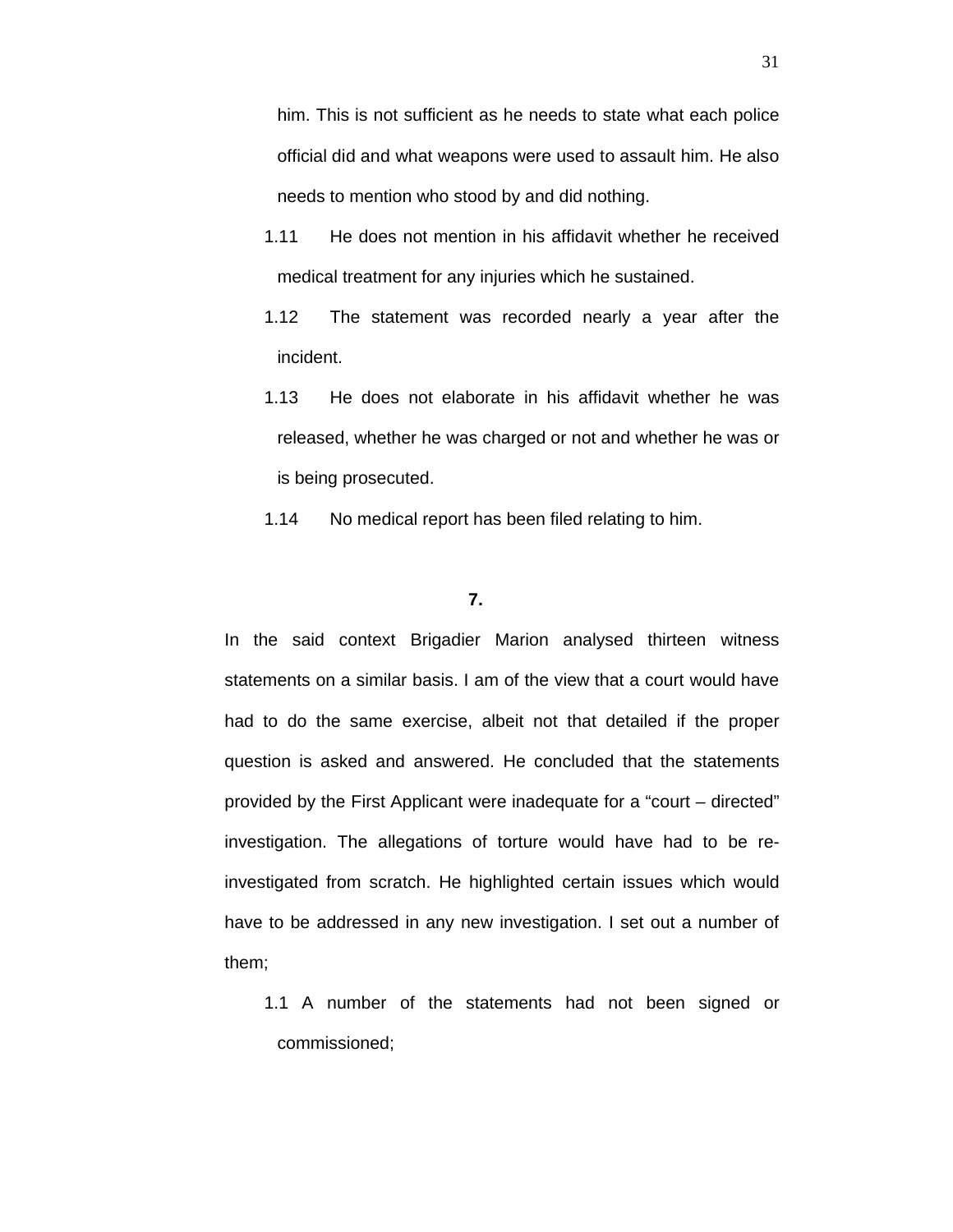him. This is not sufficient as he needs to state what each police official did and what weapons were used to assault him. He also needs to mention who stood by and did nothing.

1.11 He does not mention in his affidavit whether he received medical treatment for any injuries which he sustained.

1.12 The statement was recorded nearly a year after the incident.

1.13 He does not elaborate in his affidavit whether he was released, whether he was charged or not and whether he was or is being prosecuted.

1.14 No medical report has been filed relating to him.

**7.**

In the said context Brigadier Marion analysed thirteen witness statements on a similar basis. I am of the view that a court would have had to do the same exercise, albeit not that detailed if the proper question is asked and answered. He concluded that the statements provided by the First Applicant were inadequate for a “court – directed” investigation. The allegations of torture would have had to be re-investigated from scratch. He highlighted certain issues which would have to be addressed in any new investigation. I set out a number of them;

1.1 A number of the statements had not been signed or commissioned;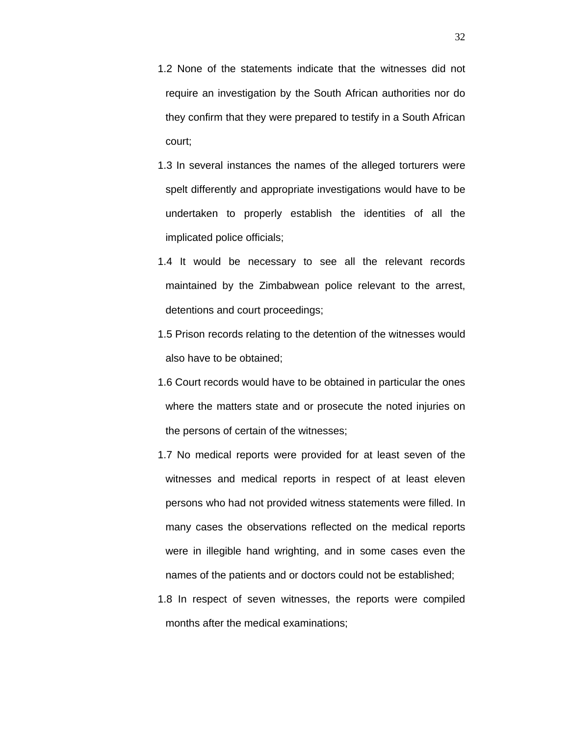1.2 None of the statements indicate that the witnesses did not require an investigation by the South African authorities nor do they confirm that they were prepared to testify in a South African court;

1.3 In several instances the names of the alleged torturers were spelt differently and appropriate investigations would have to be undertaken to properly establish the identities of all the implicated police officials;

1.4 It would be necessary to see all the relevant records maintained by the Zimbabwean police relevant to the arrest, detentions and court proceedings;

1.5 Prison records relating to the detention of the witnesses would also have to be obtained;

1.6 Court records would have to be obtained in particular the ones where the matters state and or prosecute the noted injuries on the persons of certain of the witnesses;

1.7 No medical reports were provided for at least seven of the witnesses and medical reports in respect of at least eleven persons who had not provided witness statements were filled. In many cases the observations reflected on the medical reports were in illegible hand wrighting, and in some cases even the names of the patients and or doctors could not be established;

1.8 In respect of seven witnesses, the reports were compiled months after the medical examinations;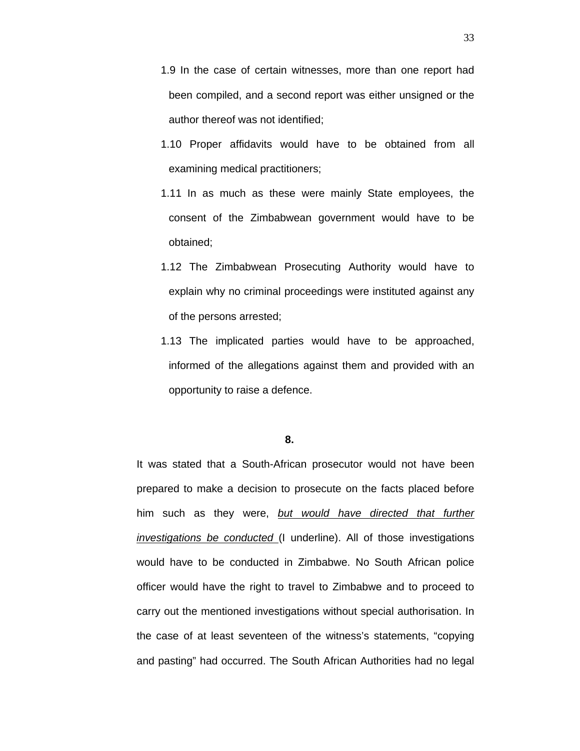1.9 In the case of certain witnesses, more than one report had been compiled, and a second report was either unsigned or the author thereof was not identified;

1.10 Proper affidavits would have to be obtained from all examining medical practitioners;

1.11 In as much as these were mainly State employees, the consent of the Zimbabwean government would have to be obtained;

1.12 The Zimbabwean Prosecuting Authority would have to explain why no criminal proceedings were instituted against any of the persons arrested;

1.13 The implicated parties would have to be approached, informed of the allegations against them and provided with an opportunity to raise a defence.

**8.**

It was stated that a South-African prosecutor would not have been prepared to make a decision to prosecute on the facts placed before him such as they were, *<u>but would have directed that further investigations be conducted</u>* (I underline). All of those investigations would have to be conducted in Zimbabwe. No South African police officer would have the right to travel to Zimbabwe and to proceed to carry out the mentioned investigations without special authorisation. In the case of at least seventeen of the witness's statements, "copying and pasting" had occurred. The South African Authorities had no legal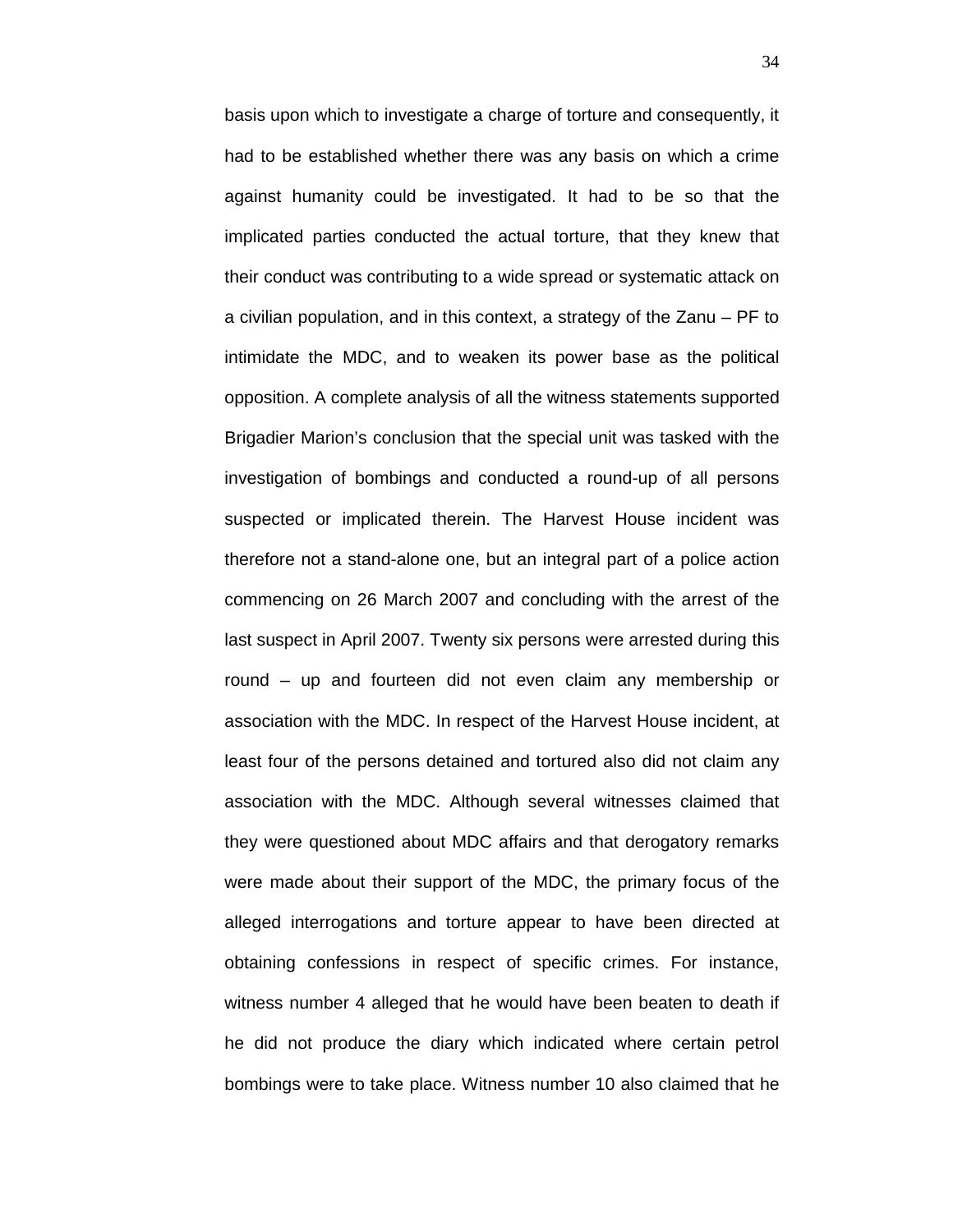basis upon which to investigate a charge of torture and consequently, it had to be established whether there was any basis on which a crime against humanity could be investigated. It had to be so that the implicated parties conducted the actual torture, that they knew that their conduct was contributing to a wide spread or systematic attack on a civilian population, and in this context, a strategy of the Zanu – PF to intimidate the MDC, and to weaken its power base as the political opposition. A complete analysis of all the witness statements supported Brigadier Marion's conclusion that the special unit was tasked with the investigation of bombings and conducted a round-up of all persons suspected or implicated therein. The Harvest House incident was therefore not a stand-alone one, but an integral part of a police action commencing on 26 March 2007 and concluding with the arrest of the last suspect in April 2007. Twenty six persons were arrested during this round – up and fourteen did not even claim any membership or association with the MDC. In respect of the Harvest House incident, at least four of the persons detained and tortured also did not claim any association with the MDC. Although several witnesses claimed that they were questioned about MDC affairs and that derogatory remarks were made about their support of the MDC, the primary focus of the alleged interrogations and torture appear to have been directed at obtaining confessions in respect of specific crimes. For instance, witness number 4 alleged that he would have been beaten to death if he did not produce the diary which indicated where certain petrol bombings were to take place. Witness number 10 also claimed that he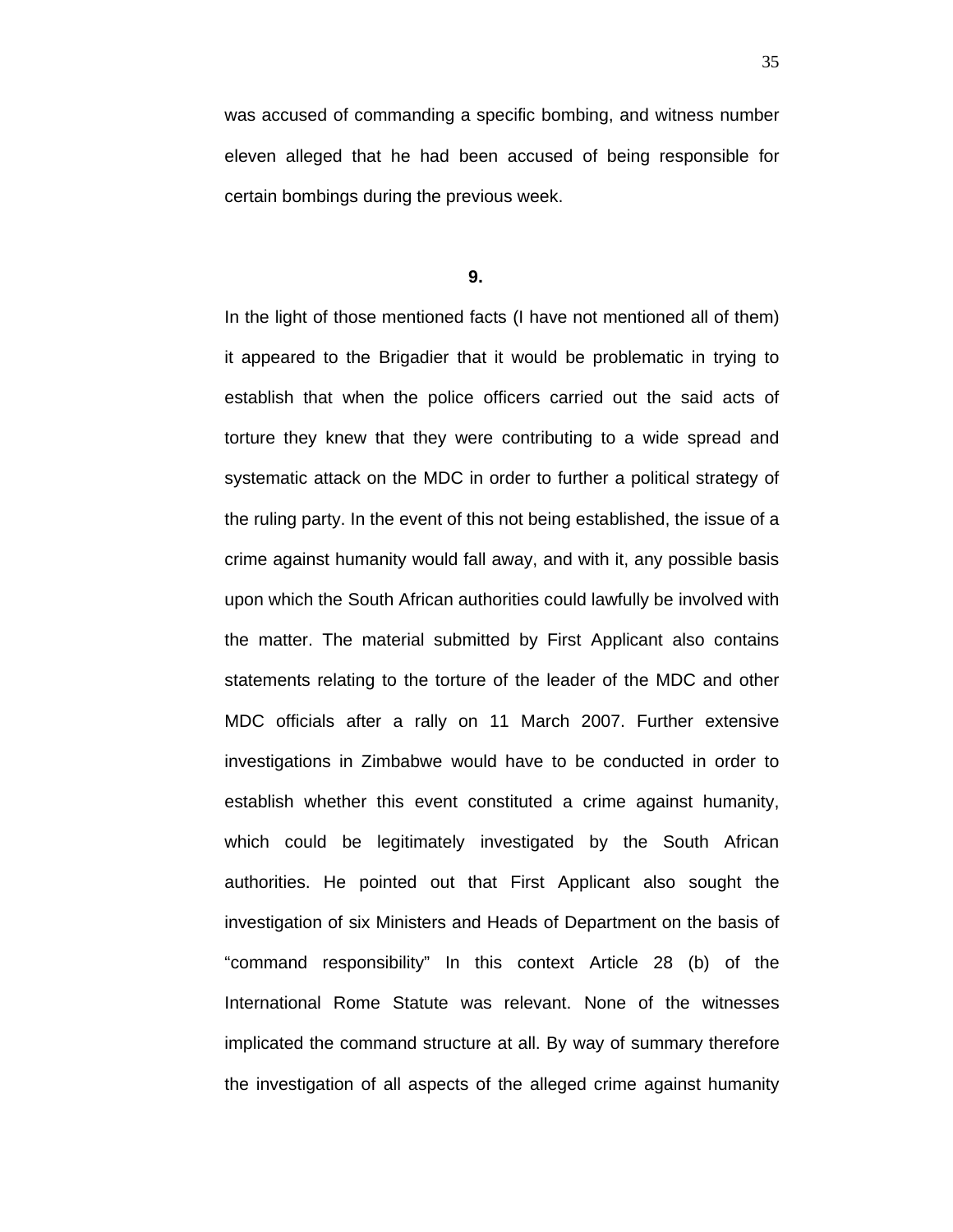was accused of commanding a specific bombing, and witness number eleven alleged that he had been accused of being responsible for certain bombings during the previous week.

**9.**

In the light of those mentioned facts (I have not mentioned all of them) it appeared to the Brigadier that it would be problematic in trying to establish that when the police officers carried out the said acts of torture they knew that they were contributing to a wide spread and systematic attack on the MDC in order to further a political strategy of the ruling party. In the event of this not being established, the issue of a crime against humanity would fall away, and with it, any possible basis upon which the South African authorities could lawfully be involved with the matter. The material submitted by First Applicant also contains statements relating to the torture of the leader of the MDC and other MDC officials after a rally on 11 March 2007. Further extensive investigations in Zimbabwe would have to be conducted in order to establish whether this event constituted a crime against humanity, which could be legitimately investigated by the South African authorities. He pointed out that First Applicant also sought the investigation of six Ministers and Heads of Department on the basis of "command responsibility" In this context Article 28 (b) of the International Rome Statute was relevant. None of the witnesses implicated the command structure at all. By way of summary therefore the investigation of all aspects of the alleged crime against humanity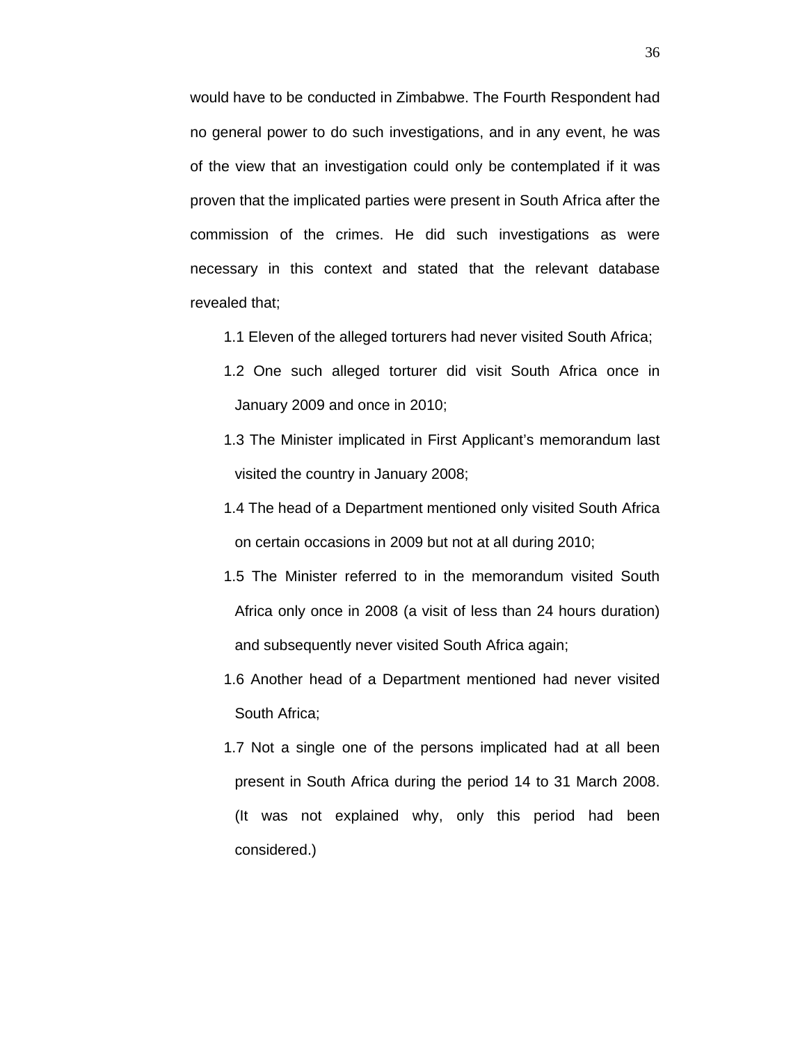would have to be conducted in Zimbabwe. The Fourth Respondent had no general power to do such investigations, and in any event, he was of the view that an investigation could only be contemplated if it was proven that the implicated parties were present in South Africa after the commission of the crimes. He did such investigations as were necessary in this context and stated that the relevant database revealed that;

1.1 Eleven of the alleged torturers had never visited South Africa;

1.2 One such alleged torturer did visit South Africa once in January 2009 and once in 2010;

1.3 The Minister implicated in First Applicant's memorandum last visited the country in January 2008;

1.4 The head of a Department mentioned only visited South Africa on certain occasions in 2009 but not at all during 2010;

1.5 The Minister referred to in the memorandum visited South Africa only once in 2008 (a visit of less than 24 hours duration) and subsequently never visited South Africa again;

1.6 Another head of a Department mentioned had never visited South Africa;

1.7 Not a single one of the persons implicated had at all been present in South Africa during the period 14 to 31 March 2008. (It was not explained why, only this period had been considered.)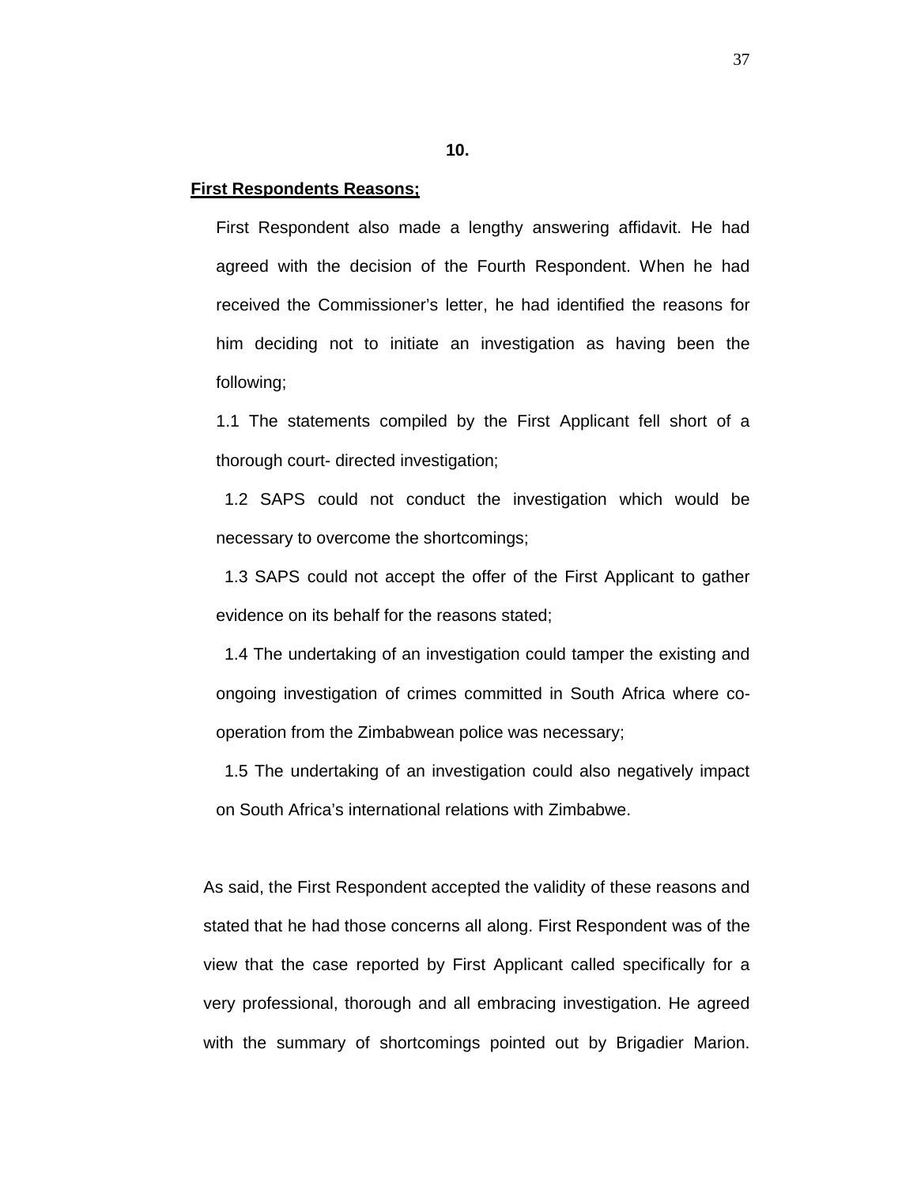**10.**

**First Respondents Reasons;**

First Respondent also made a lengthy answering affidavit. He had agreed with the decision of the Fourth Respondent. When he had received the Commissioner's letter, he had identified the reasons for him deciding not to initiate an investigation as having been the following;

1.1 The statements compiled by the First Applicant fell short of a thorough court- directed investigation;

1.2 SAPS could not conduct the investigation which would be necessary to overcome the shortcomings;

1.3 SAPS could not accept the offer of the First Applicant to gather evidence on its behalf for the reasons stated;

1.4 The undertaking of an investigation could tamper the existing and ongoing investigation of crimes committed in South Africa where co-operation from the Zimbabwean police was necessary;

1.5 The undertaking of an investigation could also negatively impact on South Africa's international relations with Zimbabwe.

As said, the First Respondent accepted the validity of these reasons and stated that he had those concerns all along. First Respondent was of the view that the case reported by First Applicant called specifically for a very professional, thorough and all embracing investigation. He agreed with the summary of shortcomings pointed out by Brigadier Marion.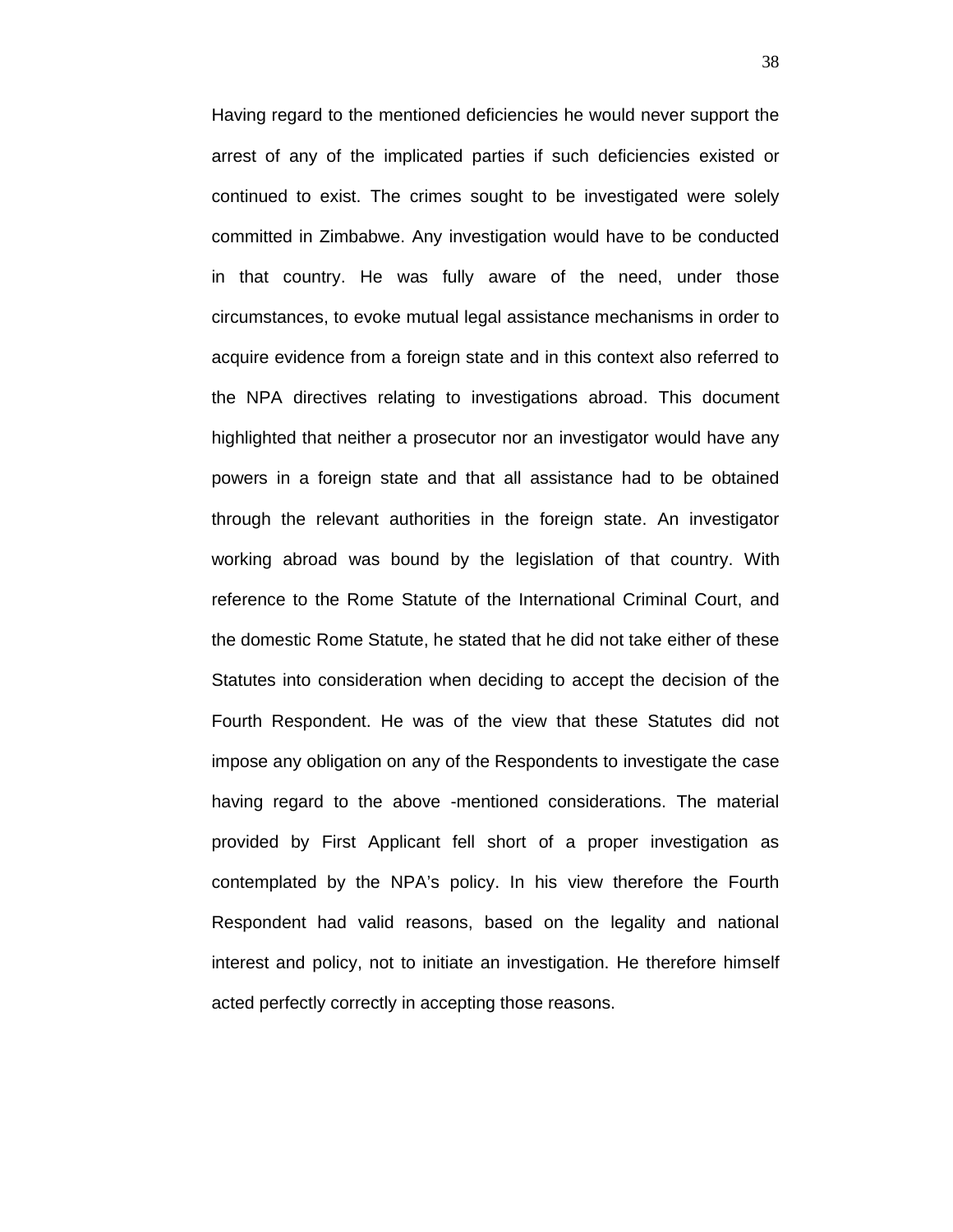Having regard to the mentioned deficiencies he would never support the arrest of any of the implicated parties if such deficiencies existed or continued to exist. The crimes sought to be investigated were solely committed in Zimbabwe. Any investigation would have to be conducted in that country. He was fully aware of the need, under those circumstances, to evoke mutual legal assistance mechanisms in order to acquire evidence from a foreign state and in this context also referred to the NPA directives relating to investigations abroad. This document highlighted that neither a prosecutor nor an investigator would have any powers in a foreign state and that all assistance had to be obtained through the relevant authorities in the foreign state. An investigator working abroad was bound by the legislation of that country. With reference to the Rome Statute of the International Criminal Court, and the domestic Rome Statute, he stated that he did not take either of these Statutes into consideration when deciding to accept the decision of the Fourth Respondent. He was of the view that these Statutes did not impose any obligation on any of the Respondents to investigate the case having regard to the above -mentioned considerations. The material provided by First Applicant fell short of a proper investigation as contemplated by the NPA's policy. In his view therefore the Fourth Respondent had valid reasons, based on the legality and national interest and policy, not to initiate an investigation. He therefore himself acted perfectly correctly in accepting those reasons.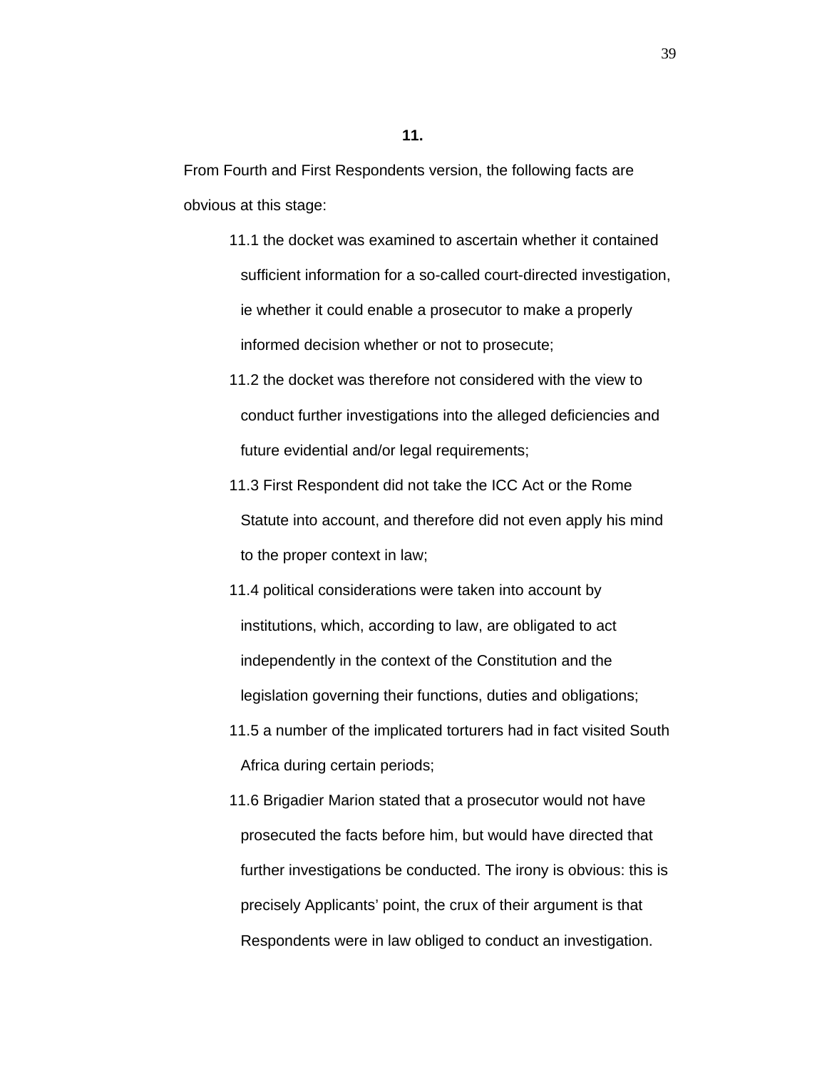**11.**

From Fourth and First Respondents version, the following facts are obvious at this stage:

11.1 the docket was examined to ascertain whether it contained sufficient information for a so-called court-directed investigation, ie whether it could enable a prosecutor to make a properly informed decision whether or not to prosecute;

11.2 the docket was therefore not considered with the view to conduct further investigations into the alleged deficiencies and future evidential and/or legal requirements;

11.3 First Respondent did not take the ICC Act or the Rome Statute into account, and therefore did not even apply his mind to the proper context in law;

11.4 political considerations were taken into account by institutions, which, according to law, are obligated to act independently in the context of the Constitution and the legislation governing their functions, duties and obligations;

11.5 a number of the implicated torturers had in fact visited South Africa during certain periods;

11.6 Brigadier Marion stated that a prosecutor would not have prosecuted the facts before him, but would have directed that further investigations be conducted. The irony is obvious: this is precisely Applicants' point, the crux of their argument is that Respondents were in law obliged to conduct an investigation.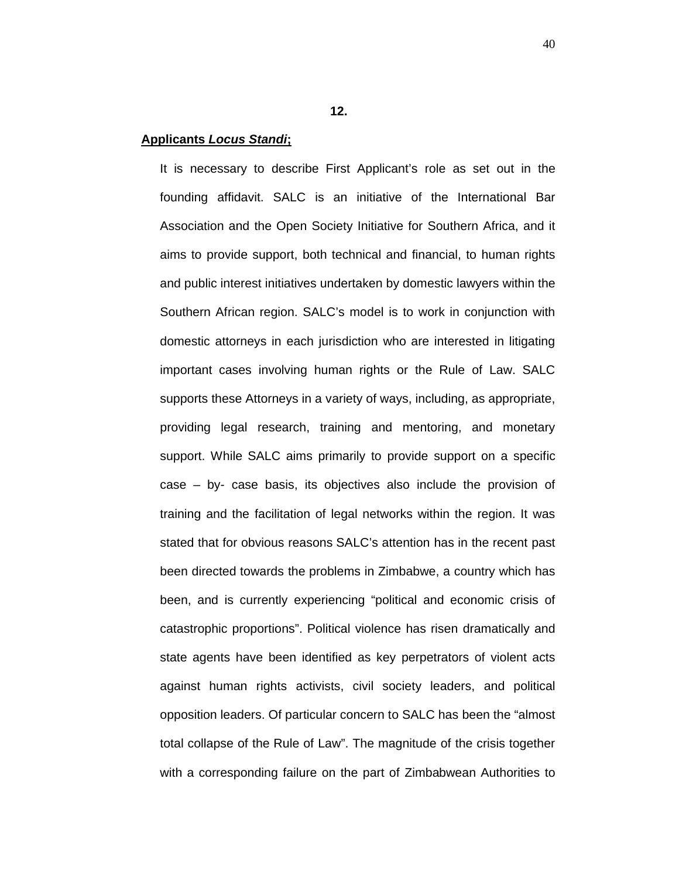**12.**

**Applicants *Locus Standi*;**

It is necessary to describe First Applicant's role as set out in the founding affidavit. SALC is an initiative of the International Bar Association and the Open Society Initiative for Southern Africa, and it aims to provide support, both technical and financial, to human rights and public interest initiatives undertaken by domestic lawyers within the Southern African region. SALC's model is to work in conjunction with domestic attorneys in each jurisdiction who are interested in litigating important cases involving human rights or the Rule of Law. SALC supports these Attorneys in a variety of ways, including, as appropriate, providing legal research, training and mentoring, and monetary support. While SALC aims primarily to provide support on a specific case – by- case basis, its objectives also include the provision of training and the facilitation of legal networks within the region. It was stated that for obvious reasons SALC's attention has in the recent past been directed towards the problems in Zimbabwe, a country which has been, and is currently experiencing "political and economic crisis of catastrophic proportions". Political violence has risen dramatically and state agents have been identified as key perpetrators of violent acts against human rights activists, civil society leaders, and political opposition leaders. Of particular concern to SALC has been the "almost total collapse of the Rule of Law". The magnitude of the crisis together with a corresponding failure on the part of Zimbabwean Authorities to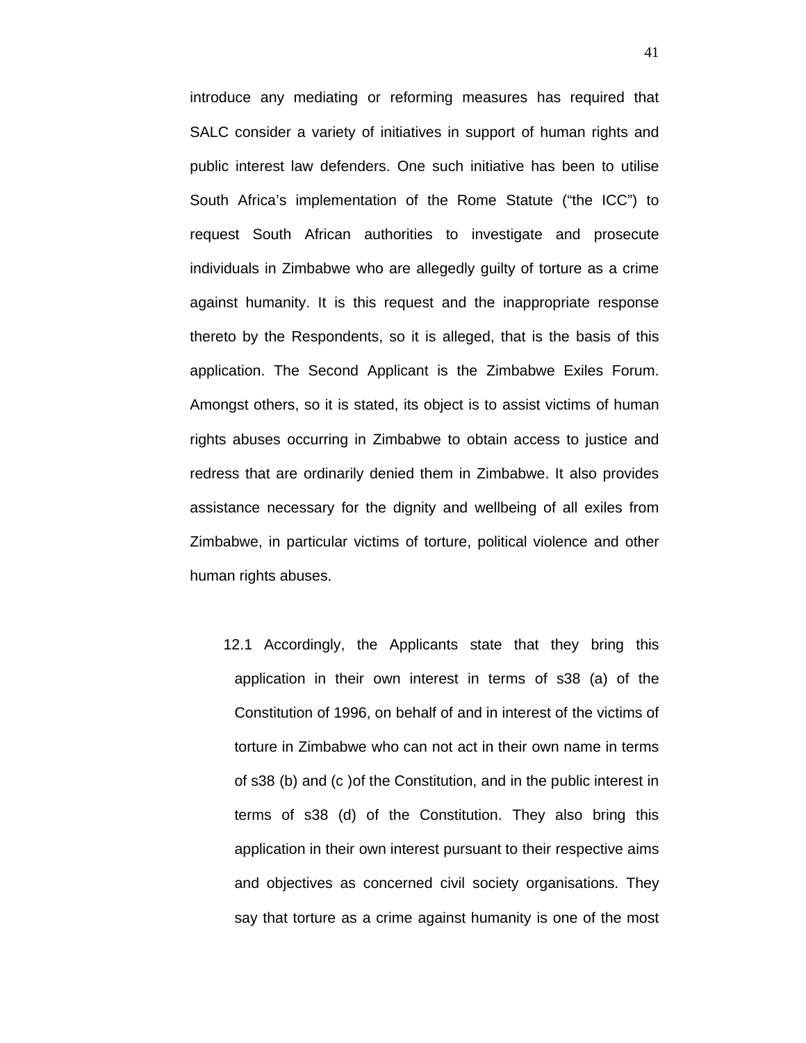introduce any mediating or reforming measures has required that SALC consider a variety of initiatives in support of human rights and public interest law defenders. One such initiative has been to utilise South Africa's implementation of the Rome Statute ("the ICC") to request South African authorities to investigate and prosecute individuals in Zimbabwe who are allegedly guilty of torture as a crime against humanity. It is this request and the inappropriate response thereto by the Respondents, so it is alleged, that is the basis of this application. The Second Applicant is the Zimbabwe Exiles Forum. Amongst others, so it is stated, its object is to assist victims of human rights abuses occurring in Zimbabwe to obtain access to justice and redress that are ordinarily denied them in Zimbabwe. It also provides assistance necessary for the dignity and wellbeing of all exiles from Zimbabwe, in particular victims of torture, political violence and other human rights abuses.

12.1 Accordingly, the Applicants state that they bring this application in their own interest in terms of s38 (a) of the Constitution of 1996, on behalf of and in interest of the victims of torture in Zimbabwe who can not act in their own name in terms of s38 (b) and (c )of the Constitution, and in the public interest in terms of s38 (d) of the Constitution. They also bring this application in their own interest pursuant to their respective aims and objectives as concerned civil society organisations. They say that torture as a crime against humanity is one of the most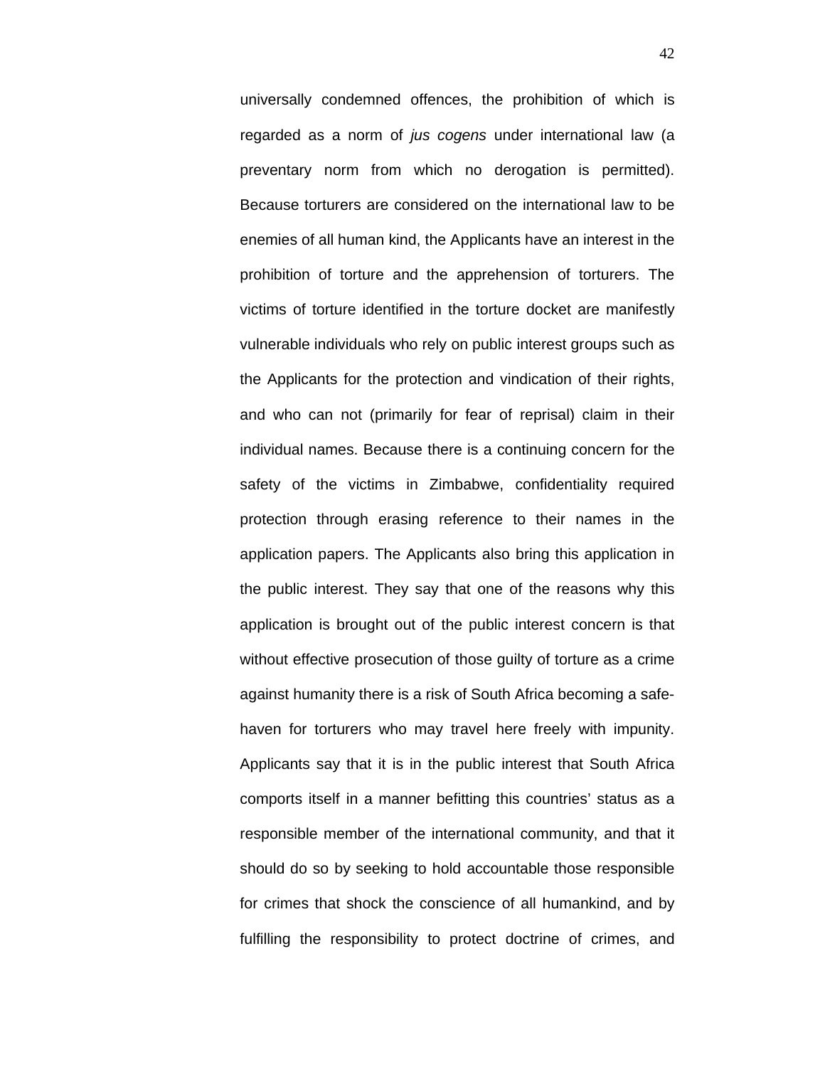universally condemned offences, the prohibition of which is regarded as a norm of *jus cogens* under international law (a preventary norm from which no derogation is permitted). Because torturers are considered on the international law to be enemies of all human kind, the Applicants have an interest in the prohibition of torture and the apprehension of torturers. The victims of torture identified in the torture docket are manifestly vulnerable individuals who rely on public interest groups such as the Applicants for the protection and vindication of their rights, and who can not (primarily for fear of reprisal) claim in their individual names. Because there is a continuing concern for the safety of the victims in Zimbabwe, confidentiality required protection through erasing reference to their names in the application papers. The Applicants also bring this application in the public interest. They say that one of the reasons why this application is brought out of the public interest concern is that without effective prosecution of those guilty of torture as a crime against humanity there is a risk of South Africa becoming a safe-haven for torturers who may travel here freely with impunity. Applicants say that it is in the public interest that South Africa comports itself in a manner befitting this countries' status as a responsible member of the international community, and that it should do so by seeking to hold accountable those responsible for crimes that shock the conscience of all humankind, and by fulfilling the responsibility to protect doctrine of crimes, and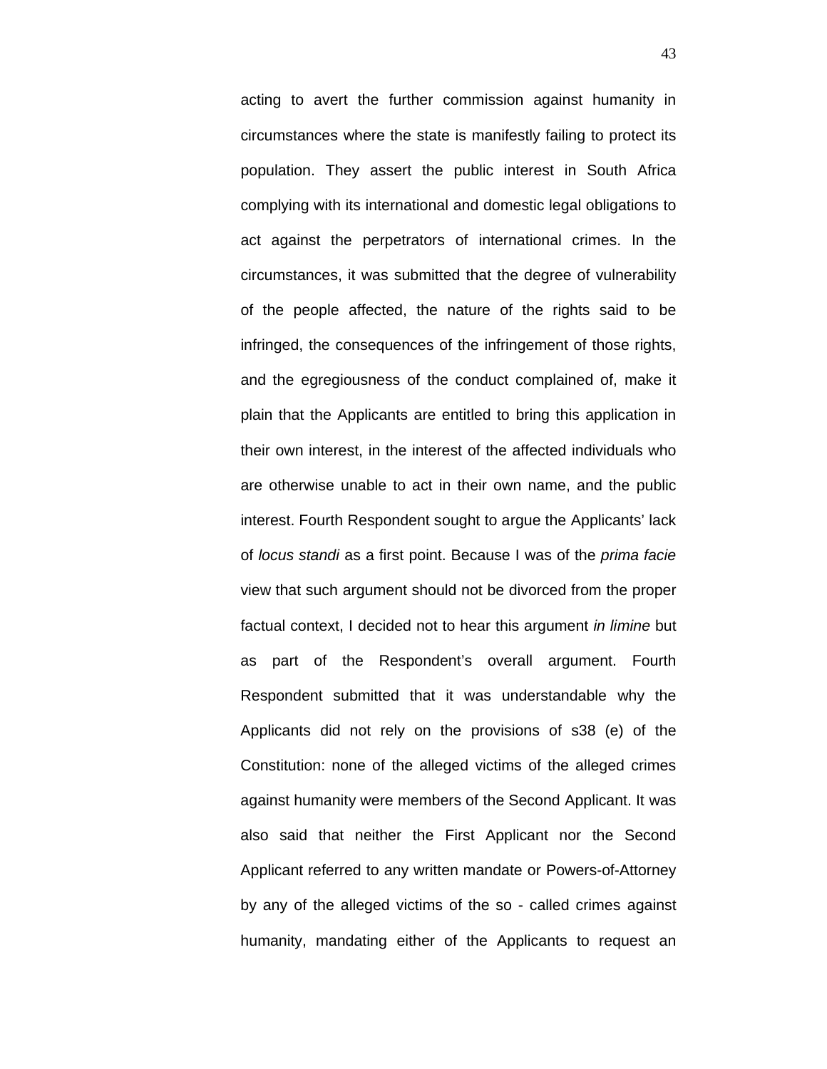acting to avert the further commission against humanity in circumstances where the state is manifestly failing to protect its population. They assert the public interest in South Africa complying with its international and domestic legal obligations to act against the perpetrators of international crimes. In the circumstances, it was submitted that the degree of vulnerability of the people affected, the nature of the rights said to be infringed, the consequences of the infringement of those rights, and the egregiousness of the conduct complained of, make it plain that the Applicants are entitled to bring this application in their own interest, in the interest of the affected individuals who are otherwise unable to act in their own name, and the public interest. Fourth Respondent sought to argue the Applicants' lack of *locus standi* as a first point. Because I was of the *prima facie* view that such argument should not be divorced from the proper factual context, I decided not to hear this argument *in limine* but as part of the Respondent's overall argument. Fourth Respondent submitted that it was understandable why the Applicants did not rely on the provisions of s38 (e) of the Constitution: none of the alleged victims of the alleged crimes against humanity were members of the Second Applicant. It was also said that neither the First Applicant nor the Second Applicant referred to any written mandate or Powers-of-Attorney by any of the alleged victims of the so - called crimes against humanity, mandating either of the Applicants to request an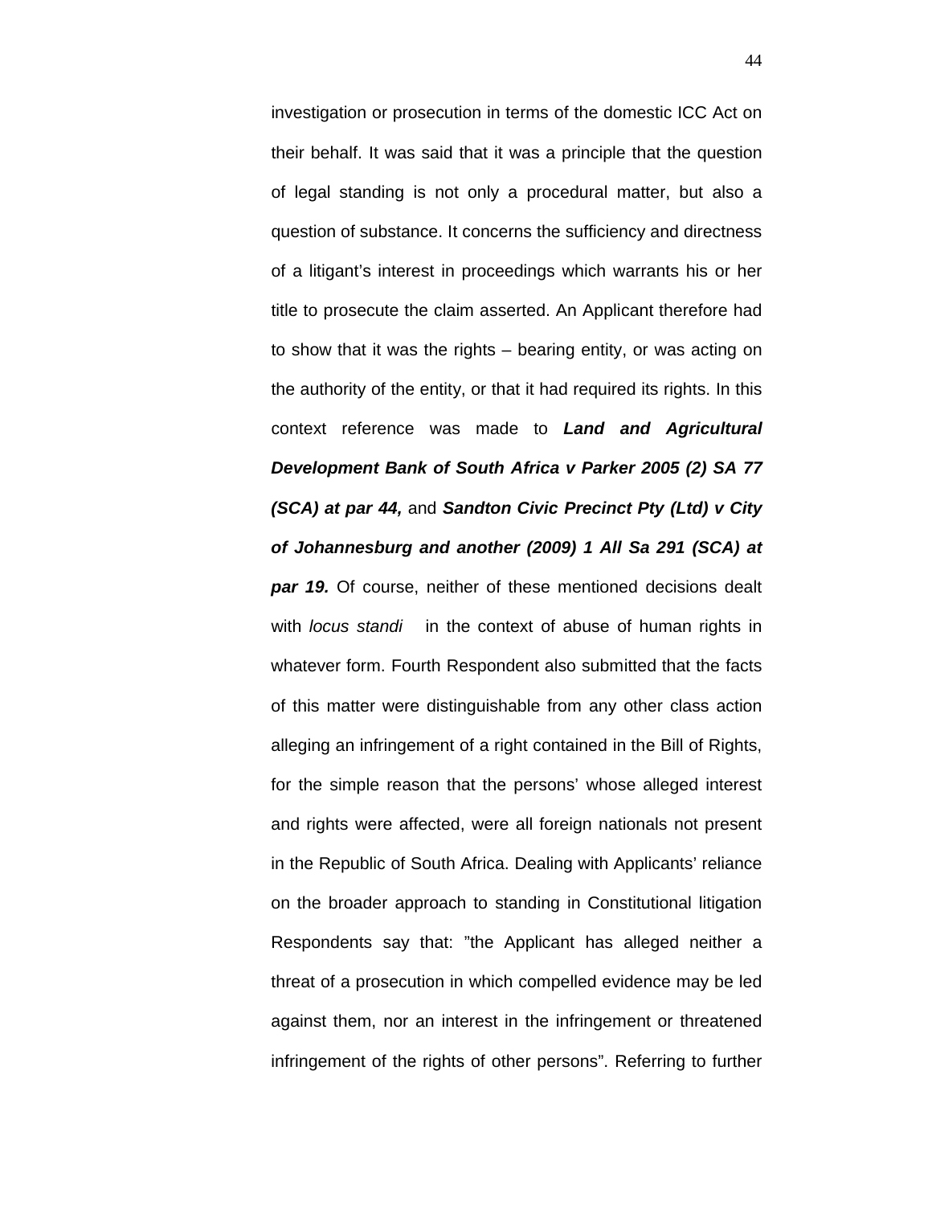investigation or prosecution in terms of the domestic ICC Act on their behalf. It was said that it was a principle that the question of legal standing is not only a procedural matter, but also a question of substance. It concerns the sufficiency and directness of a litigant's interest in proceedings which warrants his or her title to prosecute the claim asserted. An Applicant therefore had to show that it was the rights – bearing entity, or was acting on the authority of the entity, or that it had required its rights. In this context reference was made to ***Land and Agricultural Development Bank of South Africa v Parker 2005 (2) SA 77 (SCA) at par 44,*** and ***Sandton Civic Precinct Pty (Ltd) v City of Johannesburg and another (2009) 1 All Sa 291 (SCA) at par 19.*** Of course, neither of these mentioned decisions dealt with *locus standi* in the context of abuse of human rights in whatever form. Fourth Respondent also submitted that the facts of this matter were distinguishable from any other class action alleging an infringement of a right contained in the Bill of Rights, for the simple reason that the persons' whose alleged interest and rights were affected, were all foreign nationals not present in the Republic of South Africa. Dealing with Applicants' reliance on the broader approach to standing in Constitutional litigation Respondents say that: "the Applicant has alleged neither a threat of a prosecution in which compelled evidence may be led against them, nor an interest in the infringement or threatened infringement of the rights of other persons". Referring to further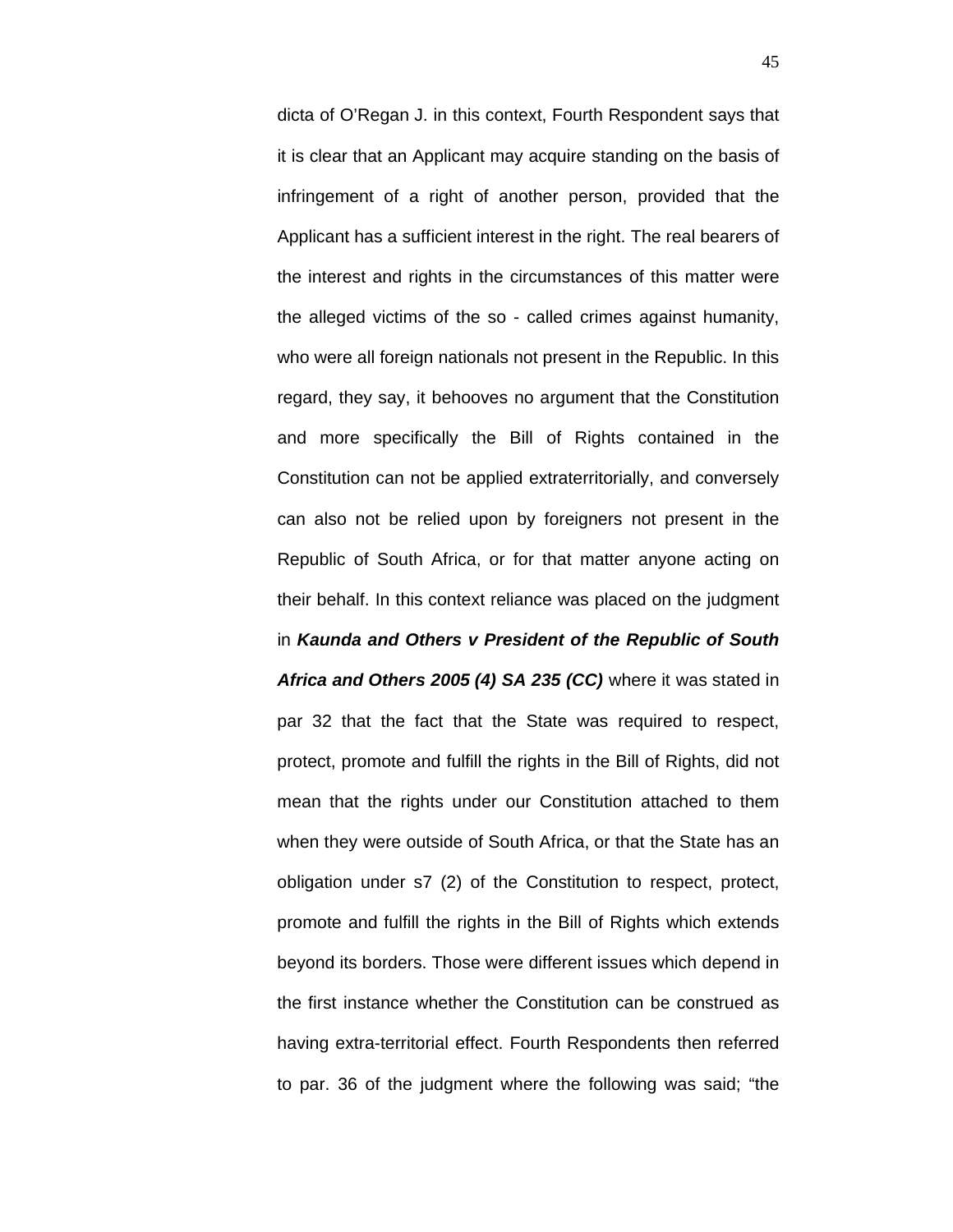dicta of O'Regan J. in this context, Fourth Respondent says that it is clear that an Applicant may acquire standing on the basis of infringement of a right of another person, provided that the Applicant has a sufficient interest in the right. The real bearers of the interest and rights in the circumstances of this matter were the alleged victims of the so - called crimes against humanity, who were all foreign nationals not present in the Republic. In this regard, they say, it behooves no argument that the Constitution and more specifically the Bill of Rights contained in the Constitution can not be applied extraterritorially, and conversely can also not be relied upon by foreigners not present in the Republic of South Africa, or for that matter anyone acting on their behalf. In this context reliance was placed on the judgment in ***Kaunda and Others v President of the Republic of South Africa and Others 2005 (4) SA 235 (CC)*** where it was stated in par 32 that the fact that the State was required to respect, protect, promote and fulfill the rights in the Bill of Rights, did not mean that the rights under our Constitution attached to them when they were outside of South Africa, or that the State has an obligation under s7 (2) of the Constitution to respect, protect, promote and fulfill the rights in the Bill of Rights which extends beyond its borders. Those were different issues which depend in the first instance whether the Constitution can be construed as having extra-territorial effect. Fourth Respondents then referred to par. 36 of the judgment where the following was said; "the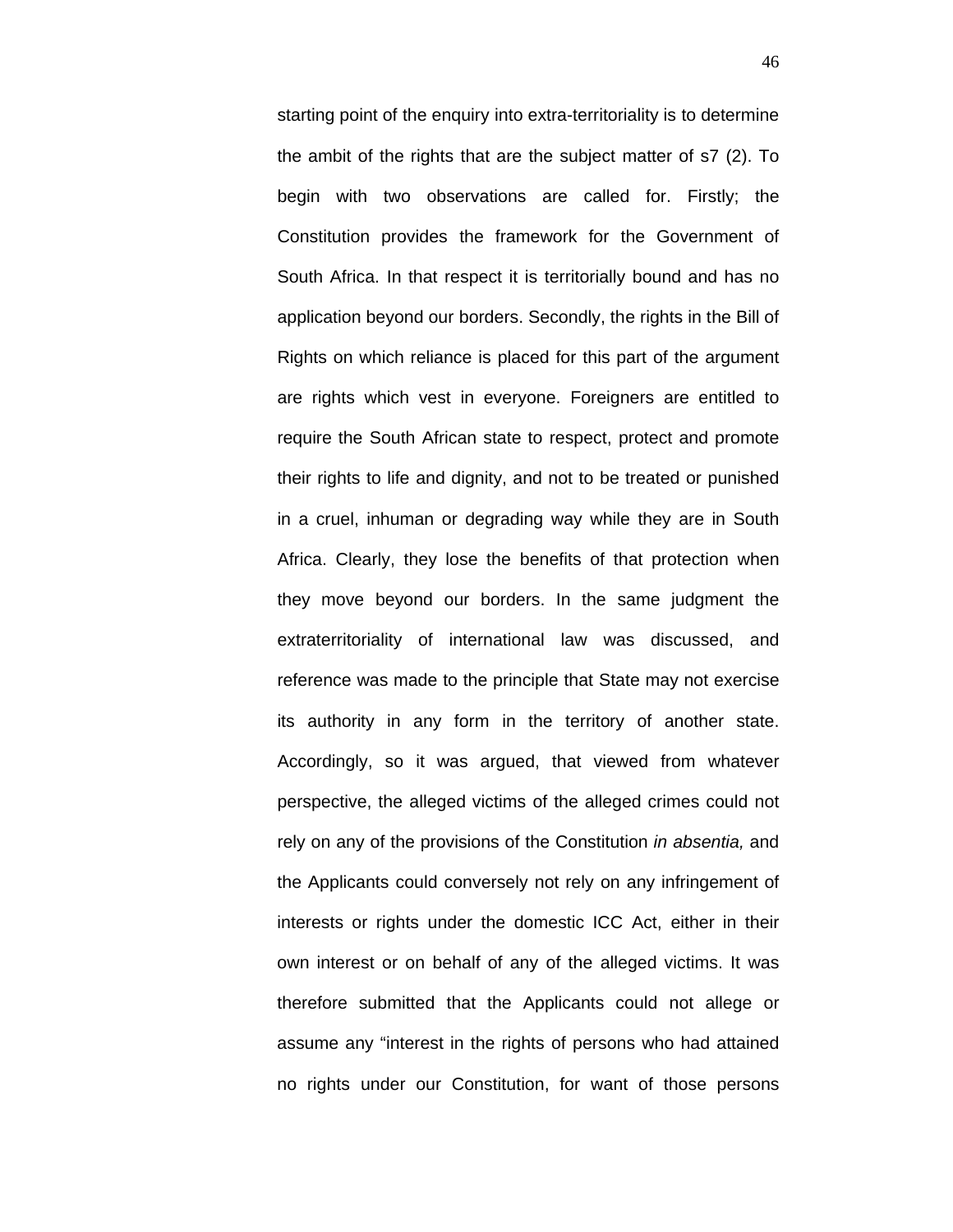starting point of the enquiry into extra-territoriality is to determine the ambit of the rights that are the subject matter of s7 (2). To begin with two observations are called for. Firstly; the Constitution provides the framework for the Government of South Africa. In that respect it is territorially bound and has no application beyond our borders. Secondly, the rights in the Bill of Rights on which reliance is placed for this part of the argument are rights which vest in everyone. Foreigners are entitled to require the South African state to respect, protect and promote their rights to life and dignity, and not to be treated or punished in a cruel, inhuman or degrading way while they are in South Africa. Clearly, they lose the benefits of that protection when they move beyond our borders. In the same judgment the extraterritoriality of international law was discussed, and reference was made to the principle that State may not exercise its authority in any form in the territory of another state. Accordingly, so it was argued, that viewed from whatever perspective, the alleged victims of the alleged crimes could not rely on any of the provisions of the Constitution *in absentia,* and the Applicants could conversely not rely on any infringement of interests or rights under the domestic ICC Act, either in their own interest or on behalf of any of the alleged victims. It was therefore submitted that the Applicants could not allege or assume any "interest in the rights of persons who had attained no rights under our Constitution, for want of those persons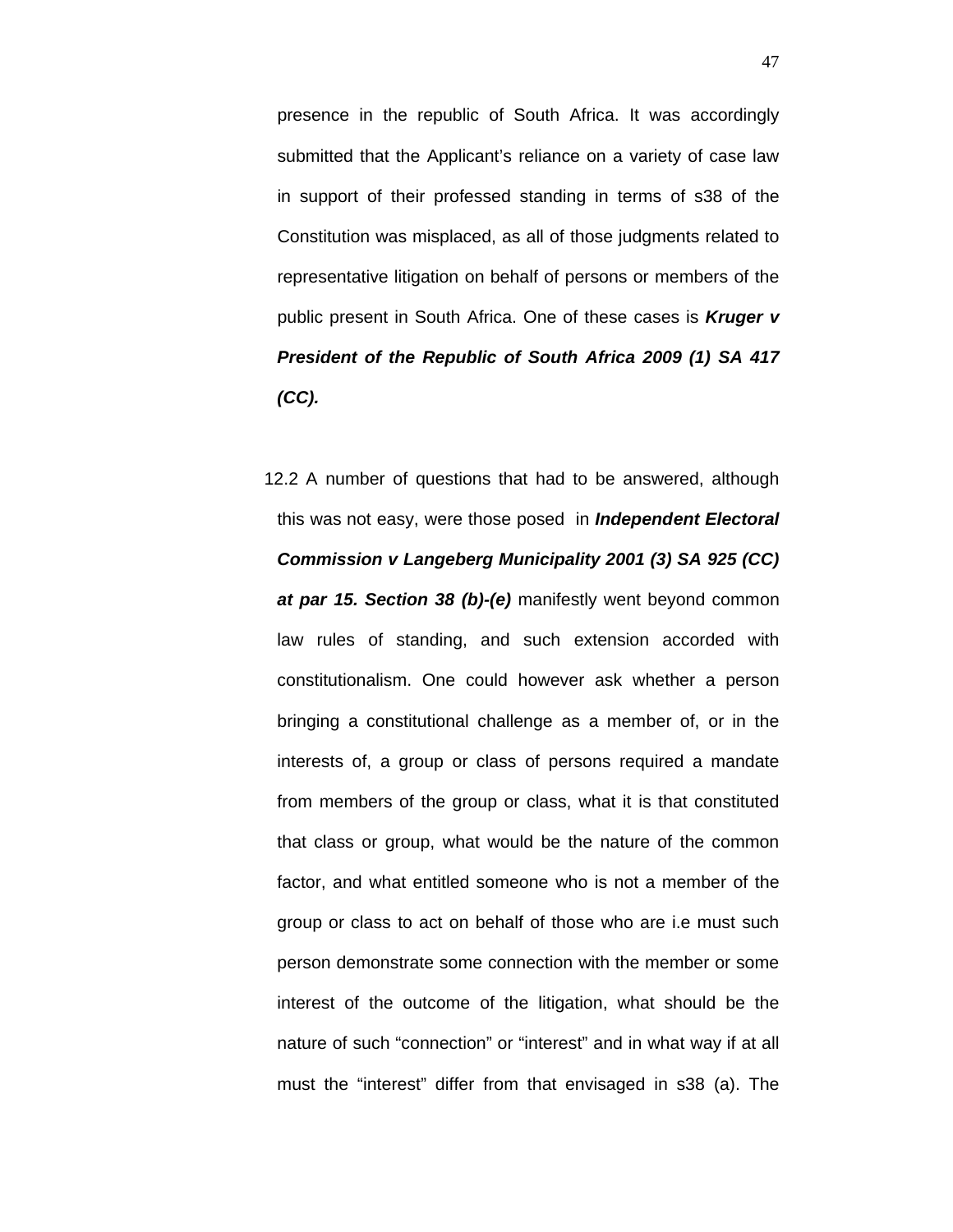presence in the republic of South Africa. It was accordingly submitted that the Applicant's reliance on a variety of case law in support of their professed standing in terms of s38 of the Constitution was misplaced, as all of those judgments related to representative litigation on behalf of persons or members of the public present in South Africa. One of these cases is ***Kruger v President of the Republic of South Africa 2009 (1) SA 417 (CC).***

12.2 A number of questions that had to be answered, although this was not easy, were those posed in ***Independent Electoral Commission v Langeberg Municipality 2001 (3) SA 925 (CC) at par 15. Section 38 (b)-(e)*** manifestly went beyond common law rules of standing, and such extension accorded with constitutionalism. One could however ask whether a person bringing a constitutional challenge as a member of, or in the interests of, a group or class of persons required a mandate from members of the group or class, what it is that constituted that class or group, what would be the nature of the common factor, and what entitled someone who is not a member of the group or class to act on behalf of those who are i.e must such person demonstrate some connection with the member or some interest of the outcome of the litigation, what should be the nature of such "connection" or "interest" and in what way if at all must the "interest" differ from that envisaged in s38 (a). The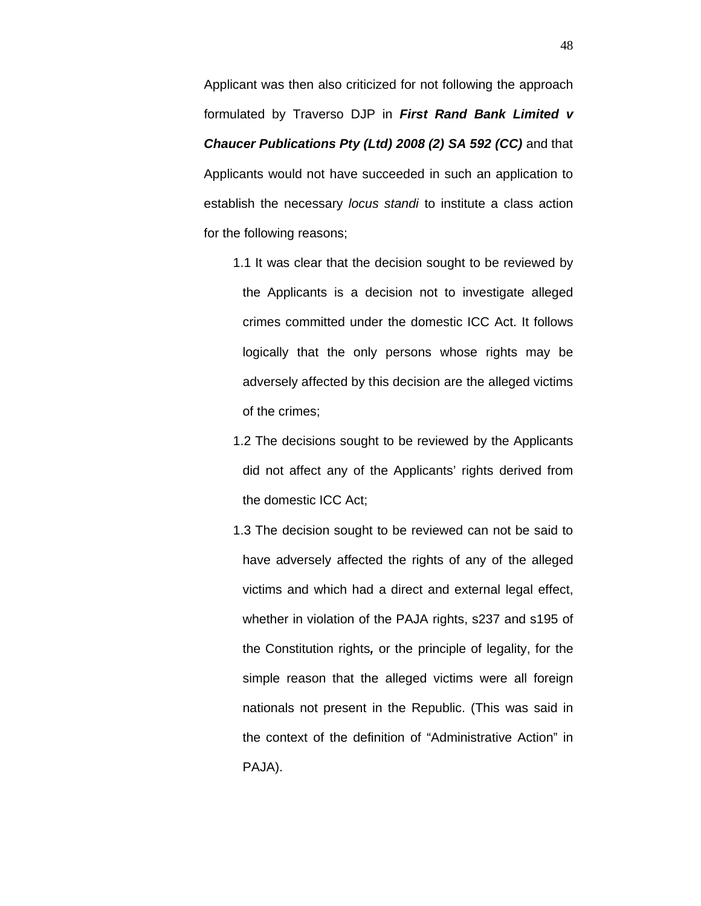Applicant was then also criticized for not following the approach formulated by Traverso DJP in ***First Rand Bank Limited v Chaucer Publications Pty (Ltd) 2008 (2) SA 592 (CC)*** and that Applicants would not have succeeded in such an application to establish the necessary *locus standi* to institute a class action for the following reasons;

1.1 It was clear that the decision sought to be reviewed by the Applicants is a decision not to investigate alleged crimes committed under the domestic ICC Act. It follows logically that the only persons whose rights may be adversely affected by this decision are the alleged victims of the crimes;

1.2 The decisions sought to be reviewed by the Applicants did not affect any of the Applicants' rights derived from the domestic ICC Act;

1.3 The decision sought to be reviewed can not be said to have adversely affected the rights of any of the alleged victims and which had a direct and external legal effect, whether in violation of the PAJA rights, s237 and s195 of the Constitution rights***,*** or the principle of legality, for the simple reason that the alleged victims were all foreign nationals not present in the Republic. (This was said in the context of the definition of "Administrative Action" in PAJA).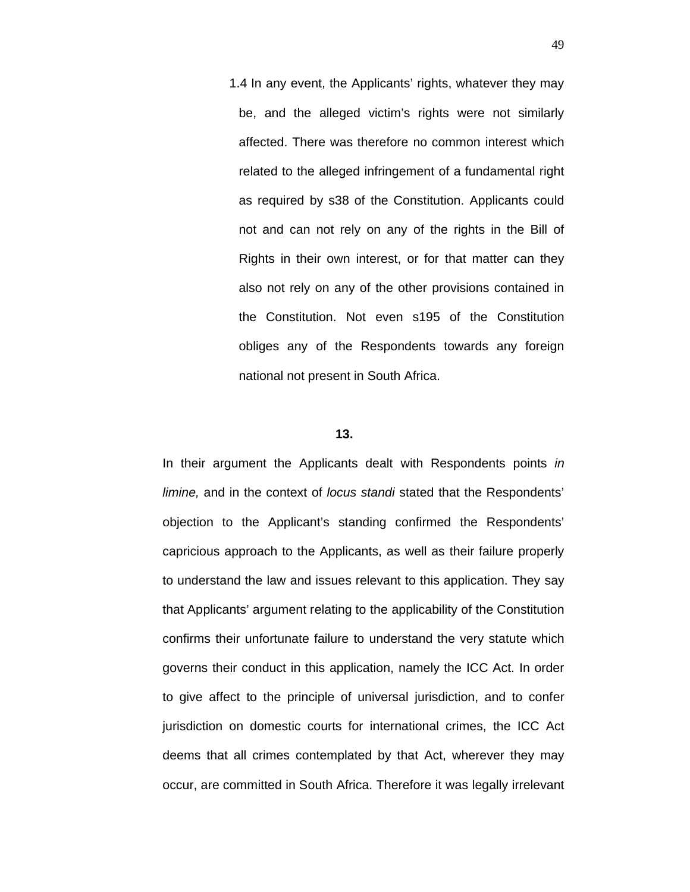1.4 In any event, the Applicants' rights, whatever they may be, and the alleged victim's rights were not similarly affected. There was therefore no common interest which related to the alleged infringement of a fundamental right as required by s38 of the Constitution. Applicants could not and can not rely on any of the rights in the Bill of Rights in their own interest, or for that matter can they also not rely on any of the other provisions contained in the Constitution. Not even s195 of the Constitution obliges any of the Respondents towards any foreign national not present in South Africa.

**13.**

In their argument the Applicants dealt with Respondents points *in limine,* and in the context of *locus standi* stated that the Respondents' objection to the Applicant's standing confirmed the Respondents' capricious approach to the Applicants, as well as their failure properly to understand the law and issues relevant to this application. They say that Applicants' argument relating to the applicability of the Constitution confirms their unfortunate failure to understand the very statute which governs their conduct in this application, namely the ICC Act. In order to give affect to the principle of universal jurisdiction, and to confer jurisdiction on domestic courts for international crimes, the ICC Act deems that all crimes contemplated by that Act, wherever they may occur, are committed in South Africa. Therefore it was legally irrelevant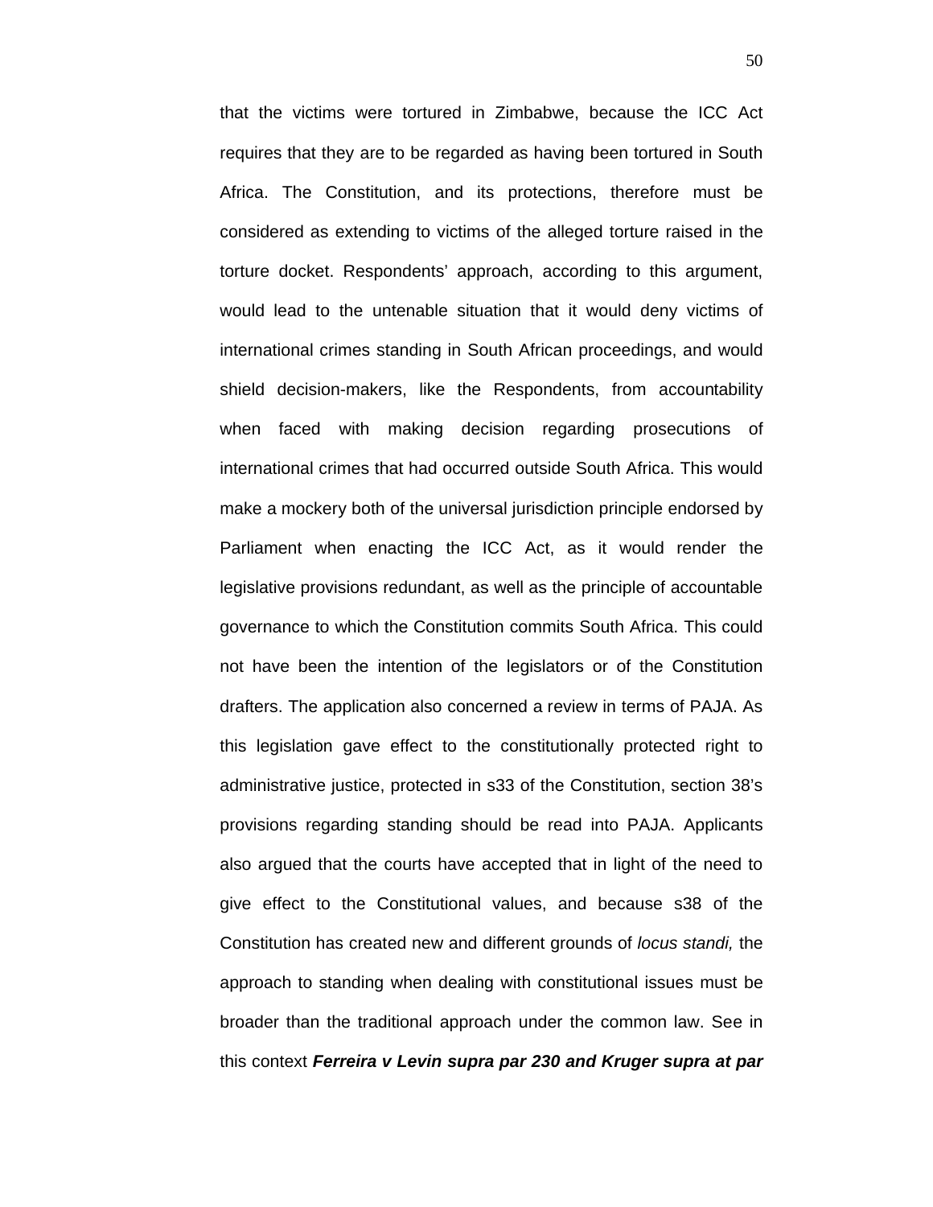that the victims were tortured in Zimbabwe, because the ICC Act requires that they are to be regarded as having been tortured in South Africa. The Constitution, and its protections, therefore must be considered as extending to victims of the alleged torture raised in the torture docket. Respondents' approach, according to this argument, would lead to the untenable situation that it would deny victims of international crimes standing in South African proceedings, and would shield decision-makers, like the Respondents, from accountability when faced with making decision regarding prosecutions of international crimes that had occurred outside South Africa. This would make a mockery both of the universal jurisdiction principle endorsed by Parliament when enacting the ICC Act, as it would render the legislative provisions redundant, as well as the principle of accountable governance to which the Constitution commits South Africa. This could not have been the intention of the legislators or of the Constitution drafters. The application also concerned a review in terms of PAJA. As this legislation gave effect to the constitutionally protected right to administrative justice, protected in s33 of the Constitution, section 38's provisions regarding standing should be read into PAJA. Applicants also argued that the courts have accepted that in light of the need to give effect to the Constitutional values, and because s38 of the Constitution has created new and different grounds of *locus standi,* the approach to standing when dealing with constitutional issues must be broader than the traditional approach under the common law. See in this context ***Ferreira v Levin supra par 230 and Kruger supra at par***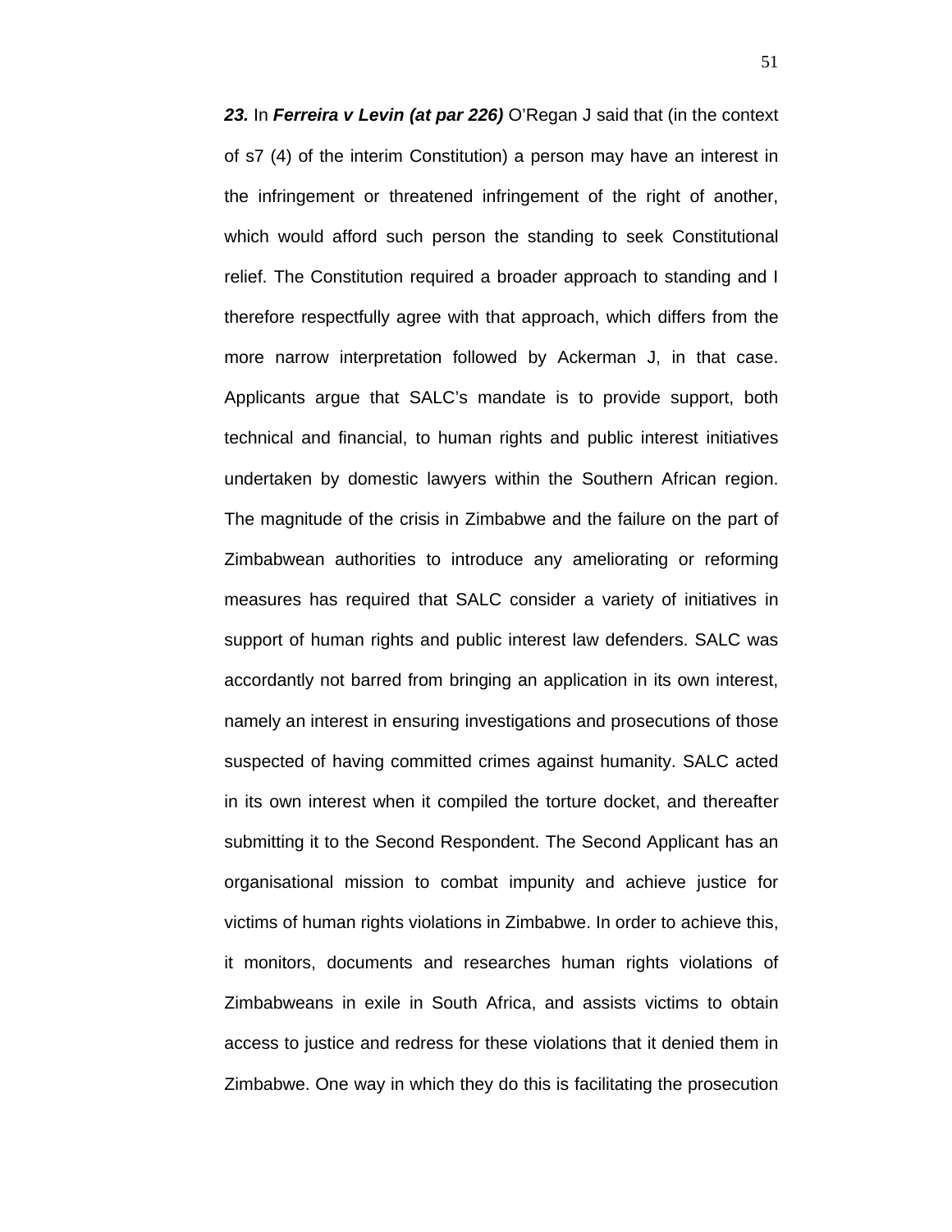***23.*** In ***Ferreira v Levin (at par 226)*** O'Regan J said that (in the context of s7 (4) of the interim Constitution) a person may have an interest in the infringement or threatened infringement of the right of another, which would afford such person the standing to seek Constitutional relief. The Constitution required a broader approach to standing and I therefore respectfully agree with that approach, which differs from the more narrow interpretation followed by Ackerman J, in that case. Applicants argue that SALC's mandate is to provide support, both technical and financial, to human rights and public interest initiatives undertaken by domestic lawyers within the Southern African region. The magnitude of the crisis in Zimbabwe and the failure on the part of Zimbabwean authorities to introduce any ameliorating or reforming measures has required that SALC consider a variety of initiatives in support of human rights and public interest law defenders. SALC was accordantly not barred from bringing an application in its own interest, namely an interest in ensuring investigations and prosecutions of those suspected of having committed crimes against humanity. SALC acted in its own interest when it compiled the torture docket, and thereafter submitting it to the Second Respondent. The Second Applicant has an organisational mission to combat impunity and achieve justice for victims of human rights violations in Zimbabwe. In order to achieve this, it monitors, documents and researches human rights violations of Zimbabweans in exile in South Africa, and assists victims to obtain access to justice and redress for these violations that it denied them in Zimbabwe. One way in which they do this is facilitating the prosecution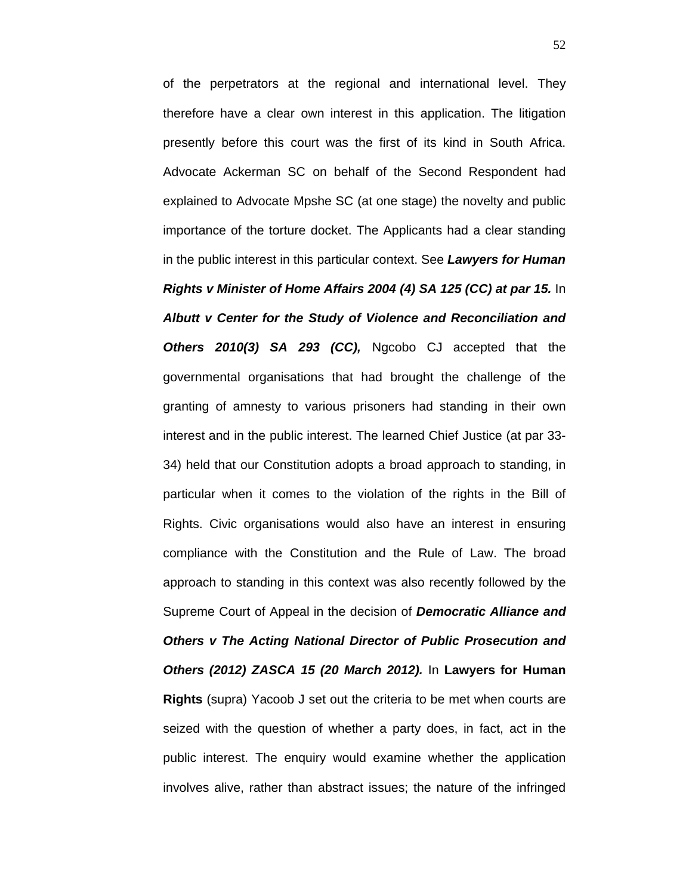of the perpetrators at the regional and international level. They therefore have a clear own interest in this application. The litigation presently before this court was the first of its kind in South Africa. Advocate Ackerman SC on behalf of the Second Respondent had explained to Advocate Mpshe SC (at one stage) the novelty and public importance of the torture docket. The Applicants had a clear standing in the public interest in this particular context. See ***Lawyers for Human Rights v Minister of Home Affairs 2004 (4) SA 125 (CC) at par 15.*** In ***Albutt v Center for the Study of Violence and Reconciliation and Others 2010(3) SA 293 (CC),*** Ngcobo CJ accepted that the governmental organisations that had brought the challenge of the granting of amnesty to various prisoners had standing in their own interest and in the public interest. The learned Chief Justice (at par 33-34) held that our Constitution adopts a broad approach to standing, in particular when it comes to the violation of the rights in the Bill of Rights. Civic organisations would also have an interest in ensuring compliance with the Constitution and the Rule of Law. The broad approach to standing in this context was also recently followed by the Supreme Court of Appeal in the decision of ***Democratic Alliance and Others v The Acting National Director of Public Prosecution and Others (2012) ZASCA 15 (20 March 2012).*** In **Lawyers for Human Rights** (supra) Yacoob J set out the criteria to be met when courts are seized with the question of whether a party does, in fact, act in the public interest. The enquiry would examine whether the application involves alive, rather than abstract issues; the nature of the infringed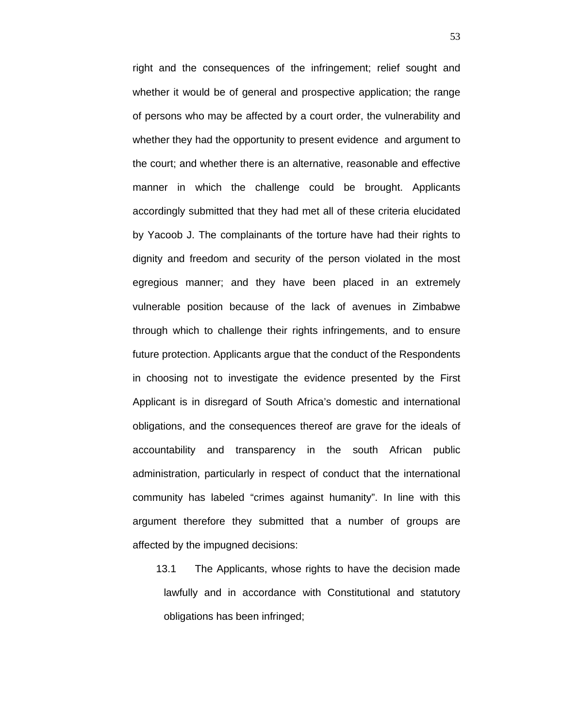right and the consequences of the infringement; relief sought and whether it would be of general and prospective application; the range of persons who may be affected by a court order, the vulnerability and whether they had the opportunity to present evidence and argument to the court; and whether there is an alternative, reasonable and effective manner in which the challenge could be brought. Applicants accordingly submitted that they had met all of these criteria elucidated by Yacoob J. The complainants of the torture have had their rights to dignity and freedom and security of the person violated in the most egregious manner; and they have been placed in an extremely vulnerable position because of the lack of avenues in Zimbabwe through which to challenge their rights infringements, and to ensure future protection. Applicants argue that the conduct of the Respondents in choosing not to investigate the evidence presented by the First Applicant is in disregard of South Africa's domestic and international obligations, and the consequences thereof are grave for the ideals of accountability and transparency in the south African public administration, particularly in respect of conduct that the international community has labeled "crimes against humanity". In line with this argument therefore they submitted that a number of groups are affected by the impugned decisions:

13.1 The Applicants, whose rights to have the decision made lawfully and in accordance with Constitutional and statutory obligations has been infringed;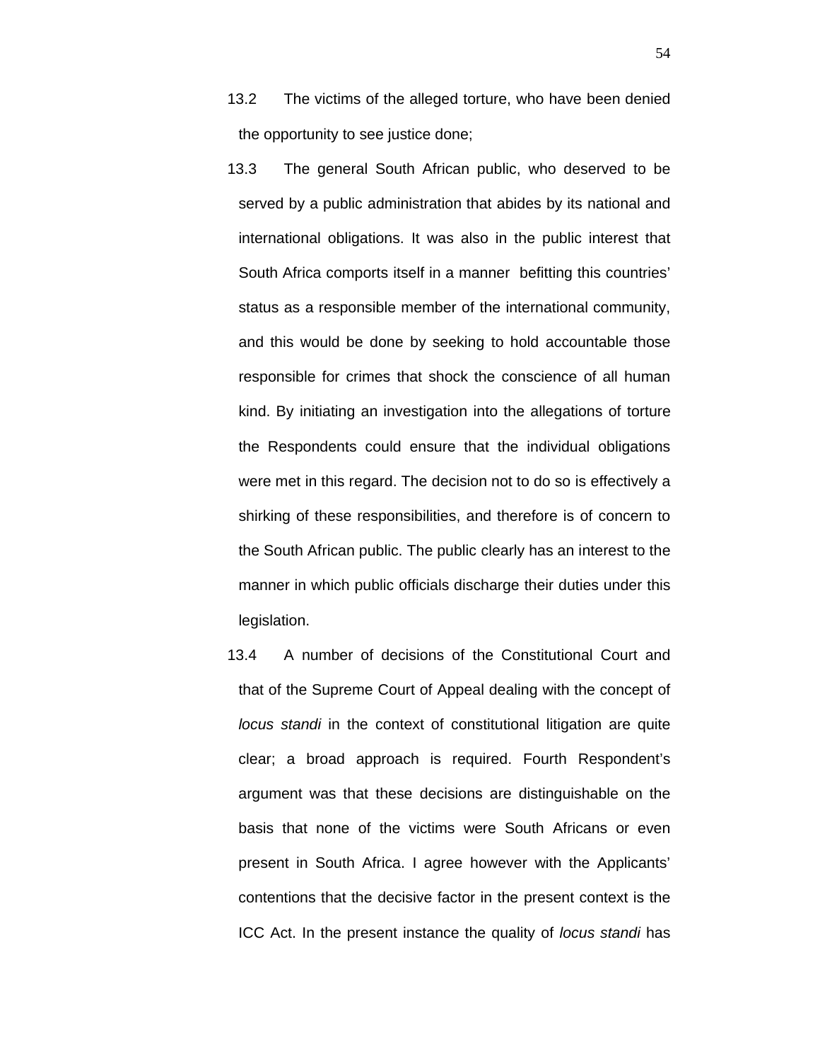13.2 The victims of the alleged torture, who have been denied the opportunity to see justice done;

13.3 The general South African public, who deserved to be served by a public administration that abides by its national and international obligations. It was also in the public interest that South Africa comports itself in a manner befitting this countries' status as a responsible member of the international community, and this would be done by seeking to hold accountable those responsible for crimes that shock the conscience of all human kind. By initiating an investigation into the allegations of torture the Respondents could ensure that the individual obligations were met in this regard. The decision not to do so is effectively a shirking of these responsibilities, and therefore is of concern to the South African public. The public clearly has an interest to the manner in which public officials discharge their duties under this legislation.

13.4 A number of decisions of the Constitutional Court and that of the Supreme Court of Appeal dealing with the concept of *locus standi* in the context of constitutional litigation are quite clear; a broad approach is required. Fourth Respondent's argument was that these decisions are distinguishable on the basis that none of the victims were South Africans or even present in South Africa. I agree however with the Applicants' contentions that the decisive factor in the present context is the ICC Act. In the present instance the quality of *locus standi* has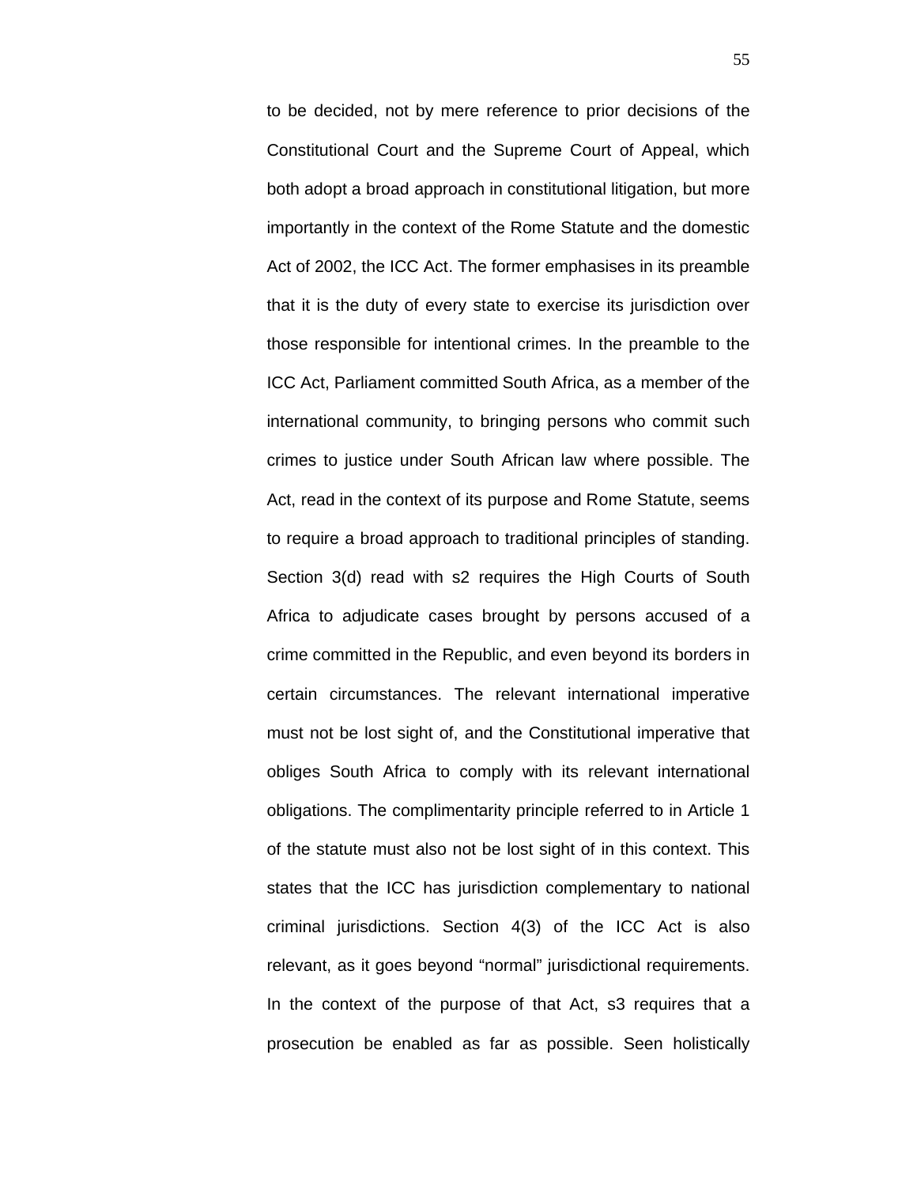to be decided, not by mere reference to prior decisions of the Constitutional Court and the Supreme Court of Appeal, which both adopt a broad approach in constitutional litigation, but more importantly in the context of the Rome Statute and the domestic Act of 2002, the ICC Act. The former emphasises in its preamble that it is the duty of every state to exercise its jurisdiction over those responsible for intentional crimes. In the preamble to the ICC Act, Parliament committed South Africa, as a member of the international community, to bringing persons who commit such crimes to justice under South African law where possible. The Act, read in the context of its purpose and Rome Statute, seems to require a broad approach to traditional principles of standing. Section 3(d) read with s2 requires the High Courts of South Africa to adjudicate cases brought by persons accused of a crime committed in the Republic, and even beyond its borders in certain circumstances. The relevant international imperative must not be lost sight of, and the Constitutional imperative that obliges South Africa to comply with its relevant international obligations. The complimentarity principle referred to in Article 1 of the statute must also not be lost sight of in this context. This states that the ICC has jurisdiction complementary to national criminal jurisdictions. Section 4(3) of the ICC Act is also relevant, as it goes beyond "normal" jurisdictional requirements. In the context of the purpose of that Act, s3 requires that a prosecution be enabled as far as possible. Seen holistically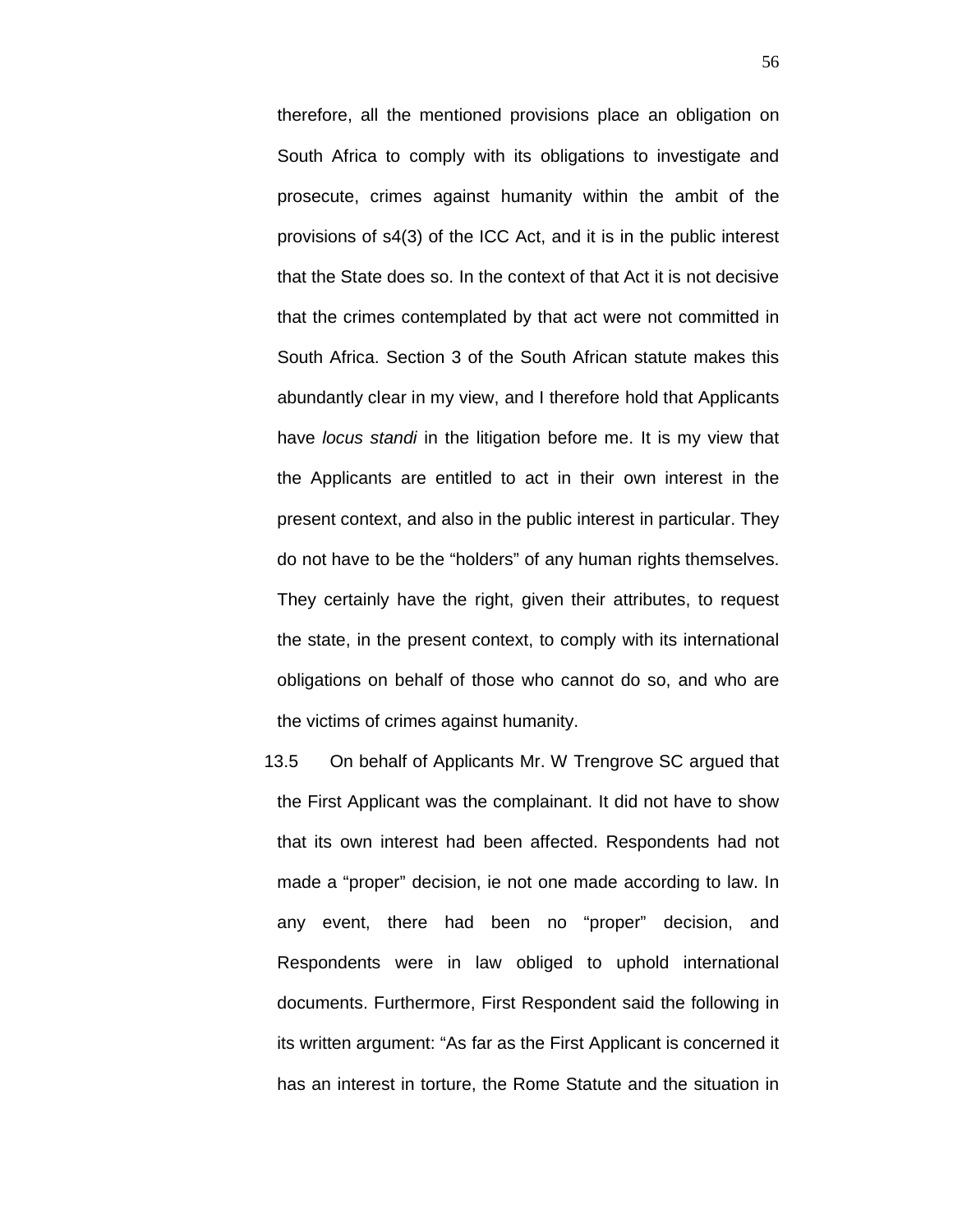therefore, all the mentioned provisions place an obligation on South Africa to comply with its obligations to investigate and prosecute, crimes against humanity within the ambit of the provisions of s4(3) of the ICC Act, and it is in the public interest that the State does so. In the context of that Act it is not decisive that the crimes contemplated by that act were not committed in South Africa. Section 3 of the South African statute makes this abundantly clear in my view, and I therefore hold that Applicants have *locus standi* in the litigation before me. It is my view that the Applicants are entitled to act in their own interest in the present context, and also in the public interest in particular. They do not have to be the "holders" of any human rights themselves. They certainly have the right, given their attributes, to request the state, in the present context, to comply with its international obligations on behalf of those who cannot do so, and who are the victims of crimes against humanity.

13.5 On behalf of Applicants Mr. W Trengrove SC argued that the First Applicant was the complainant. It did not have to show that its own interest had been affected. Respondents had not made a "proper" decision, ie not one made according to law. In any event, there had been no "proper" decision, and Respondents were in law obliged to uphold international documents. Furthermore, First Respondent said the following in its written argument: "As far as the First Applicant is concerned it has an interest in torture, the Rome Statute and the situation in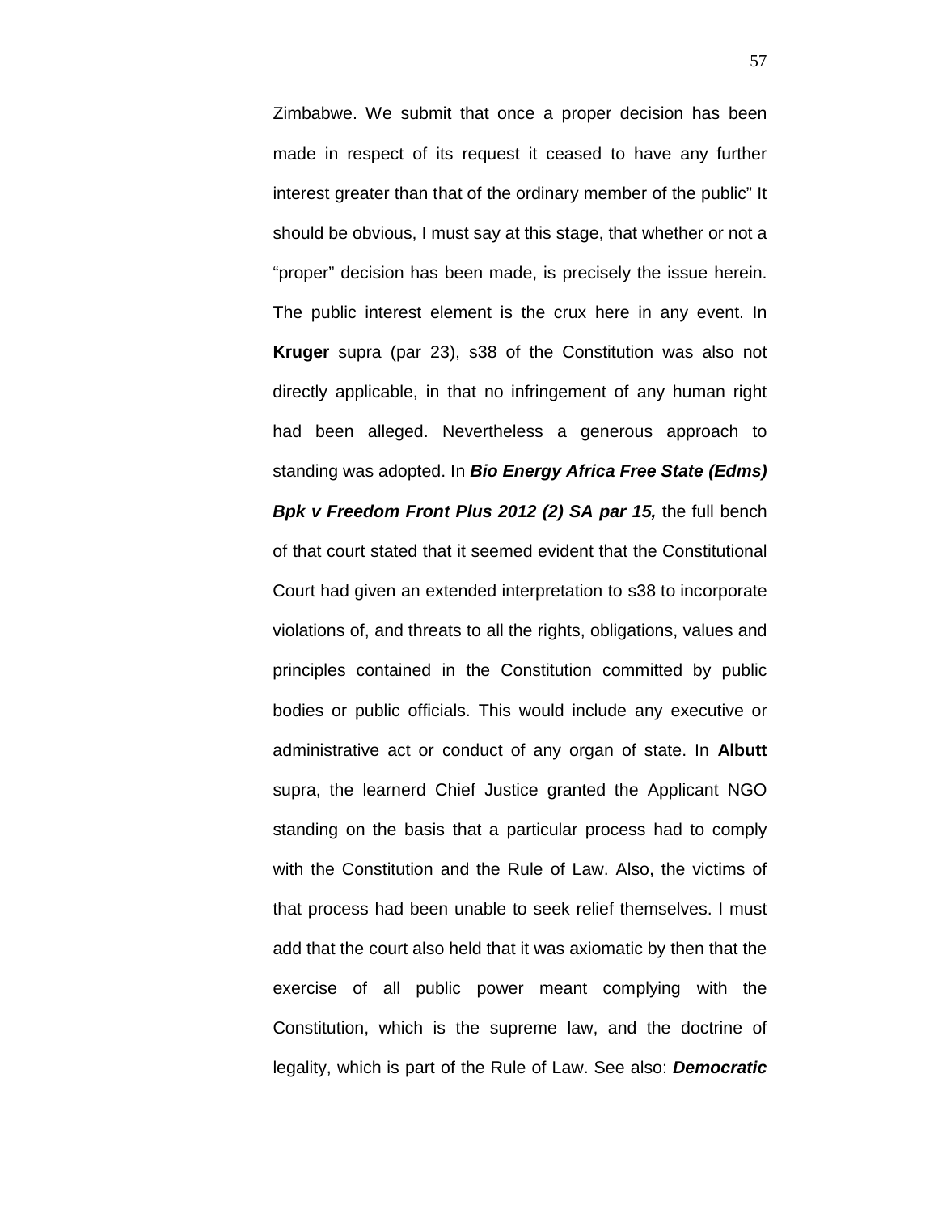Zimbabwe. We submit that once a proper decision has been made in respect of its request it ceased to have any further interest greater than that of the ordinary member of the public" It should be obvious, I must say at this stage, that whether or not a "proper" decision has been made, is precisely the issue herein. The public interest element is the crux here in any event. In **Kruger** supra (par 23), s38 of the Constitution was also not directly applicable, in that no infringement of any human right had been alleged. Nevertheless a generous approach to standing was adopted. In ***Bio Energy Africa Free State (Edms) Bpk v Freedom Front Plus 2012 (2) SA par 15,*** the full bench of that court stated that it seemed evident that the Constitutional Court had given an extended interpretation to s38 to incorporate violations of, and threats to all the rights, obligations, values and principles contained in the Constitution committed by public bodies or public officials. This would include any executive or administrative act or conduct of any organ of state. In **Albutt** supra, the learnerd Chief Justice granted the Applicant NGO standing on the basis that a particular process had to comply with the Constitution and the Rule of Law. Also, the victims of that process had been unable to seek relief themselves. I must add that the court also held that it was axiomatic by then that the exercise of all public power meant complying with the Constitution, which is the supreme law, and the doctrine of legality, which is part of the Rule of Law. See also: ***Democratic***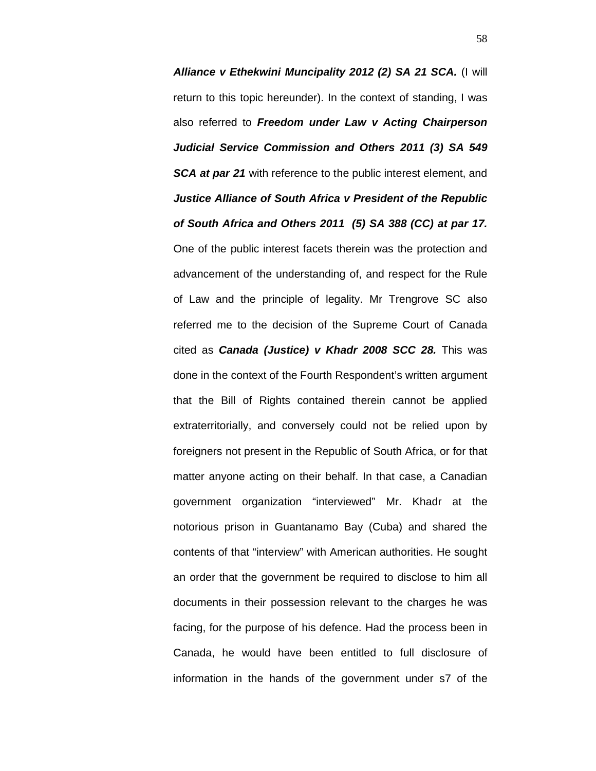***Alliance v Ethekwini Muncipality 2012 (2) SA 21 SCA.*** (I will return to this topic hereunder). In the context of standing, I was also referred to ***Freedom under Law v Acting Chairperson Judicial Service Commission and Others 2011 (3) SA 549 SCA at par 21*** with reference to the public interest element, and ***Justice Alliance of South Africa v President of the Republic of South Africa and Others 2011 (5) SA 388 (CC) at par 17.*** One of the public interest facets therein was the protection and advancement of the understanding of, and respect for the Rule of Law and the principle of legality. Mr Trengrove SC also referred me to the decision of the Supreme Court of Canada cited as ***Canada (Justice) v Khadr 2008 SCC 28.*** This was done in the context of the Fourth Respondent's written argument that the Bill of Rights contained therein cannot be applied extraterritorially, and conversely could not be relied upon by foreigners not present in the Republic of South Africa, or for that matter anyone acting on their behalf. In that case, a Canadian government organization "interviewed" Mr. Khadr at the notorious prison in Guantanamo Bay (Cuba) and shared the contents of that "interview" with American authorities. He sought an order that the government be required to disclose to him all documents in their possession relevant to the charges he was facing, for the purpose of his defence. Had the process been in Canada, he would have been entitled to full disclosure of information in the hands of the government under s7 of the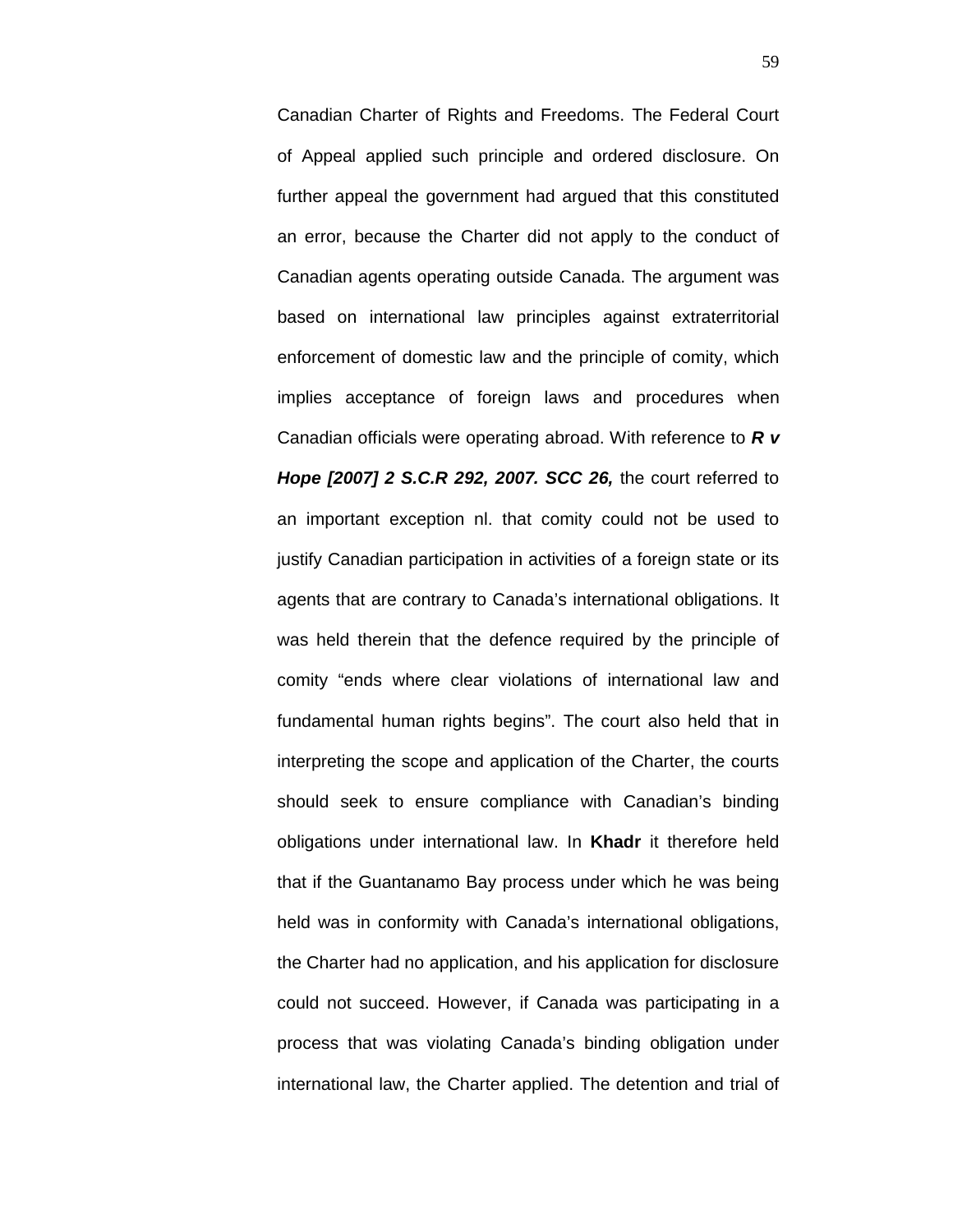Canadian Charter of Rights and Freedoms. The Federal Court of Appeal applied such principle and ordered disclosure. On further appeal the government had argued that this constituted an error, because the Charter did not apply to the conduct of Canadian agents operating outside Canada. The argument was based on international law principles against extraterritorial enforcement of domestic law and the principle of comity, which implies acceptance of foreign laws and procedures when Canadian officials were operating abroad. With reference to ***R v Hope [2007] 2 S.C.R 292, 2007. SCC 26,*** the court referred to an important exception nl. that comity could not be used to justify Canadian participation in activities of a foreign state or its agents that are contrary to Canada's international obligations. It was held therein that the defence required by the principle of comity "ends where clear violations of international law and fundamental human rights begins". The court also held that in interpreting the scope and application of the Charter, the courts should seek to ensure compliance with Canadian's binding obligations under international law. In **Khadr** it therefore held that if the Guantanamo Bay process under which he was being held was in conformity with Canada's international obligations, the Charter had no application, and his application for disclosure could not succeed. However, if Canada was participating in a process that was violating Canada's binding obligation under international law, the Charter applied. The detention and trial of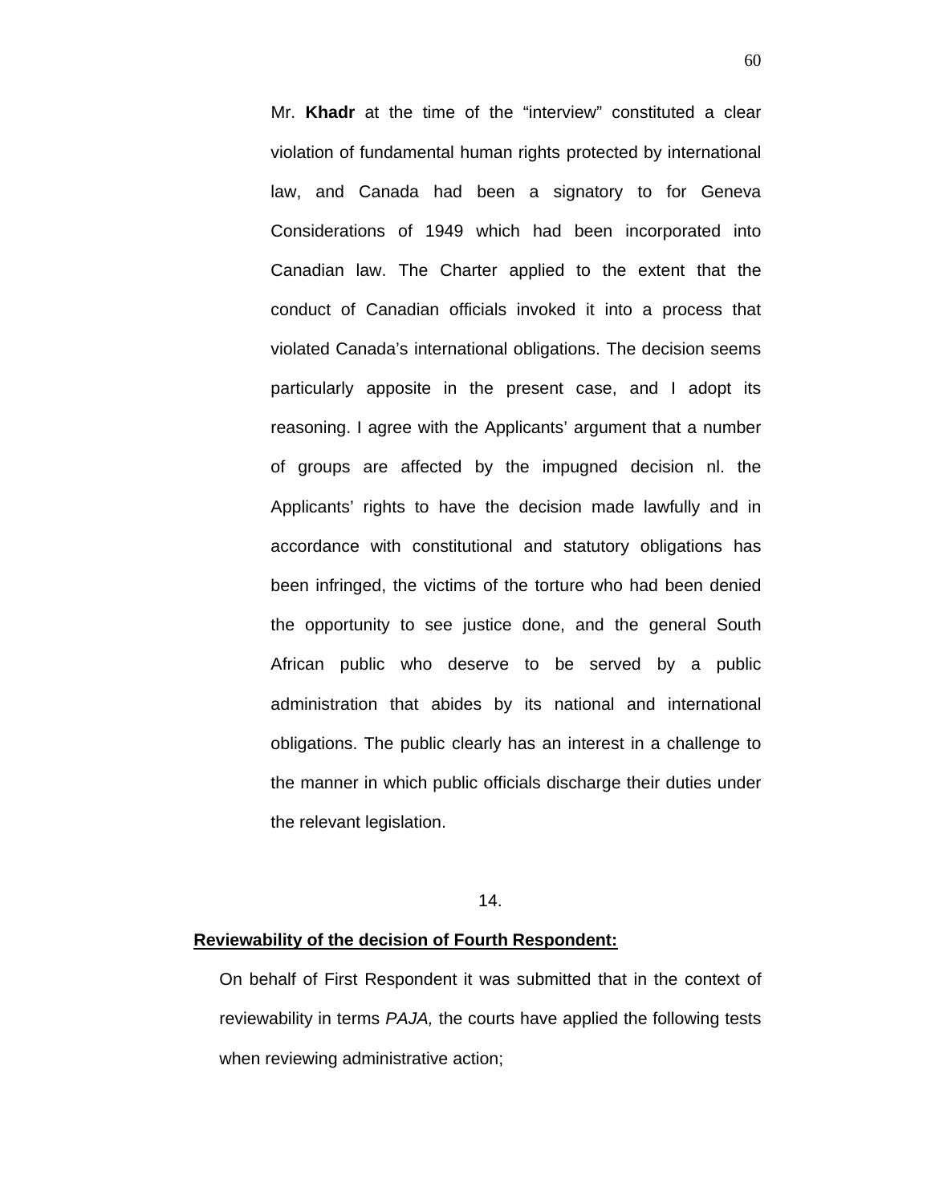Mr. **Khadr** at the time of the "interview" constituted a clear violation of fundamental human rights protected by international law, and Canada had been a signatory to for Geneva Considerations of 1949 which had been incorporated into Canadian law. The Charter applied to the extent that the conduct of Canadian officials invoked it into a process that violated Canada's international obligations. The decision seems particularly apposite in the present case, and I adopt its reasoning. I agree with the Applicants' argument that a number of groups are affected by the impugned decision nl. the Applicants' rights to have the decision made lawfully and in accordance with constitutional and statutory obligations has been infringed, the victims of the torture who had been denied the opportunity to see justice done, and the general South African public who deserve to be served by a public administration that abides by its national and international obligations. The public clearly has an interest in a challenge to the manner in which public officials discharge their duties under the relevant legislation.

14.

**<u>Reviewability of the decision of Fourth Respondent:</u>**

On behalf of First Respondent it was submitted that in the context of reviewability in terms *PAJA,* the courts have applied the following tests when reviewing administrative action;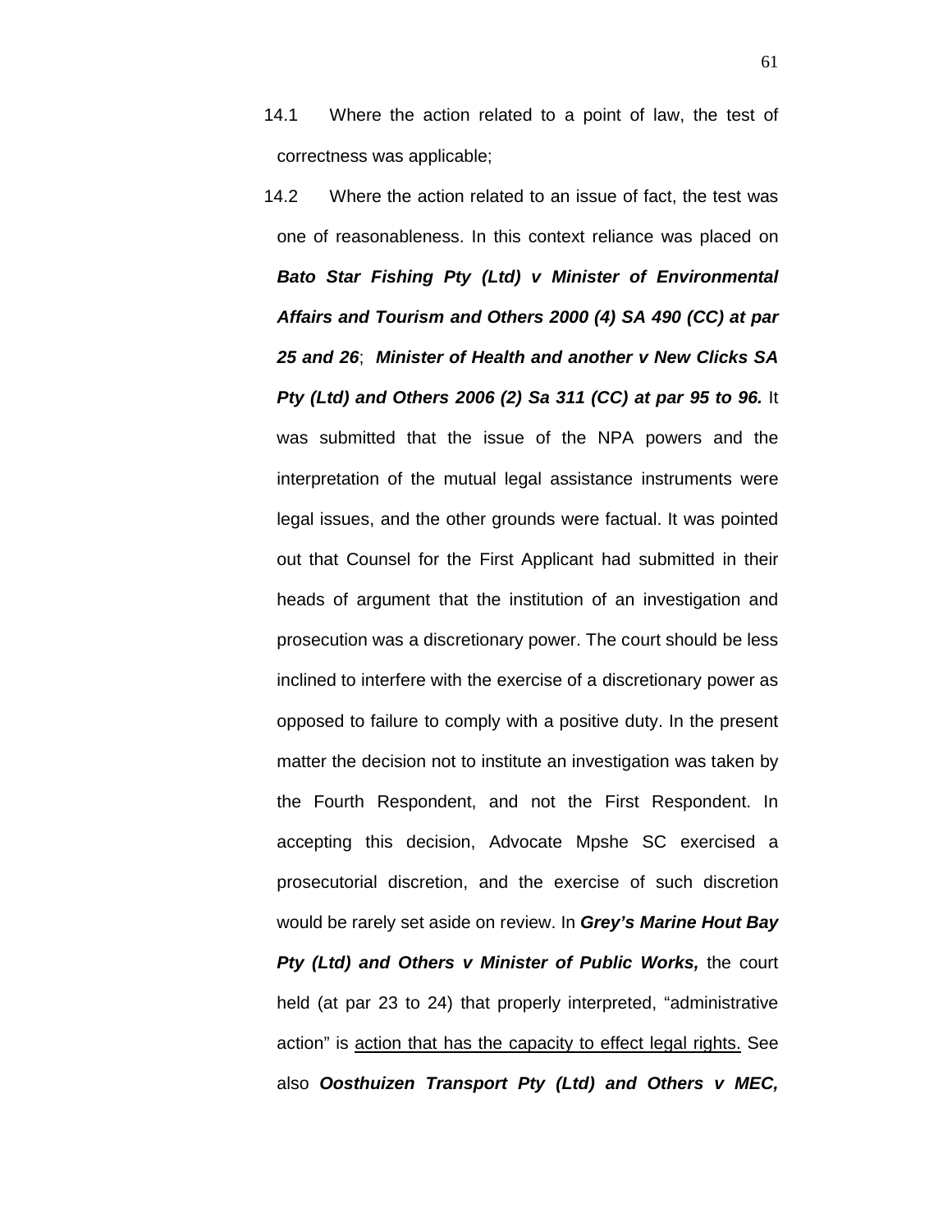14.1 Where the action related to a point of law, the test of correctness was applicable;

14.2 Where the action related to an issue of fact, the test was one of reasonableness. In this context reliance was placed on ***Bato Star Fishing Pty (Ltd) v Minister of Environmental Affairs and Tourism and Others 2000 (4) SA 490 (CC) at par 25 and 26***; ***Minister of Health and another v New Clicks SA Pty (Ltd) and Others 2006 (2) Sa 311 (CC) at par 95 to 96.*** It was submitted that the issue of the NPA powers and the interpretation of the mutual legal assistance instruments were legal issues, and the other grounds were factual. It was pointed out that Counsel for the First Applicant had submitted in their heads of argument that the institution of an investigation and prosecution was a discretionary power. The court should be less inclined to interfere with the exercise of a discretionary power as opposed to failure to comply with a positive duty. In the present matter the decision not to institute an investigation was taken by the Fourth Respondent, and not the First Respondent. In accepting this decision, Advocate Mpshe SC exercised a prosecutorial discretion, and the exercise of such discretion would be rarely set aside on review. In ***Grey's Marine Hout Bay Pty (Ltd) and Others v Minister of Public Works,*** the court held (at par 23 to 24) that properly interpreted, "administrative action" is <u>action that has the capacity to effect legal rights.</u> See also ***Oosthuizen Transport Pty (Ltd) and Others v MEC,***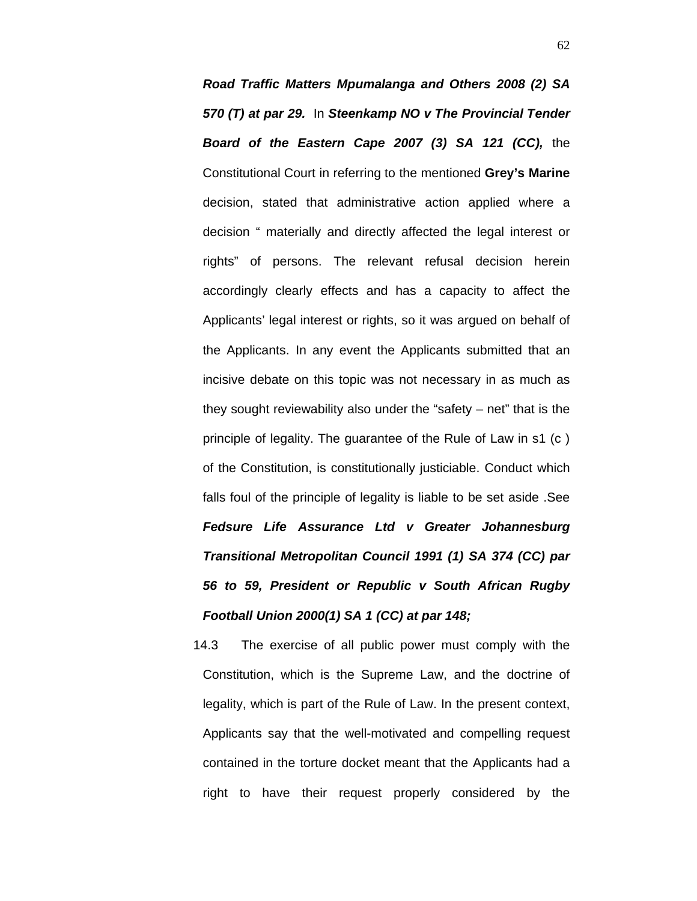***Road Traffic Matters Mpumalanga and Others 2008 (2) SA 570 (T) at par 29.*** In ***Steenkamp NO v The Provincial Tender Board of the Eastern Cape 2007 (3) SA 121 (CC),*** the Constitutional Court in referring to the mentioned **Grey's Marine** decision, stated that administrative action applied where a decision " materially and directly affected the legal interest or rights" of persons. The relevant refusal decision herein accordingly clearly effects and has a capacity to affect the Applicants' legal interest or rights, so it was argued on behalf of the Applicants. In any event the Applicants submitted that an incisive debate on this topic was not necessary in as much as they sought reviewability also under the "safety – net" that is the principle of legality. The guarantee of the Rule of Law in s1 (c ) of the Constitution, is constitutionally justiciable. Conduct which falls foul of the principle of legality is liable to be set aside .See ***Fedsure Life Assurance Ltd v Greater Johannesburg Transitional Metropolitan Council 1991 (1) SA 374 (CC) par 56 to 59, President or Republic v South African Rugby Football Union 2000(1) SA 1 (CC) at par 148;***

14.3 The exercise of all public power must comply with the Constitution, which is the Supreme Law, and the doctrine of legality, which is part of the Rule of Law. In the present context, Applicants say that the well-motivated and compelling request contained in the torture docket meant that the Applicants had a right to have their request properly considered by the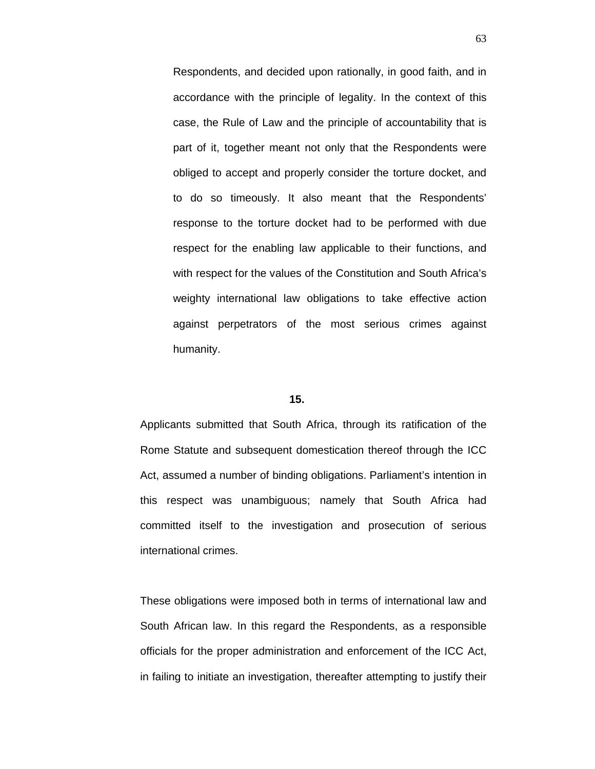Respondents, and decided upon rationally, in good faith, and in accordance with the principle of legality. In the context of this case, the Rule of Law and the principle of accountability that is part of it, together meant not only that the Respondents were obliged to accept and properly consider the torture docket, and to do so timeously. It also meant that the Respondents' response to the torture docket had to be performed with due respect for the enabling law applicable to their functions, and with respect for the values of the Constitution and South Africa's weighty international law obligations to take effective action against perpetrators of the most serious crimes against humanity.

**15.**

Applicants submitted that South Africa, through its ratification of the Rome Statute and subsequent domestication thereof through the ICC Act, assumed a number of binding obligations. Parliament's intention in this respect was unambiguous; namely that South Africa had committed itself to the investigation and prosecution of serious international crimes.

These obligations were imposed both in terms of international law and South African law. In this regard the Respondents, as a responsible officials for the proper administration and enforcement of the ICC Act, in failing to initiate an investigation, thereafter attempting to justify their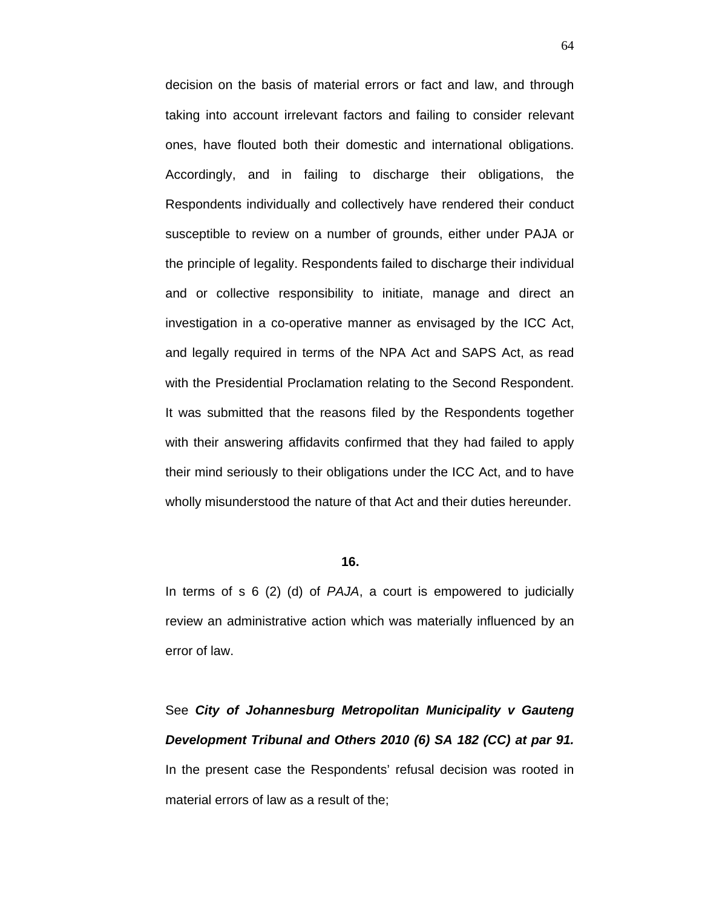decision on the basis of material errors or fact and law, and through taking into account irrelevant factors and failing to consider relevant ones, have flouted both their domestic and international obligations. Accordingly, and in failing to discharge their obligations, the Respondents individually and collectively have rendered their conduct susceptible to review on a number of grounds, either under PAJA or the principle of legality. Respondents failed to discharge their individual and or collective responsibility to initiate, manage and direct an investigation in a co-operative manner as envisaged by the ICC Act, and legally required in terms of the NPA Act and SAPS Act, as read with the Presidential Proclamation relating to the Second Respondent. It was submitted that the reasons filed by the Respondents together with their answering affidavits confirmed that they had failed to apply their mind seriously to their obligations under the ICC Act, and to have wholly misunderstood the nature of that Act and their duties hereunder.

**16.**

In terms of s 6 (2) (d) of *PAJA*, a court is empowered to judicially review an administrative action which was materially influenced by an error of law.

See ***City of Johannesburg Metropolitan Municipality v Gauteng Development Tribunal and Others 2010 (6) SA 182 (CC) at par 91.*** In the present case the Respondents' refusal decision was rooted in material errors of law as a result of the;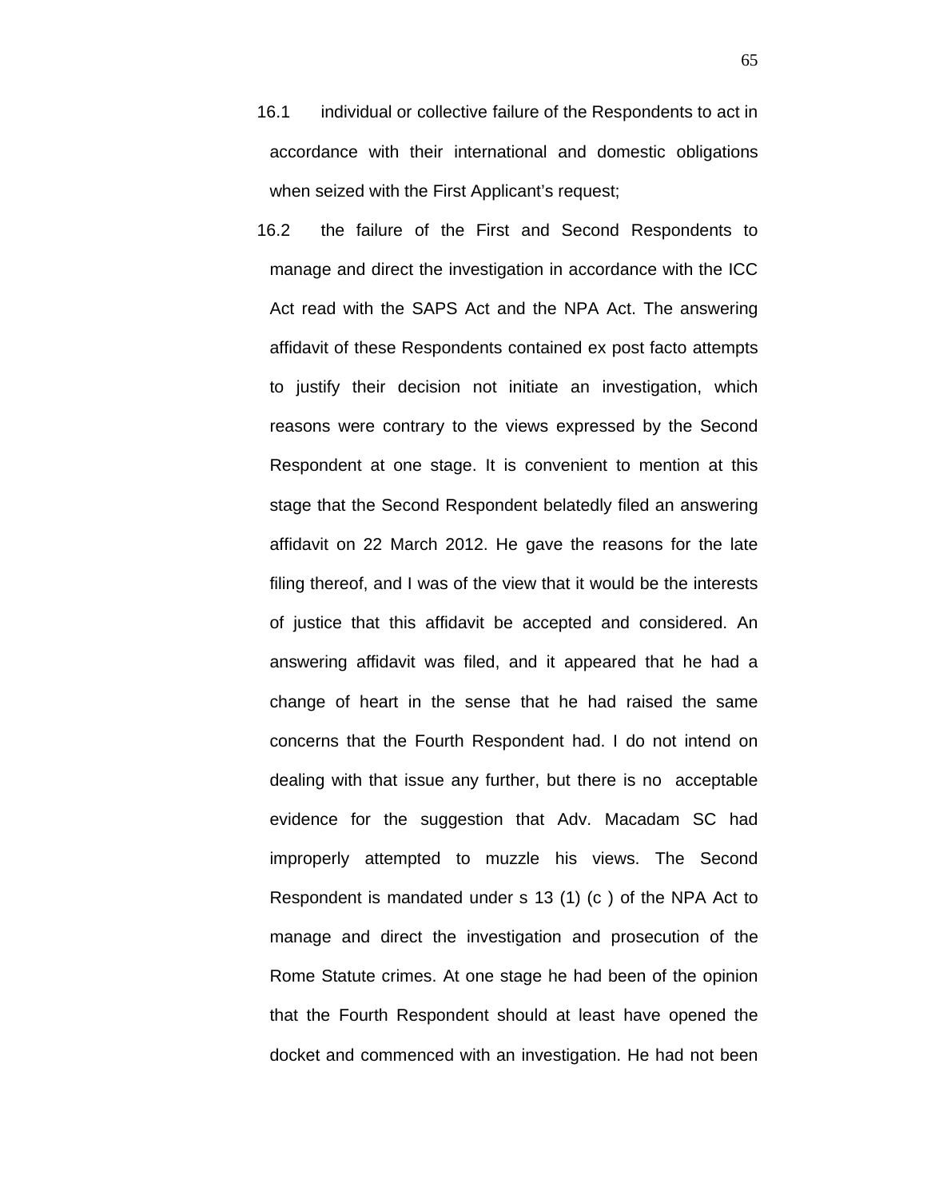16.1 individual or collective failure of the Respondents to act in accordance with their international and domestic obligations when seized with the First Applicant's request;

16.2 the failure of the First and Second Respondents to manage and direct the investigation in accordance with the ICC Act read with the SAPS Act and the NPA Act. The answering affidavit of these Respondents contained ex post facto attempts to justify their decision not initiate an investigation, which reasons were contrary to the views expressed by the Second Respondent at one stage. It is convenient to mention at this stage that the Second Respondent belatedly filed an answering affidavit on 22 March 2012. He gave the reasons for the late filing thereof, and I was of the view that it would be the interests of justice that this affidavit be accepted and considered. An answering affidavit was filed, and it appeared that he had a change of heart in the sense that he had raised the same concerns that the Fourth Respondent had. I do not intend on dealing with that issue any further, but there is no acceptable evidence for the suggestion that Adv. Macadam SC had improperly attempted to muzzle his views. The Second Respondent is mandated under s 13 (1) (c ) of the NPA Act to manage and direct the investigation and prosecution of the Rome Statute crimes. At one stage he had been of the opinion that the Fourth Respondent should at least have opened the docket and commenced with an investigation. He had not been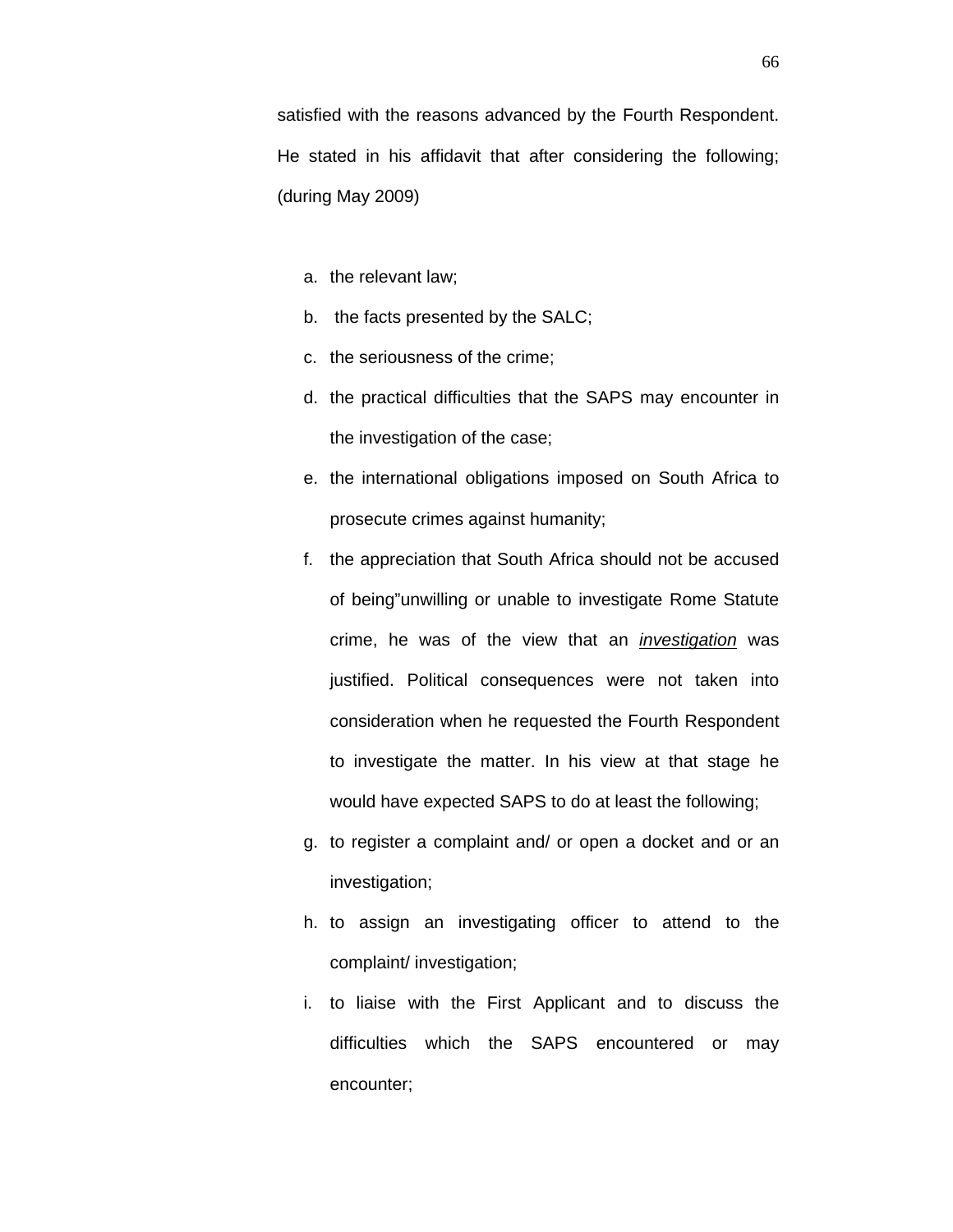satisfied with the reasons advanced by the Fourth Respondent. He stated in his affidavit that after considering the following; (during May 2009)

a. the relevant law;
b. the facts presented by the SALC;
c. the seriousness of the crime;
d. the practical difficulties that the SAPS may encounter in the investigation of the case;
e. the international obligations imposed on South Africa to prosecute crimes against humanity;
f. the appreciation that South Africa should not be accused of being"unwilling or unable to investigate Rome Statute crime, he was of the view that an *investigation* was justified. Political consequences were not taken into consideration when he requested the Fourth Respondent to investigate the matter. In his view at that stage he would have expected SAPS to do at least the following;
g. to register a complaint and/ or open a docket and or an investigation;
h. to assign an investigating officer to attend to the complaint/ investigation;
i. to liaise with the First Applicant and to discuss the difficulties which the SAPS encountered or may encounter;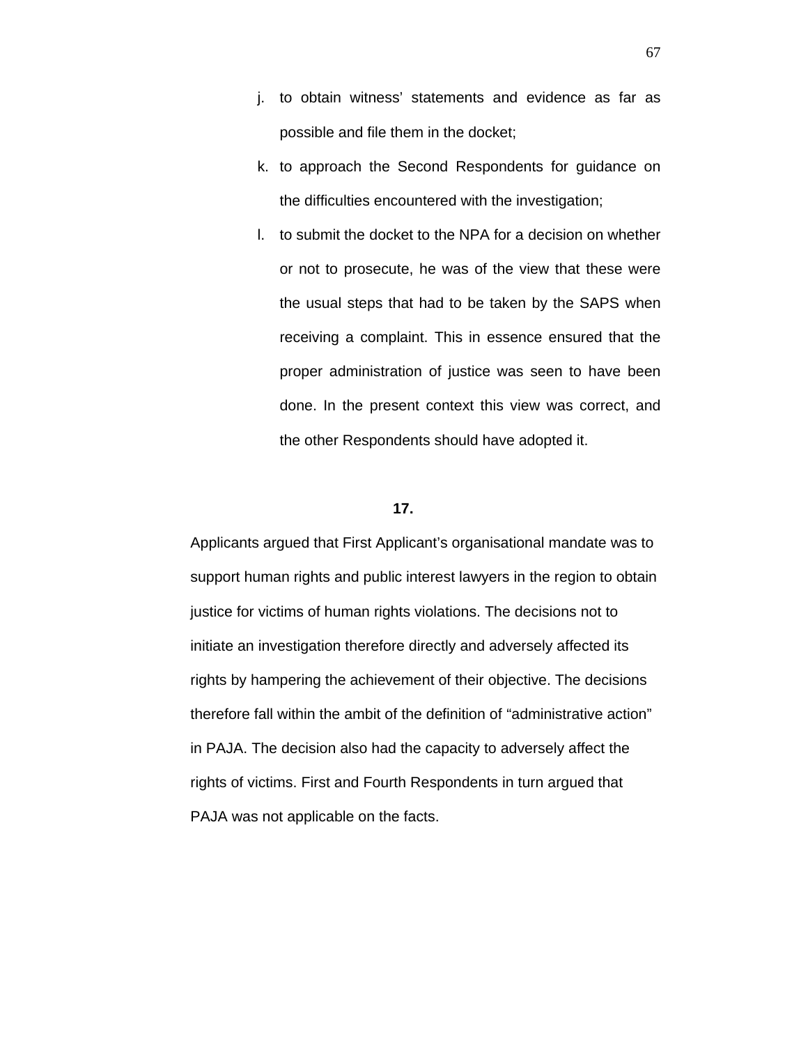j. to obtain witness' statements and evidence as far as possible and file them in the docket;
k. to approach the Second Respondents for guidance on the difficulties encountered with the investigation;
l. to submit the docket to the NPA for a decision on whether or not to prosecute, he was of the view that these were the usual steps that had to be taken by the SAPS when receiving a complaint. This in essence ensured that the proper administration of justice was seen to have been done. In the present context this view was correct, and the other Respondents should have adopted it.

**17.**

Applicants argued that First Applicant's organisational mandate was to support human rights and public interest lawyers in the region to obtain justice for victims of human rights violations. The decisions not to initiate an investigation therefore directly and adversely affected its rights by hampering the achievement of their objective. The decisions therefore fall within the ambit of the definition of "administrative action" in PAJA. The decision also had the capacity to adversely affect the rights of victims. First and Fourth Respondents in turn argued that PAJA was not applicable on the facts.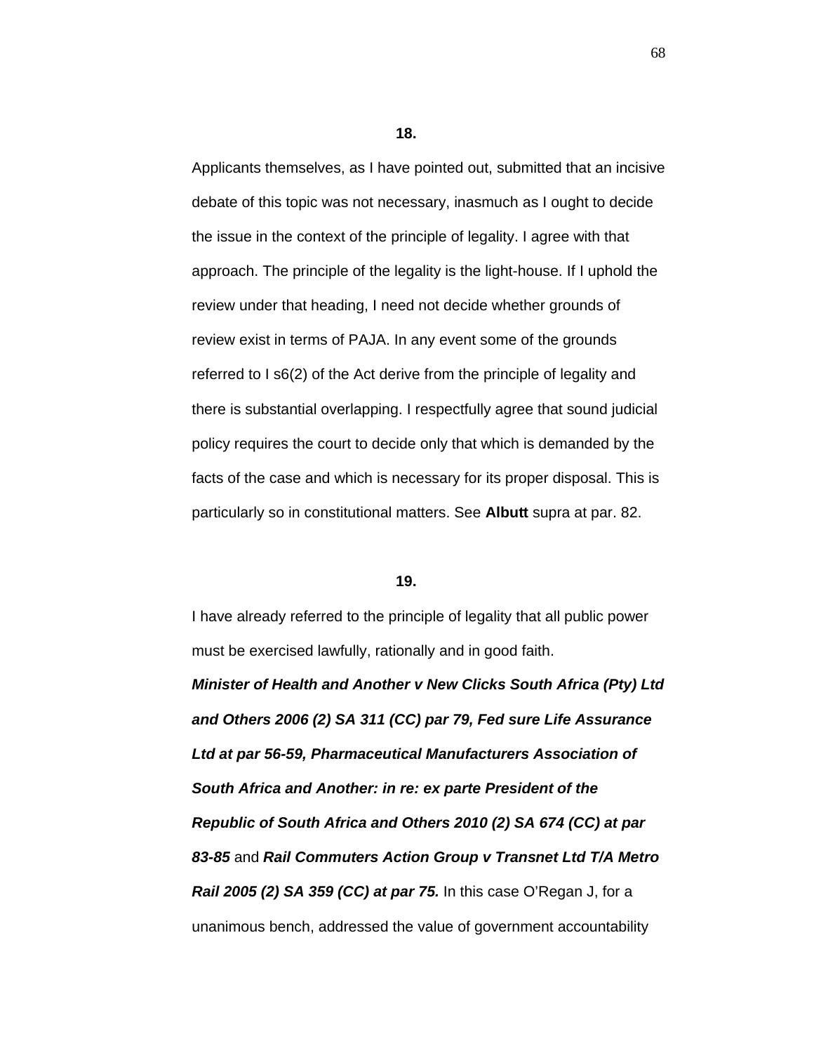**18.**

Applicants themselves, as I have pointed out, submitted that an incisive debate of this topic was not necessary, inasmuch as I ought to decide the issue in the context of the principle of legality. I agree with that approach. The principle of the legality is the light-house. If I uphold the review under that heading, I need not decide whether grounds of review exist in terms of PAJA. In any event some of the grounds referred to I s6(2) of the Act derive from the principle of legality and there is substantial overlapping. I respectfully agree that sound judicial policy requires the court to decide only that which is demanded by the facts of the case and which is necessary for its proper disposal. This is particularly so in constitutional matters. See **Albutt** supra at par. 82.

**19.**

I have already referred to the principle of legality that all public power must be exercised lawfully, rationally and in good faith. ***Minister of Health and Another v New Clicks South Africa (Pty) Ltd and Others 2006 (2) SA 311 (CC) par 79, Fed sure Life Assurance Ltd at par 56-59, Pharmaceutical Manufacturers Association of South Africa and Another: in re: ex parte President of the Republic of South Africa and Others 2010 (2) SA 674 (CC) at par 83-85*** and ***Rail Commuters Action Group v Transnet Ltd T/A Metro Rail 2005 (2) SA 359 (CC) at par 75.*** In this case O'Regan J, for a unanimous bench, addressed the value of government accountability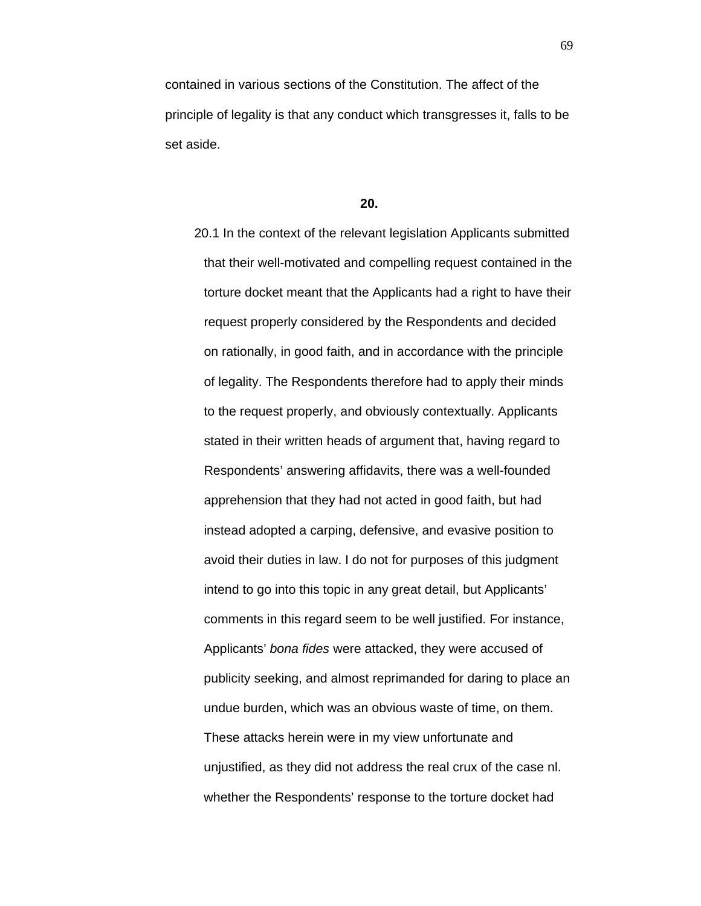contained in various sections of the Constitution. The affect of the principle of legality is that any conduct which transgresses it, falls to be set aside.

**20.**

20.1 In the context of the relevant legislation Applicants submitted that their well-motivated and compelling request contained in the torture docket meant that the Applicants had a right to have their request properly considered by the Respondents and decided on rationally, in good faith, and in accordance with the principle of legality. The Respondents therefore had to apply their minds to the request properly, and obviously contextually. Applicants stated in their written heads of argument that, having regard to Respondents' answering affidavits, there was a well-founded apprehension that they had not acted in good faith, but had instead adopted a carping, defensive, and evasive position to avoid their duties in law. I do not for purposes of this judgment intend to go into this topic in any great detail, but Applicants' comments in this regard seem to be well justified. For instance, Applicants' *bona fides* were attacked, they were accused of publicity seeking, and almost reprimanded for daring to place an undue burden, which was an obvious waste of time, on them. These attacks herein were in my view unfortunate and unjustified, as they did not address the real crux of the case nl. whether the Respondents' response to the torture docket had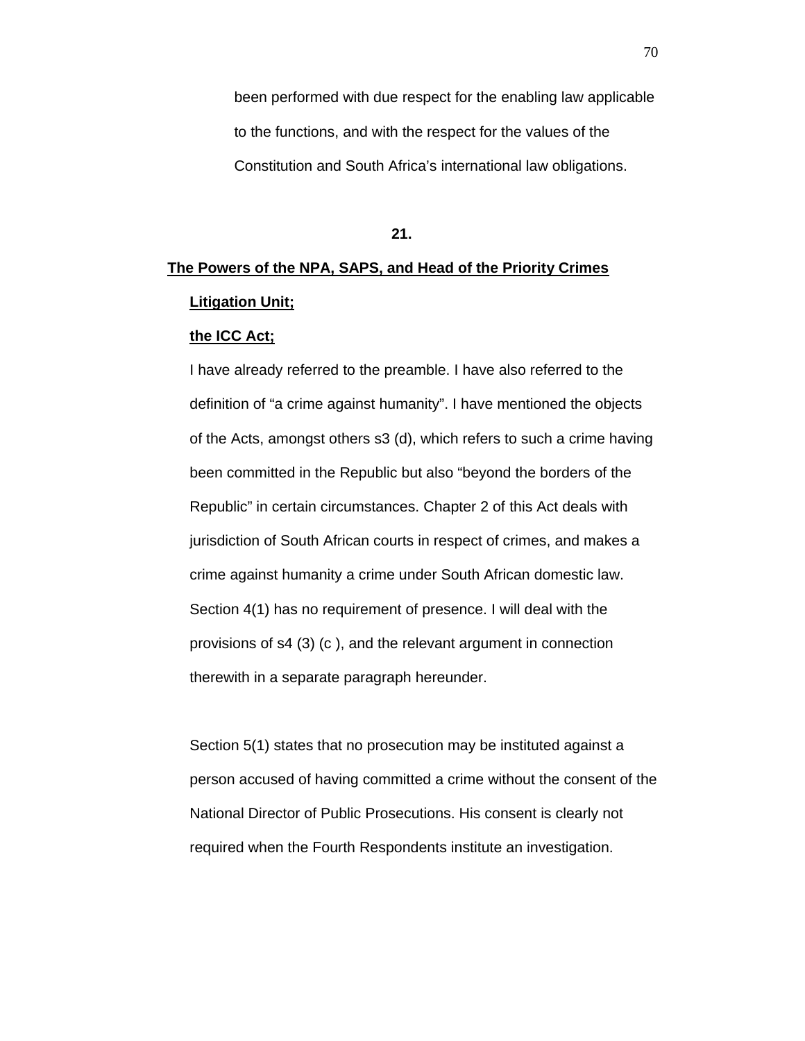been performed with due respect for the enabling law applicable to the functions, and with the respect for the values of the Constitution and South Africa's international law obligations.

**21.**

**<u>The Powers of the NPA, SAPS, and Head of the Priority Crimes Litigation Unit;</u>**

**<u>the ICC Act;</u>**

I have already referred to the preamble. I have also referred to the definition of "a crime against humanity". I have mentioned the objects of the Acts, amongst others s3 (d), which refers to such a crime having been committed in the Republic but also "beyond the borders of the Republic" in certain circumstances. Chapter 2 of this Act deals with jurisdiction of South African courts in respect of crimes, and makes a crime against humanity a crime under South African domestic law. Section 4(1) has no requirement of presence. I will deal with the provisions of s4 (3) (c ), and the relevant argument in connection therewith in a separate paragraph hereunder.

Section 5(1) states that no prosecution may be instituted against a person accused of having committed a crime without the consent of the National Director of Public Prosecutions. His consent is clearly not required when the Fourth Respondents institute an investigation.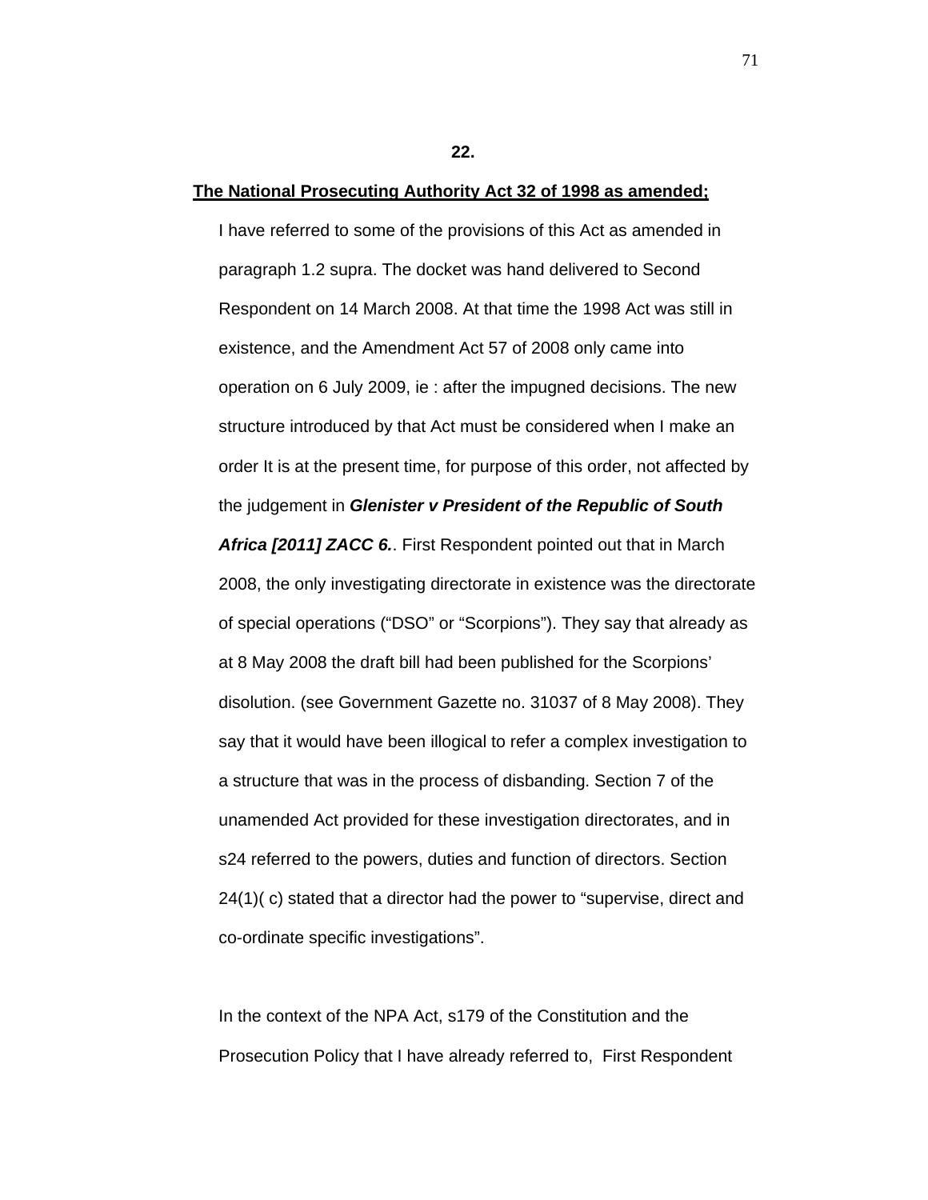**22.**

**<u>The National Prosecuting Authority Act 32 of 1998 as amended;</u>**

I have referred to some of the provisions of this Act as amended in paragraph 1.2 supra. The docket was hand delivered to Second Respondent on 14 March 2008. At that time the 1998 Act was still in existence, and the Amendment Act 57 of 2008 only came into operation on 6 July 2009, ie : after the impugned decisions. The new structure introduced by that Act must be considered when I make an order It is at the present time, for purpose of this order, not affected by the judgement in ***Glenister v President of the Republic of South Africa [2011] ZACC 6.***. First Respondent pointed out that in March 2008, the only investigating directorate in existence was the directorate of special operations ("DSO" or "Scorpions"). They say that already as at 8 May 2008 the draft bill had been published for the Scorpions' disolution. (see Government Gazette no. 31037 of 8 May 2008). They say that it would have been illogical to refer a complex investigation to a structure that was in the process of disbanding. Section 7 of the unamended Act provided for these investigation directorates, and in s24 referred to the powers, duties and function of directors. Section 24(1)( c) stated that a director had the power to "supervise, direct and co-ordinate specific investigations".

In the context of the NPA Act, s179 of the Constitution and the Prosecution Policy that I have already referred to, First Respondent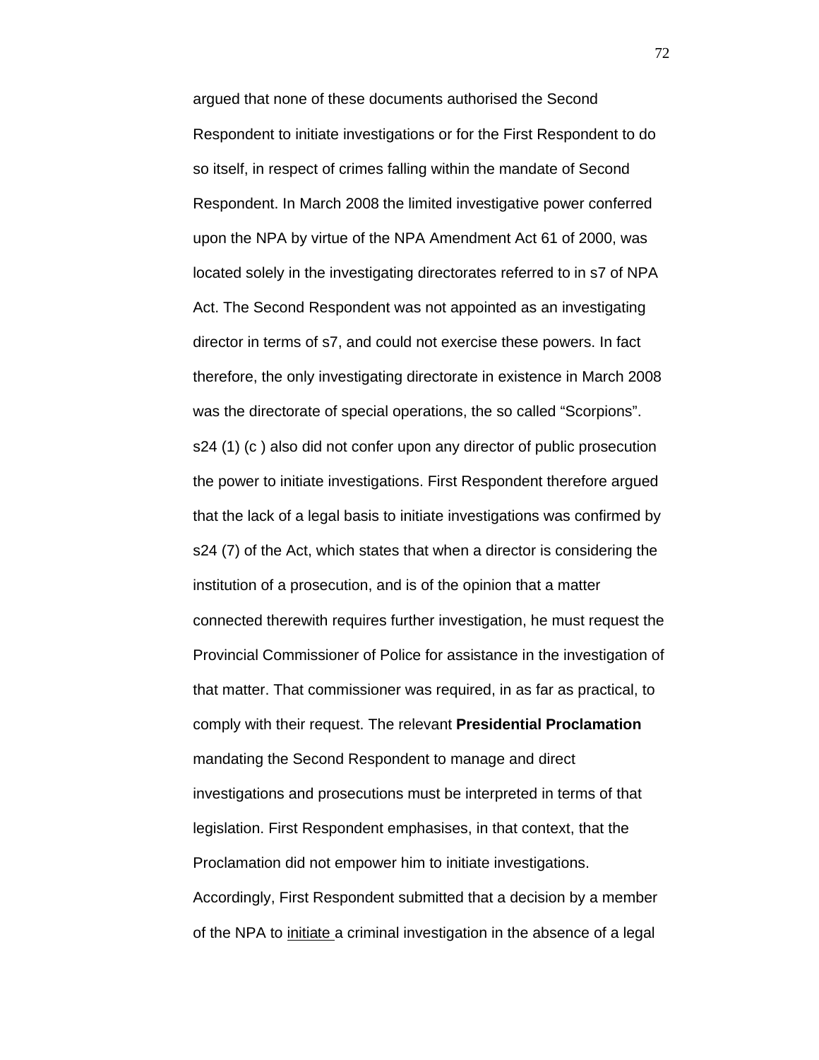argued that none of these documents authorised the Second Respondent to initiate investigations or for the First Respondent to do so itself, in respect of crimes falling within the mandate of Second Respondent. In March 2008 the limited investigative power conferred upon the NPA by virtue of the NPA Amendment Act 61 of 2000, was located solely in the investigating directorates referred to in s7 of NPA Act. The Second Respondent was not appointed as an investigating director in terms of s7, and could not exercise these powers. In fact therefore, the only investigating directorate in existence in March 2008 was the directorate of special operations, the so called "Scorpions". s24 (1) (c ) also did not confer upon any director of public prosecution the power to initiate investigations. First Respondent therefore argued that the lack of a legal basis to initiate investigations was confirmed by s24 (7) of the Act, which states that when a director is considering the institution of a prosecution, and is of the opinion that a matter connected therewith requires further investigation, he must request the Provincial Commissioner of Police for assistance in the investigation of that matter. That commissioner was required, in as far as practical, to comply with their request. The relevant **Presidential Proclamation** mandating the Second Respondent to manage and direct investigations and prosecutions must be interpreted in terms of that legislation. First Respondent emphasises, in that context, that the Proclamation did not empower him to initiate investigations. Accordingly, First Respondent submitted that a decision by a member of the NPA to <u>initiate</u> a criminal investigation in the absence of a legal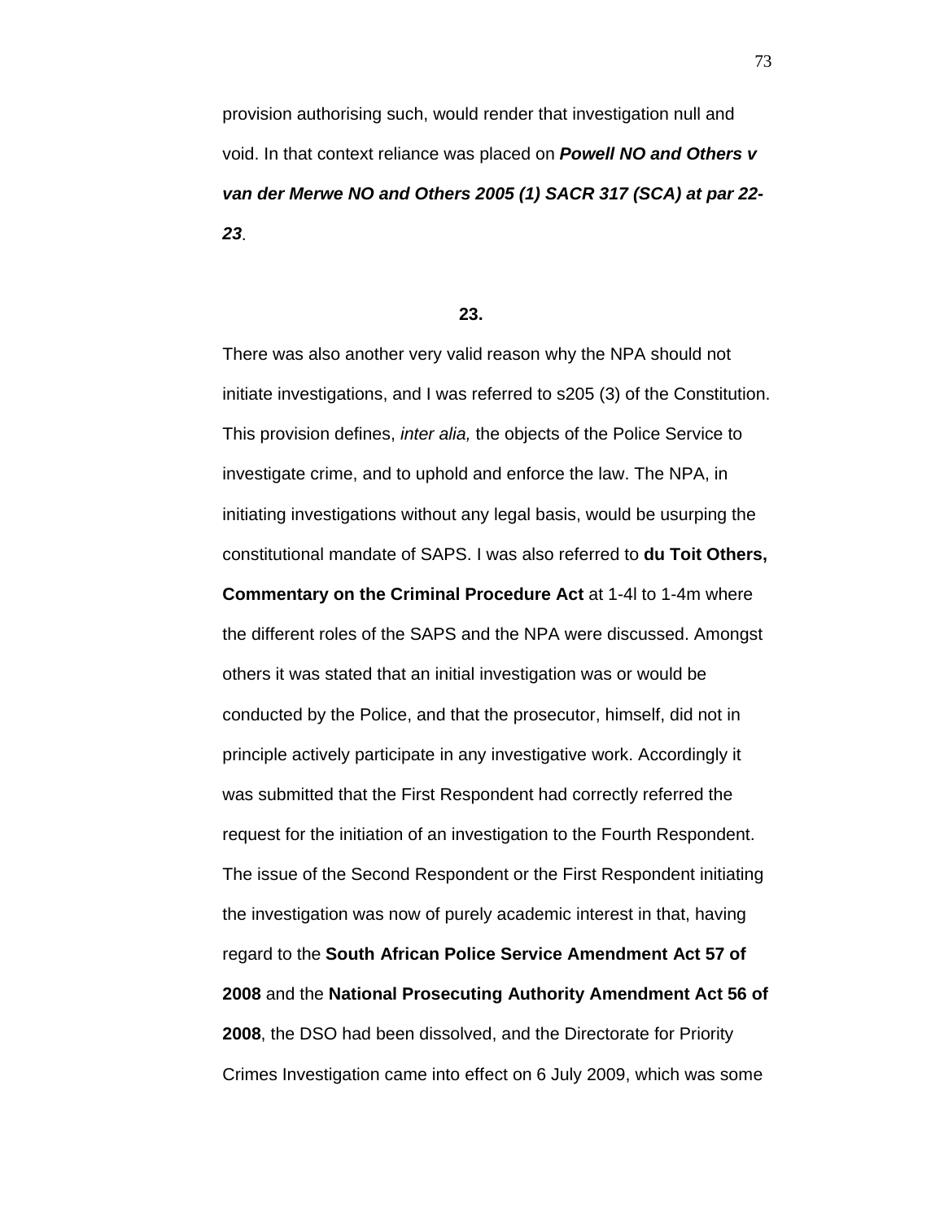provision authorising such, would render that investigation null and void. In that context reliance was placed on ***Powell NO and Others v van der Merwe NO and Others 2005 (1) SACR 317 (SCA) at par 22-23***.

**23.**

There was also another very valid reason why the NPA should not initiate investigations, and I was referred to s205 (3) of the Constitution. This provision defines, *inter alia,* the objects of the Police Service to investigate crime, and to uphold and enforce the law. The NPA, in initiating investigations without any legal basis, would be usurping the constitutional mandate of SAPS. I was also referred to **du Toit Others, Commentary on the Criminal Procedure Act** at 1-4l to 1-4m where the different roles of the SAPS and the NPA were discussed. Amongst others it was stated that an initial investigation was or would be conducted by the Police, and that the prosecutor, himself, did not in principle actively participate in any investigative work. Accordingly it was submitted that the First Respondent had correctly referred the request for the initiation of an investigation to the Fourth Respondent. The issue of the Second Respondent or the First Respondent initiating the investigation was now of purely academic interest in that, having regard to the **South African Police Service Amendment Act 57 of 2008** and the **National Prosecuting Authority Amendment Act 56 of 2008**, the DSO had been dissolved, and the Directorate for Priority Crimes Investigation came into effect on 6 July 2009, which was some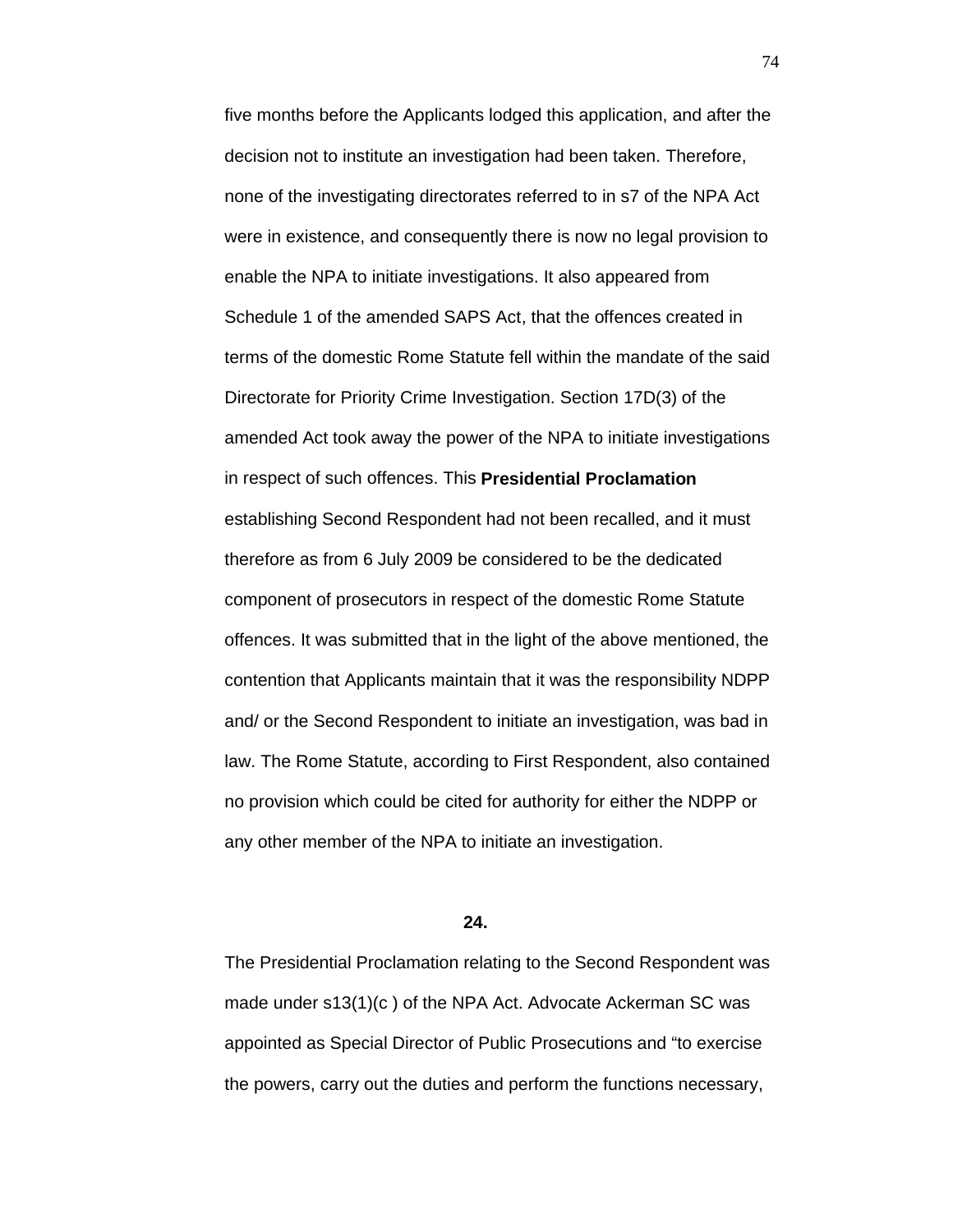five months before the Applicants lodged this application, and after the decision not to institute an investigation had been taken. Therefore, none of the investigating directorates referred to in s7 of the NPA Act were in existence, and consequently there is now no legal provision to enable the NPA to initiate investigations. It also appeared from Schedule 1 of the amended SAPS Act, that the offences created in terms of the domestic Rome Statute fell within the mandate of the said Directorate for Priority Crime Investigation. Section 17D(3) of the amended Act took away the power of the NPA to initiate investigations in respect of such offences. This **Presidential Proclamation** establishing Second Respondent had not been recalled, and it must therefore as from 6 July 2009 be considered to be the dedicated component of prosecutors in respect of the domestic Rome Statute offences. It was submitted that in the light of the above mentioned, the contention that Applicants maintain that it was the responsibility NDPP and/ or the Second Respondent to initiate an investigation, was bad in law. The Rome Statute, according to First Respondent, also contained no provision which could be cited for authority for either the NDPP or any other member of the NPA to initiate an investigation.

**24.**

The Presidential Proclamation relating to the Second Respondent was made under s13(1)(c ) of the NPA Act. Advocate Ackerman SC was appointed as Special Director of Public Prosecutions and "to exercise the powers, carry out the duties and perform the functions necessary,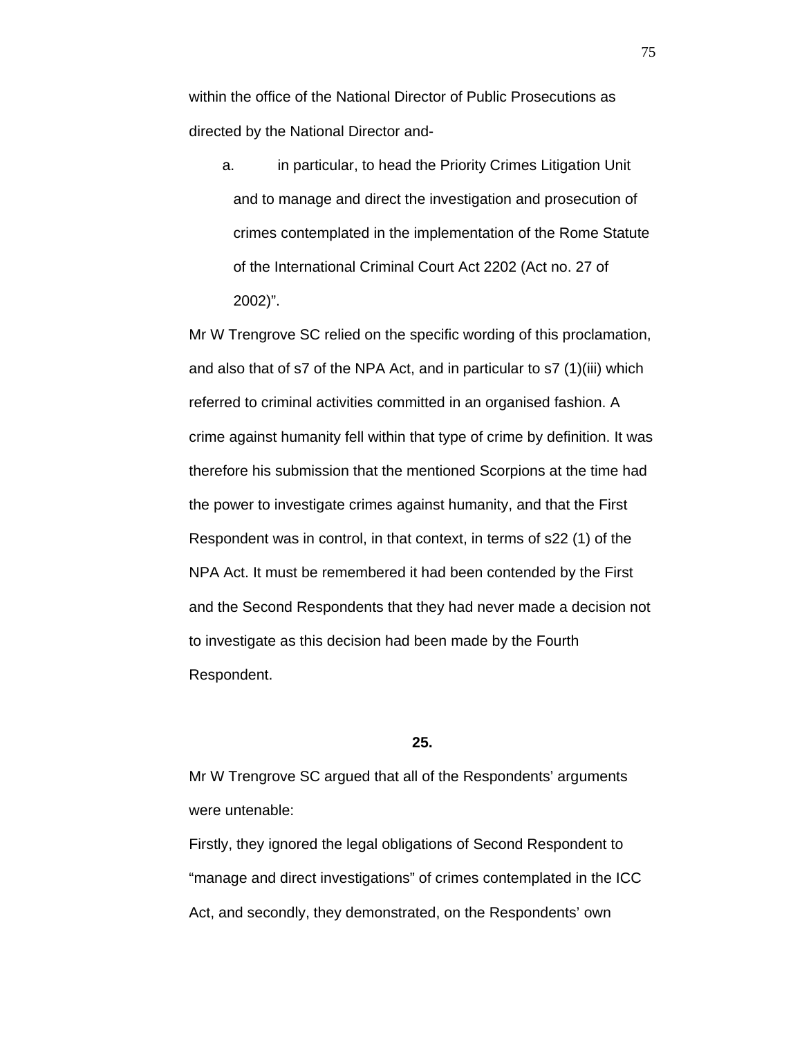within the office of the National Director of Public Prosecutions as directed by the National Director and-

a. in particular, to head the Priority Crimes Litigation Unit and to manage and direct the investigation and prosecution of crimes contemplated in the implementation of the Rome Statute of the International Criminal Court Act 2202 (Act no. 27 of 2002)".

Mr W Trengrove SC relied on the specific wording of this proclamation, and also that of s7 of the NPA Act, and in particular to s7 (1)(iii) which referred to criminal activities committed in an organised fashion. A crime against humanity fell within that type of crime by definition. It was therefore his submission that the mentioned Scorpions at the time had the power to investigate crimes against humanity, and that the First Respondent was in control, in that context, in terms of s22 (1) of the NPA Act. It must be remembered it had been contended by the First and the Second Respondents that they had never made a decision not to investigate as this decision had been made by the Fourth Respondent.

**25.**

Mr W Trengrove SC argued that all of the Respondents' arguments were untenable:

Firstly, they ignored the legal obligations of Second Respondent to "manage and direct investigations" of crimes contemplated in the ICC Act, and secondly, they demonstrated, on the Respondents' own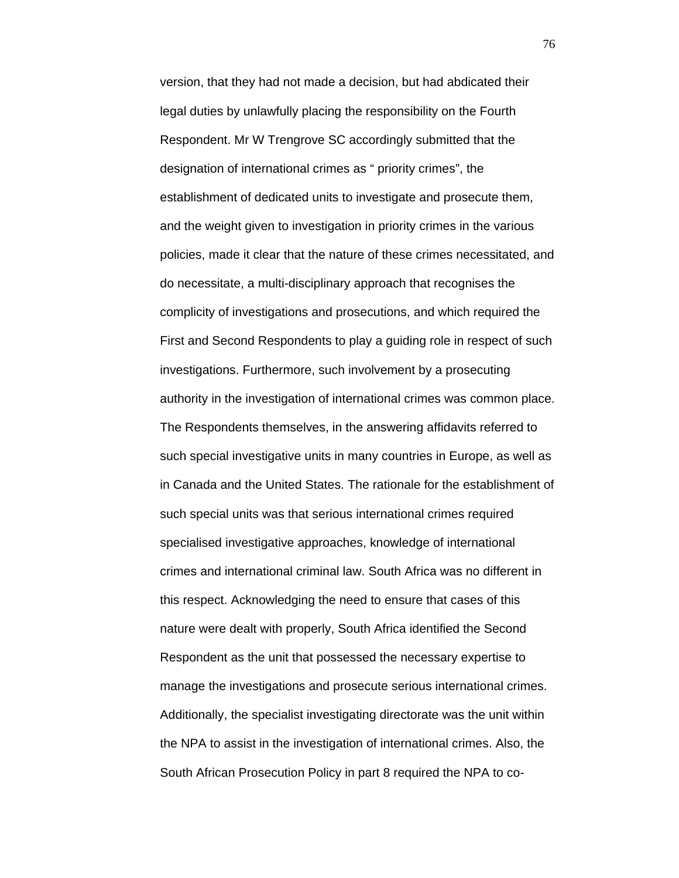version, that they had not made a decision, but had abdicated their legal duties by unlawfully placing the responsibility on the Fourth Respondent. Mr W Trengrove SC accordingly submitted that the designation of international crimes as " priority crimes", the establishment of dedicated units to investigate and prosecute them, and the weight given to investigation in priority crimes in the various policies, made it clear that the nature of these crimes necessitated, and do necessitate, a multi-disciplinary approach that recognises the complicity of investigations and prosecutions, and which required the First and Second Respondents to play a guiding role in respect of such investigations. Furthermore, such involvement by a prosecuting authority in the investigation of international crimes was common place. The Respondents themselves, in the answering affidavits referred to such special investigative units in many countries in Europe, as well as in Canada and the United States. The rationale for the establishment of such special units was that serious international crimes required specialised investigative approaches, knowledge of international crimes and international criminal law. South Africa was no different in this respect. Acknowledging the need to ensure that cases of this nature were dealt with properly, South Africa identified the Second Respondent as the unit that possessed the necessary expertise to manage the investigations and prosecute serious international crimes. Additionally, the specialist investigating directorate was the unit within the NPA to assist in the investigation of international crimes. Also, the South African Prosecution Policy in part 8 required the NPA to co-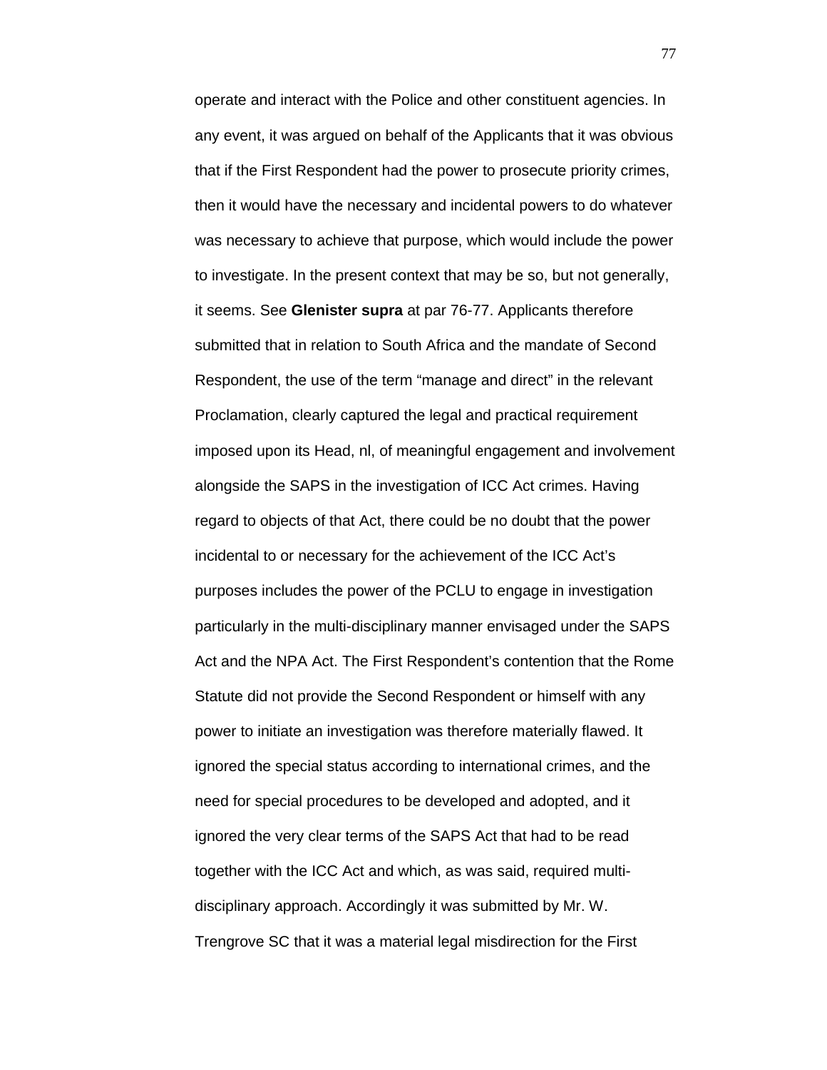operate and interact with the Police and other constituent agencies. In any event, it was argued on behalf of the Applicants that it was obvious that if the First Respondent had the power to prosecute priority crimes, then it would have the necessary and incidental powers to do whatever was necessary to achieve that purpose, which would include the power to investigate. In the present context that may be so, but not generally, it seems. See **Glenister supra** at par 76-77. Applicants therefore submitted that in relation to South Africa and the mandate of Second Respondent, the use of the term "manage and direct" in the relevant Proclamation, clearly captured the legal and practical requirement imposed upon its Head, nl, of meaningful engagement and involvement alongside the SAPS in the investigation of ICC Act crimes. Having regard to objects of that Act, there could be no doubt that the power incidental to or necessary for the achievement of the ICC Act's purposes includes the power of the PCLU to engage in investigation particularly in the multi-disciplinary manner envisaged under the SAPS Act and the NPA Act. The First Respondent's contention that the Rome Statute did not provide the Second Respondent or himself with any power to initiate an investigation was therefore materially flawed. It ignored the special status according to international crimes, and the need for special procedures to be developed and adopted, and it ignored the very clear terms of the SAPS Act that had to be read together with the ICC Act and which, as was said, required multi-disciplinary approach. Accordingly it was submitted by Mr. W. Trengrove SC that it was a material legal misdirection for the First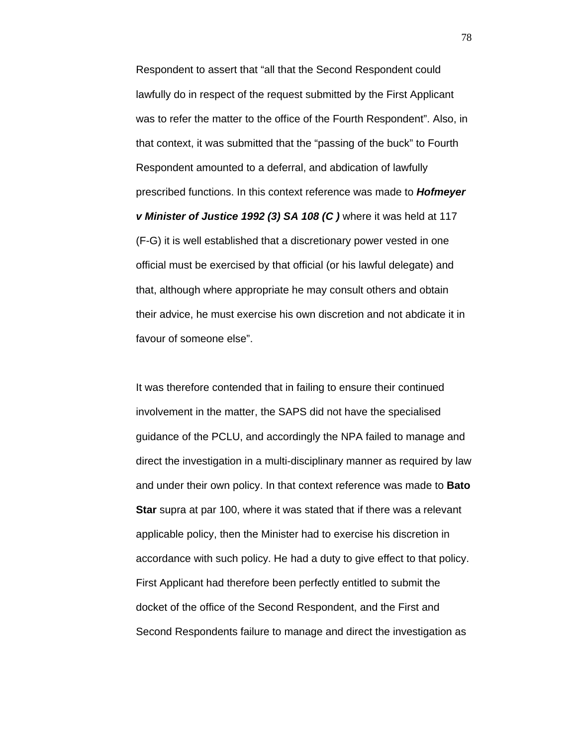Respondent to assert that "all that the Second Respondent could lawfully do in respect of the request submitted by the First Applicant was to refer the matter to the office of the Fourth Respondent". Also, in that context, it was submitted that the "passing of the buck" to Fourth Respondent amounted to a deferral, and abdication of lawfully prescribed functions. In this context reference was made to ***Hofmeyer v Minister of Justice 1992 (3) SA 108 (C )*** where it was held at 117 (F-G) it is well established that a discretionary power vested in one official must be exercised by that official (or his lawful delegate) and that, although where appropriate he may consult others and obtain their advice, he must exercise his own discretion and not abdicate it in favour of someone else".

It was therefore contended that in failing to ensure their continued involvement in the matter, the SAPS did not have the specialised guidance of the PCLU, and accordingly the NPA failed to manage and direct the investigation in a multi-disciplinary manner as required by law and under their own policy. In that context reference was made to **Bato Star** supra at par 100, where it was stated that if there was a relevant applicable policy, then the Minister had to exercise his discretion in accordance with such policy. He had a duty to give effect to that policy. First Applicant had therefore been perfectly entitled to submit the docket of the office of the Second Respondent, and the First and Second Respondents failure to manage and direct the investigation as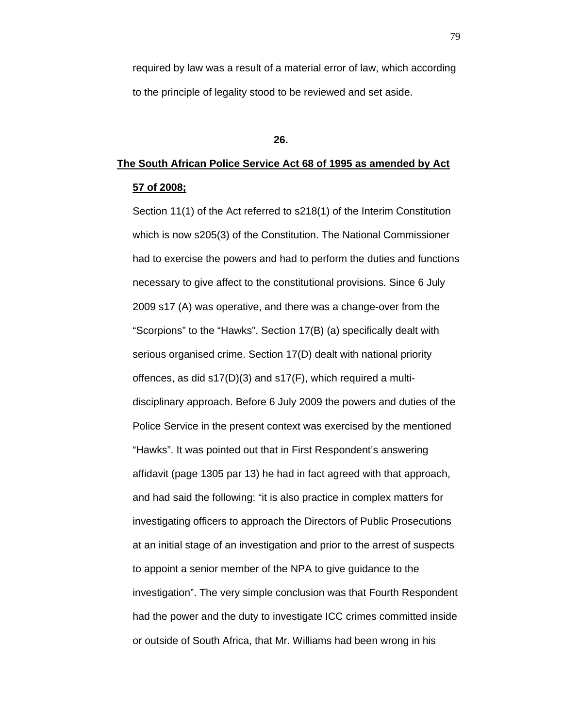required by law was a result of a material error of law, which according to the principle of legality stood to be reviewed and set aside.

**26.**

**<u>The South African Police Service Act 68 of 1995 as amended by Act 57 of 2008;</u>**

Section 11(1) of the Act referred to s218(1) of the Interim Constitution which is now s205(3) of the Constitution. The National Commissioner had to exercise the powers and had to perform the duties and functions necessary to give affect to the constitutional provisions. Since 6 July 2009 s17 (A) was operative, and there was a change-over from the "Scorpions" to the "Hawks". Section 17(B) (a) specifically dealt with serious organised crime. Section 17(D) dealt with national priority offences, as did s17(D)(3) and s17(F), which required a multi-disciplinary approach. Before 6 July 2009 the powers and duties of the Police Service in the present context was exercised by the mentioned "Hawks". It was pointed out that in First Respondent's answering affidavit (page 1305 par 13) he had in fact agreed with that approach, and had said the following: "it is also practice in complex matters for investigating officers to approach the Directors of Public Prosecutions at an initial stage of an investigation and prior to the arrest of suspects to appoint a senior member of the NPA to give guidance to the investigation". The very simple conclusion was that Fourth Respondent had the power and the duty to investigate ICC crimes committed inside or outside of South Africa, that Mr. Williams had been wrong in his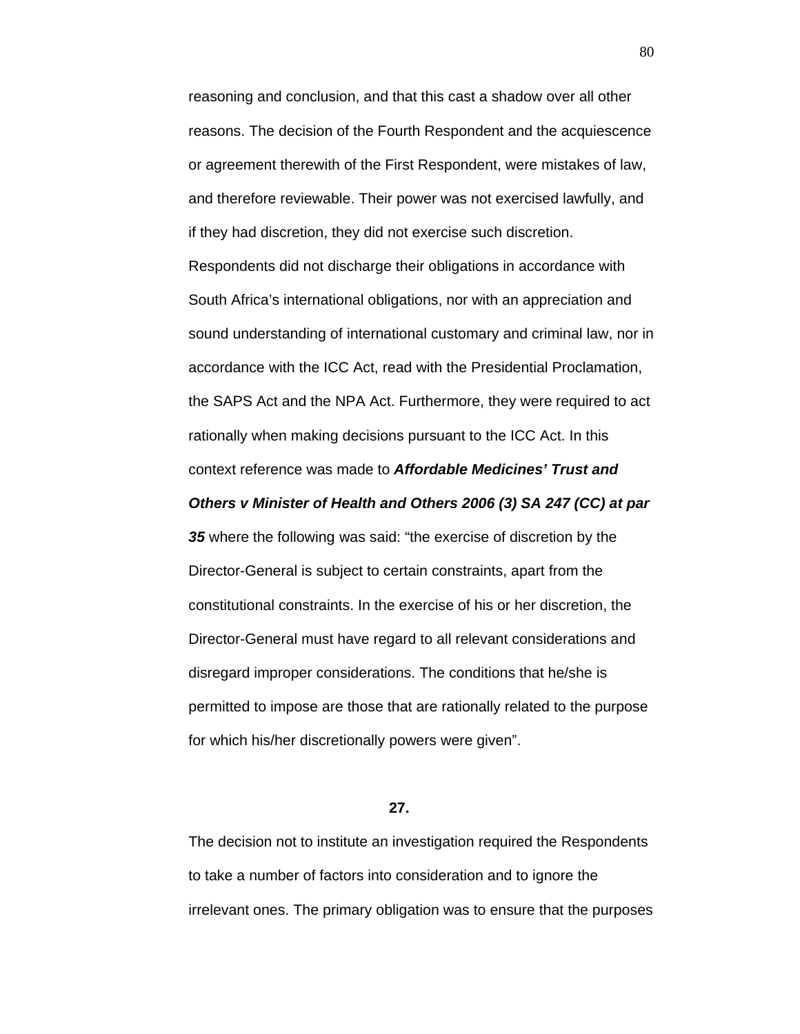reasoning and conclusion, and that this cast a shadow over all other reasons. The decision of the Fourth Respondent and the acquiescence or agreement therewith of the First Respondent, were mistakes of law, and therefore reviewable. Their power was not exercised lawfully, and if they had discretion, they did not exercise such discretion. Respondents did not discharge their obligations in accordance with South Africa's international obligations, nor with an appreciation and sound understanding of international customary and criminal law, nor in accordance with the ICC Act, read with the Presidential Proclamation, the SAPS Act and the NPA Act. Furthermore, they were required to act rationally when making decisions pursuant to the ICC Act. In this context reference was made to ***Affordable Medicines' Trust and Others v Minister of Health and Others 2006 (3) SA 247 (CC) at par 35*** where the following was said: "the exercise of discretion by the Director-General is subject to certain constraints, apart from the constitutional constraints. In the exercise of his or her discretion, the Director-General must have regard to all relevant considerations and disregard improper considerations. The conditions that he/she is permitted to impose are those that are rationally related to the purpose for which his/her discretionally powers were given".

**27.**

The decision not to institute an investigation required the Respondents to take a number of factors into consideration and to ignore the irrelevant ones. The primary obligation was to ensure that the purposes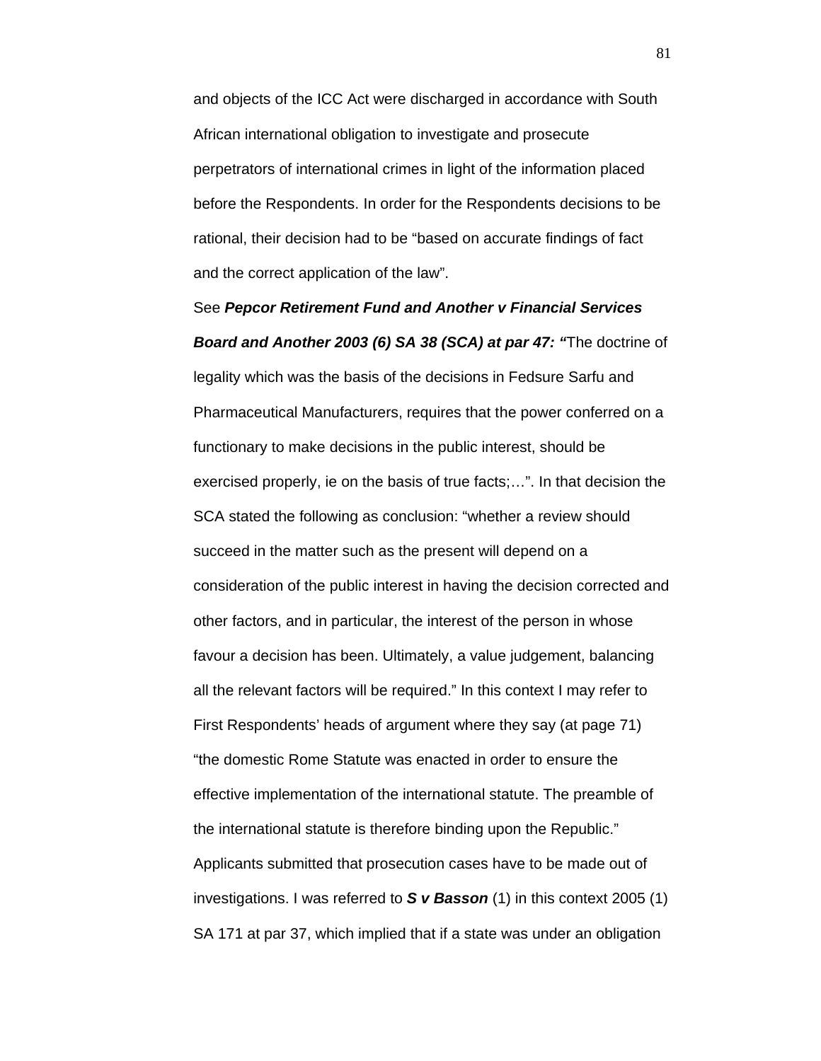and objects of the ICC Act were discharged in accordance with South African international obligation to investigate and prosecute perpetrators of international crimes in light of the information placed before the Respondents. In order for the Respondents decisions to be rational, their decision had to be "based on accurate findings of fact and the correct application of the law".

See ***Pepcor Retirement Fund and Another v Financial Services Board and Another 2003 (6) SA 38 (SCA) at par 47: "***The doctrine of legality which was the basis of the decisions in Fedsure Sarfu and Pharmaceutical Manufacturers, requires that the power conferred on a functionary to make decisions in the public interest, should be exercised properly, ie on the basis of true facts;…". In that decision the SCA stated the following as conclusion: "whether a review should succeed in the matter such as the present will depend on a consideration of the public interest in having the decision corrected and other factors, and in particular, the interest of the person in whose favour a decision has been. Ultimately, a value judgement, balancing all the relevant factors will be required." In this context I may refer to First Respondents' heads of argument where they say (at page 71) "the domestic Rome Statute was enacted in order to ensure the effective implementation of the international statute. The preamble of the international statute is therefore binding upon the Republic." Applicants submitted that prosecution cases have to be made out of investigations. I was referred to ***S v Basson*** (1) in this context 2005 (1) SA 171 at par 37, which implied that if a state was under an obligation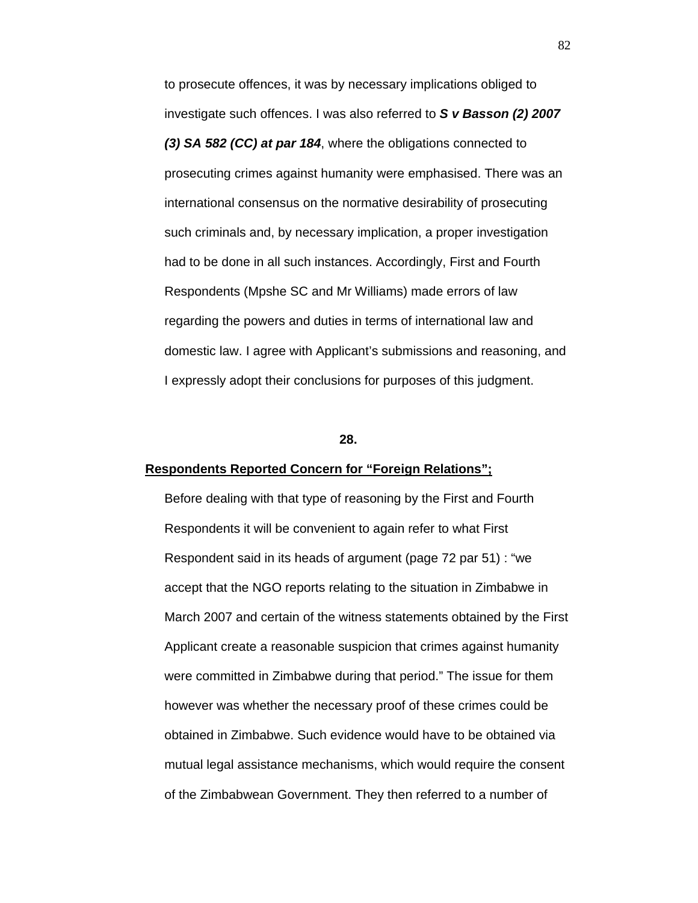to prosecute offences, it was by necessary implications obliged to investigate such offences. I was also referred to ***S v Basson (2) 2007 (3) SA 582 (CC) at par 184***, where the obligations connected to prosecuting crimes against humanity were emphasised. There was an international consensus on the normative desirability of prosecuting such criminals and, by necessary implication, a proper investigation had to be done in all such instances. Accordingly, First and Fourth Respondents (Mpshe SC and Mr Williams) made errors of law regarding the powers and duties in terms of international law and domestic law. I agree with Applicant's submissions and reasoning, and I expressly adopt their conclusions for purposes of this judgment.

**28.**

**<u>Respondents Reported Concern for "Foreign Relations";</u>**

Before dealing with that type of reasoning by the First and Fourth Respondents it will be convenient to again refer to what First Respondent said in its heads of argument (page 72 par 51) : "we accept that the NGO reports relating to the situation in Zimbabwe in March 2007 and certain of the witness statements obtained by the First Applicant create a reasonable suspicion that crimes against humanity were committed in Zimbabwe during that period." The issue for them however was whether the necessary proof of these crimes could be obtained in Zimbabwe. Such evidence would have to be obtained via mutual legal assistance mechanisms, which would require the consent of the Zimbabwean Government. They then referred to a number of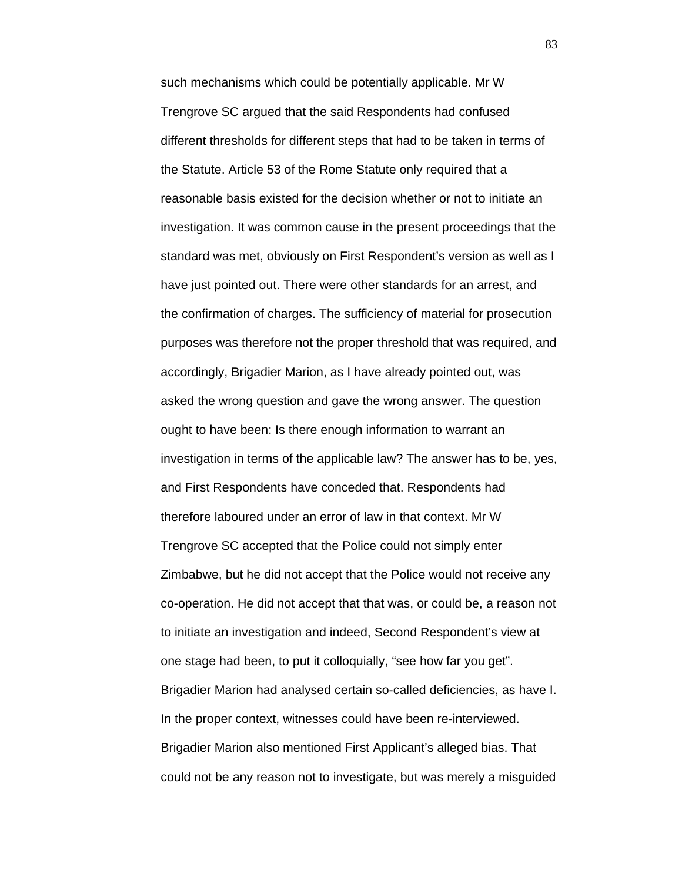such mechanisms which could be potentially applicable. Mr W Trengrove SC argued that the said Respondents had confused different thresholds for different steps that had to be taken in terms of the Statute. Article 53 of the Rome Statute only required that a reasonable basis existed for the decision whether or not to initiate an investigation. It was common cause in the present proceedings that the standard was met, obviously on First Respondent's version as well as I have just pointed out. There were other standards for an arrest, and the confirmation of charges. The sufficiency of material for prosecution purposes was therefore not the proper threshold that was required, and accordingly, Brigadier Marion, as I have already pointed out, was asked the wrong question and gave the wrong answer. The question ought to have been: Is there enough information to warrant an investigation in terms of the applicable law? The answer has to be, yes, and First Respondents have conceded that. Respondents had therefore laboured under an error of law in that context. Mr W Trengrove SC accepted that the Police could not simply enter Zimbabwe, but he did not accept that the Police would not receive any co-operation. He did not accept that that was, or could be, a reason not to initiate an investigation and indeed, Second Respondent's view at one stage had been, to put it colloquially, "see how far you get". Brigadier Marion had analysed certain so-called deficiencies, as have I. In the proper context, witnesses could have been re-interviewed. Brigadier Marion also mentioned First Applicant's alleged bias. That could not be any reason not to investigate, but was merely a misguided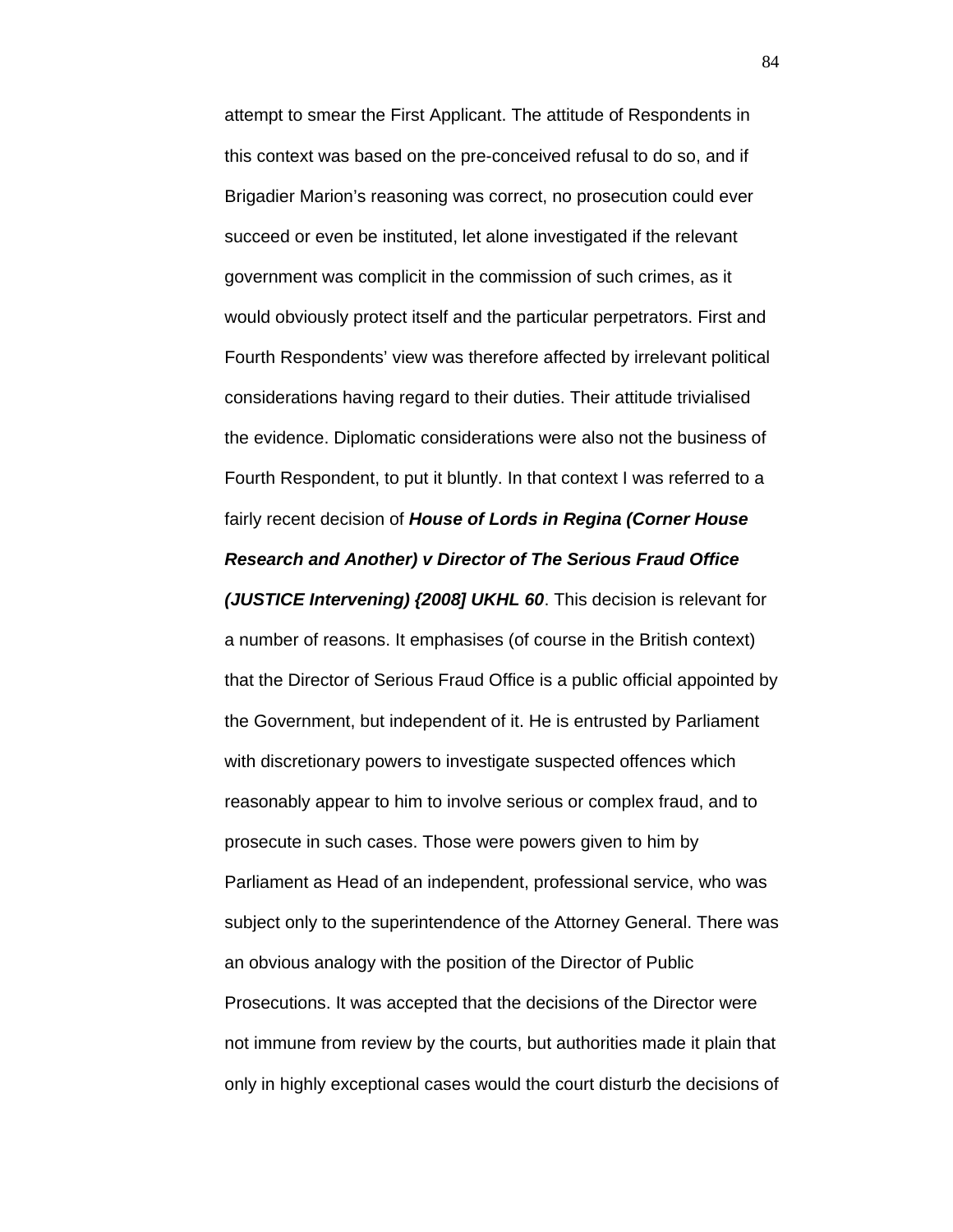attempt to smear the First Applicant. The attitude of Respondents in this context was based on the pre-conceived refusal to do so, and if Brigadier Marion's reasoning was correct, no prosecution could ever succeed or even be instituted, let alone investigated if the relevant government was complicit in the commission of such crimes, as it would obviously protect itself and the particular perpetrators. First and Fourth Respondents' view was therefore affected by irrelevant political considerations having regard to their duties. Their attitude trivialised the evidence. Diplomatic considerations were also not the business of Fourth Respondent, to put it bluntly. In that context I was referred to a fairly recent decision of ***House of Lords in Regina (Corner House Research and Another) v Director of The Serious Fraud Office (JUSTICE Intervening) {2008] UKHL 60***. This decision is relevant for a number of reasons. It emphasises (of course in the British context) that the Director of Serious Fraud Office is a public official appointed by the Government, but independent of it. He is entrusted by Parliament with discretionary powers to investigate suspected offences which reasonably appear to him to involve serious or complex fraud, and to prosecute in such cases. Those were powers given to him by Parliament as Head of an independent, professional service, who was subject only to the superintendence of the Attorney General. There was an obvious analogy with the position of the Director of Public Prosecutions. It was accepted that the decisions of the Director were not immune from review by the courts, but authorities made it plain that only in highly exceptional cases would the court disturb the decisions of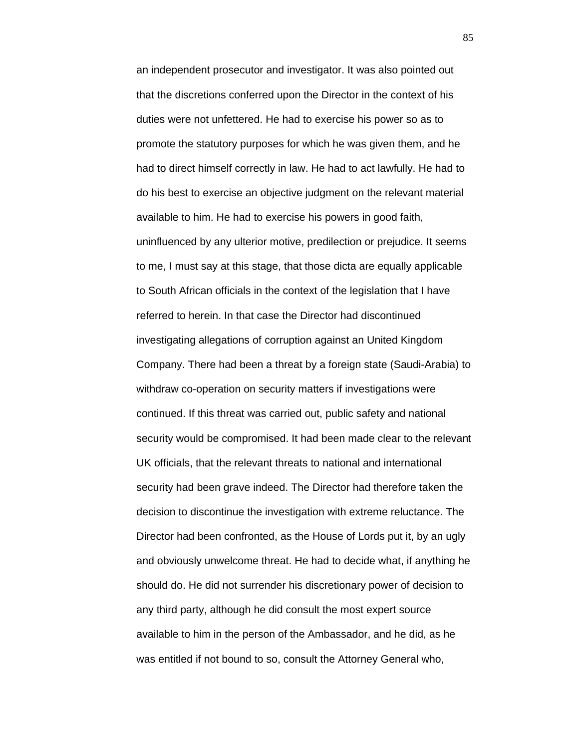an independent prosecutor and investigator. It was also pointed out that the discretions conferred upon the Director in the context of his duties were not unfettered. He had to exercise his power so as to promote the statutory purposes for which he was given them, and he had to direct himself correctly in law. He had to act lawfully. He had to do his best to exercise an objective judgment on the relevant material available to him. He had to exercise his powers in good faith, uninfluenced by any ulterior motive, predilection or prejudice. It seems to me, I must say at this stage, that those dicta are equally applicable to South African officials in the context of the legislation that I have referred to herein. In that case the Director had discontinued investigating allegations of corruption against an United Kingdom Company. There had been a threat by a foreign state (Saudi-Arabia) to withdraw co-operation on security matters if investigations were continued. If this threat was carried out, public safety and national security would be compromised. It had been made clear to the relevant UK officials, that the relevant threats to national and international security had been grave indeed. The Director had therefore taken the decision to discontinue the investigation with extreme reluctance. The Director had been confronted, as the House of Lords put it, by an ugly and obviously unwelcome threat. He had to decide what, if anything he should do. He did not surrender his discretionary power of decision to any third party, although he did consult the most expert source available to him in the person of the Ambassador, and he did, as he was entitled if not bound to so, consult the Attorney General who,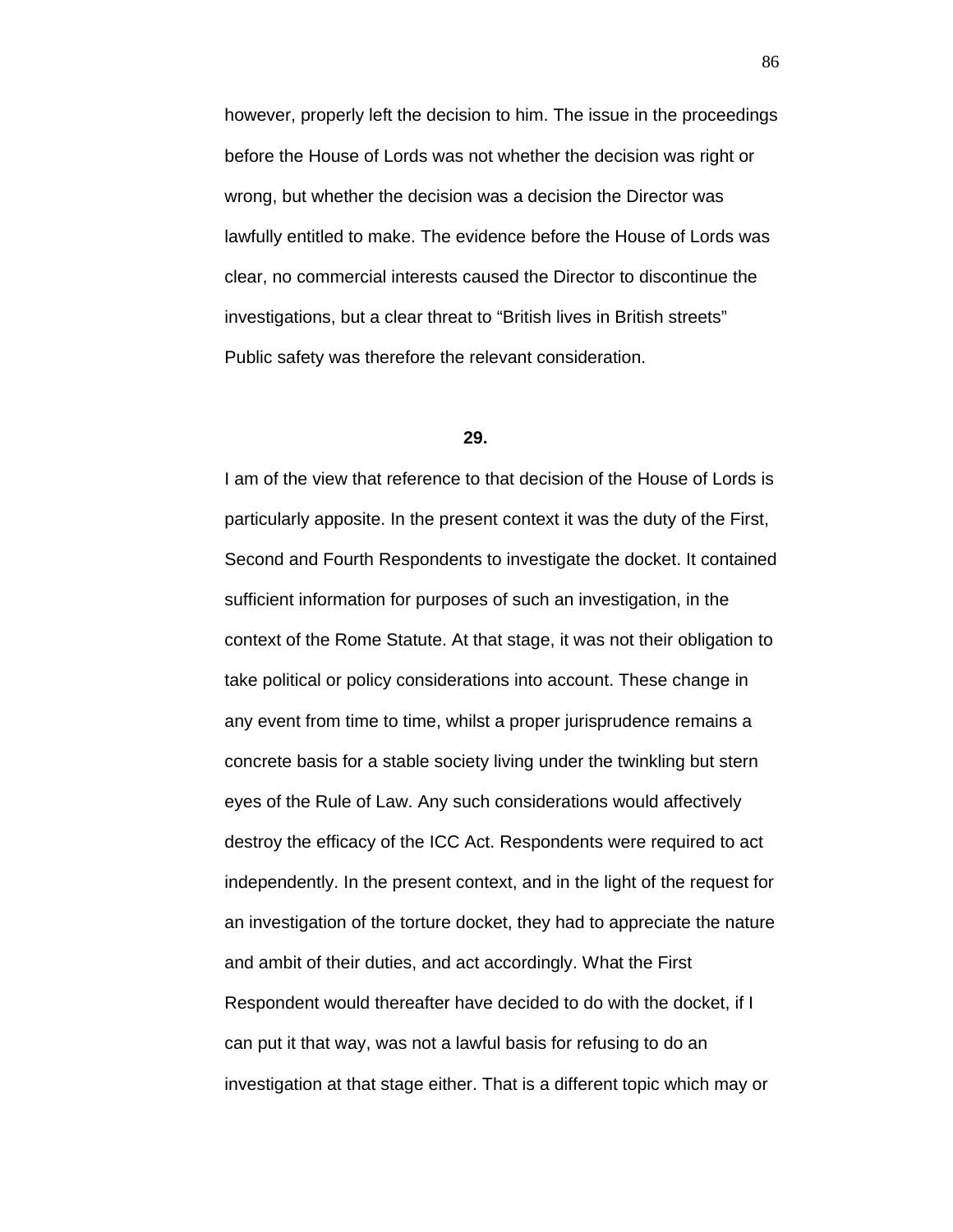however, properly left the decision to him. The issue in the proceedings before the House of Lords was not whether the decision was right or wrong, but whether the decision was a decision the Director was lawfully entitled to make. The evidence before the House of Lords was clear, no commercial interests caused the Director to discontinue the investigations, but a clear threat to “British lives in British streets” Public safety was therefore the relevant consideration.

**29.**

I am of the view that reference to that decision of the House of Lords is particularly apposite. In the present context it was the duty of the First, Second and Fourth Respondents to investigate the docket. It contained sufficient information for purposes of such an investigation, in the context of the Rome Statute. At that stage, it was not their obligation to take political or policy considerations into account. These change in any event from time to time, whilst a proper jurisprudence remains a concrete basis for a stable society living under the twinkling but stern eyes of the Rule of Law. Any such considerations would affectively destroy the efficacy of the ICC Act. Respondents were required to act independently. In the present context, and in the light of the request for an investigation of the torture docket, they had to appreciate the nature and ambit of their duties, and act accordingly. What the First Respondent would thereafter have decided to do with the docket, if I can put it that way, was not a lawful basis for refusing to do an investigation at that stage either. That is a different topic which may or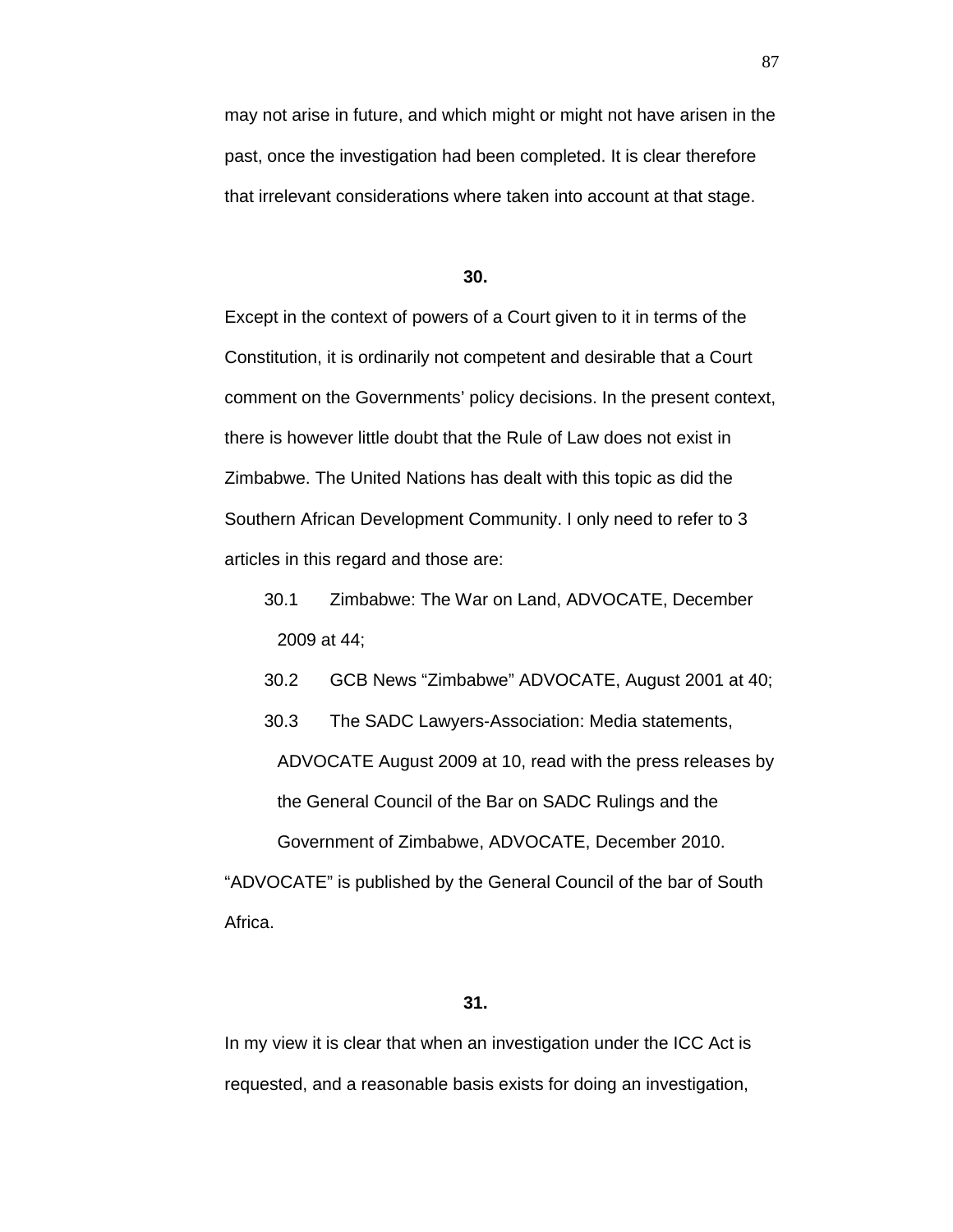may not arise in future, and which might or might not have arisen in the past, once the investigation had been completed. It is clear therefore that irrelevant considerations where taken into account at that stage.

**30.**

Except in the context of powers of a Court given to it in terms of the Constitution, it is ordinarily not competent and desirable that a Court comment on the Governments' policy decisions. In the present context, there is however little doubt that the Rule of Law does not exist in Zimbabwe. The United Nations has dealt with this topic as did the Southern African Development Community. I only need to refer to 3 articles in this regard and those are:

30.1 Zimbabwe: The War on Land, ADVOCATE, December 2009 at 44;

30.2 GCB News "Zimbabwe" ADVOCATE, August 2001 at 40;

30.3 The SADC Lawyers-Association: Media statements, ADVOCATE August 2009 at 10, read with the press releases by the General Council of the Bar on SADC Rulings and the Government of Zimbabwe, ADVOCATE, December 2010.

"ADVOCATE" is published by the General Council of the bar of South Africa.

**31.**

In my view it is clear that when an investigation under the ICC Act is requested, and a reasonable basis exists for doing an investigation,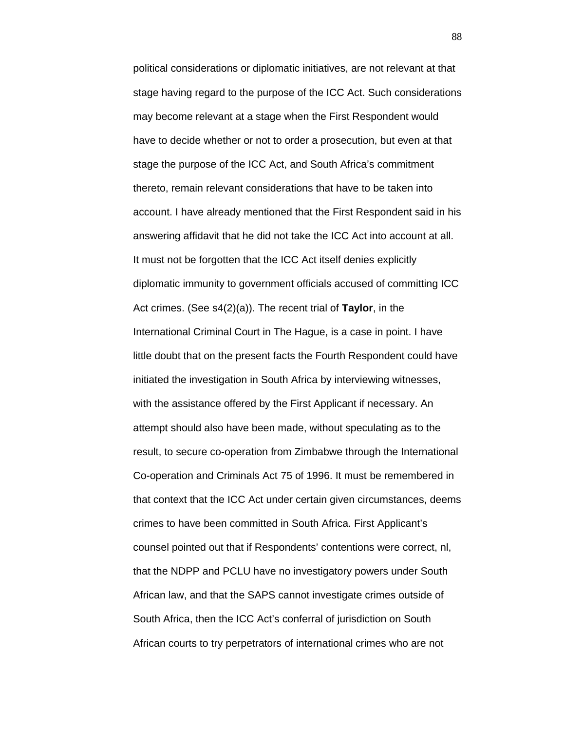political considerations or diplomatic initiatives, are not relevant at that stage having regard to the purpose of the ICC Act. Such considerations may become relevant at a stage when the First Respondent would have to decide whether or not to order a prosecution, but even at that stage the purpose of the ICC Act, and South Africa's commitment thereto, remain relevant considerations that have to be taken into account. I have already mentioned that the First Respondent said in his answering affidavit that he did not take the ICC Act into account at all. It must not be forgotten that the ICC Act itself denies explicitly diplomatic immunity to government officials accused of committing ICC Act crimes. (See s4(2)(a)). The recent trial of **Taylor**, in the International Criminal Court in The Hague, is a case in point. I have little doubt that on the present facts the Fourth Respondent could have initiated the investigation in South Africa by interviewing witnesses, with the assistance offered by the First Applicant if necessary. An attempt should also have been made, without speculating as to the result, to secure co-operation from Zimbabwe through the International Co-operation and Criminals Act 75 of 1996. It must be remembered in that context that the ICC Act under certain given circumstances, deems crimes to have been committed in South Africa. First Applicant's counsel pointed out that if Respondents' contentions were correct, nl, that the NDPP and PCLU have no investigatory powers under South African law, and that the SAPS cannot investigate crimes outside of South Africa, then the ICC Act's conferral of jurisdiction on South African courts to try perpetrators of international crimes who are not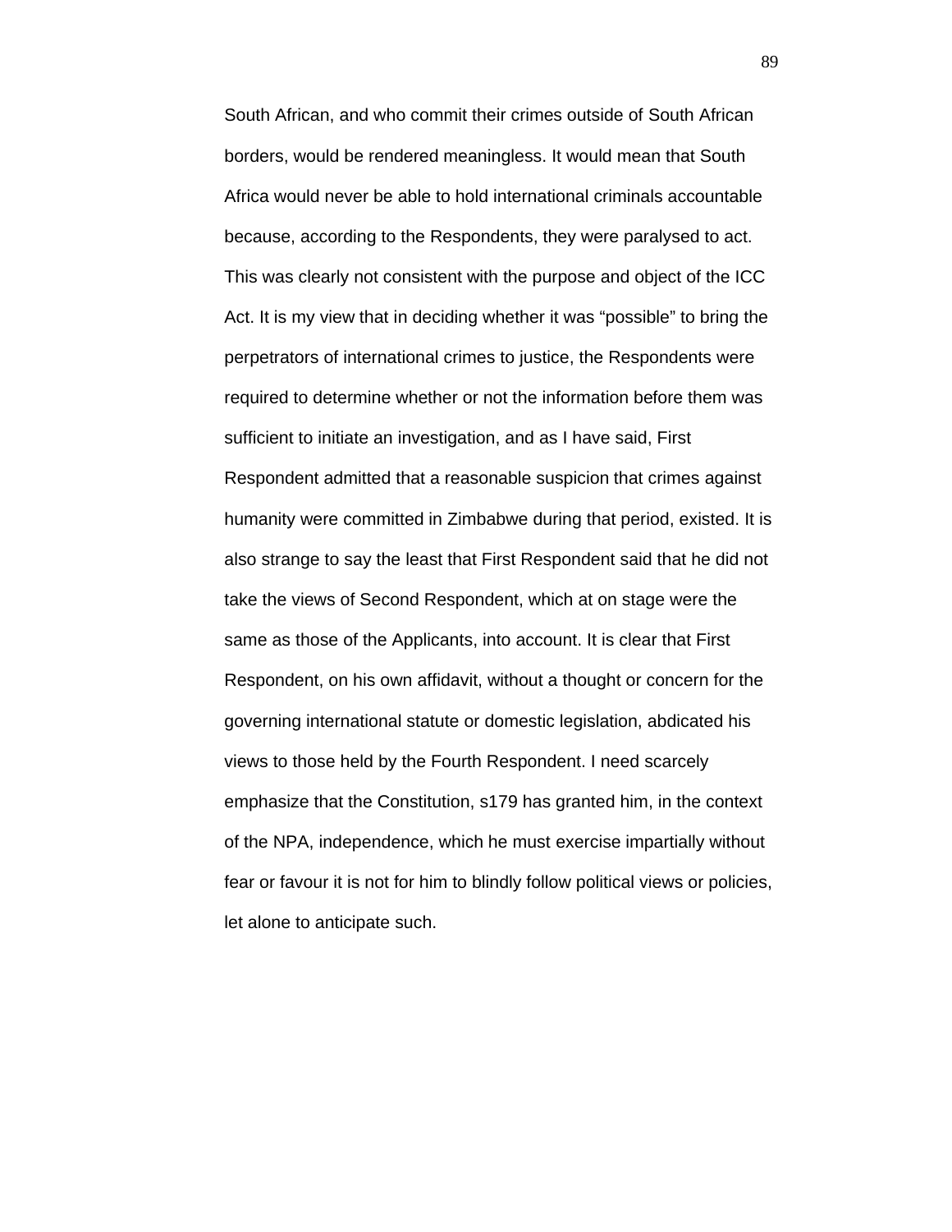South African, and who commit their crimes outside of South African borders, would be rendered meaningless. It would mean that South Africa would never be able to hold international criminals accountable because, according to the Respondents, they were paralysed to act. This was clearly not consistent with the purpose and object of the ICC Act. It is my view that in deciding whether it was "possible" to bring the perpetrators of international crimes to justice, the Respondents were required to determine whether or not the information before them was sufficient to initiate an investigation, and as I have said, First Respondent admitted that a reasonable suspicion that crimes against humanity were committed in Zimbabwe during that period, existed. It is also strange to say the least that First Respondent said that he did not take the views of Second Respondent, which at on stage were the same as those of the Applicants, into account. It is clear that First Respondent, on his own affidavit, without a thought or concern for the governing international statute or domestic legislation, abdicated his views to those held by the Fourth Respondent. I need scarcely emphasize that the Constitution, s179 has granted him, in the context of the NPA, independence, which he must exercise impartially without fear or favour it is not for him to blindly follow political views or policies, let alone to anticipate such.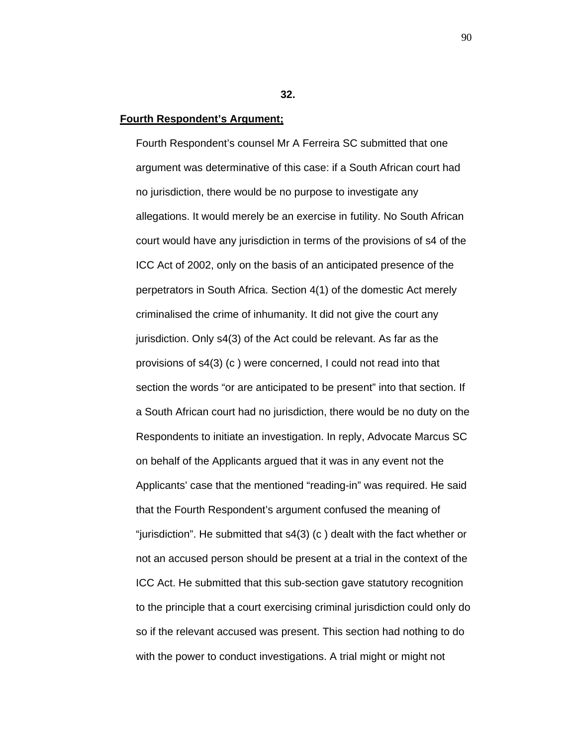**32.**

**Fourth Respondent's Argument;**

Fourth Respondent's counsel Mr A Ferreira SC submitted that one argument was determinative of this case: if a South African court had no jurisdiction, there would be no purpose to investigate any allegations. It would merely be an exercise in futility. No South African court would have any jurisdiction in terms of the provisions of s4 of the ICC Act of 2002, only on the basis of an anticipated presence of the perpetrators in South Africa. Section 4(1) of the domestic Act merely criminalised the crime of inhumanity. It did not give the court any jurisdiction. Only s4(3) of the Act could be relevant. As far as the provisions of s4(3) (c ) were concerned, I could not read into that section the words "or are anticipated to be present" into that section. If a South African court had no jurisdiction, there would be no duty on the Respondents to initiate an investigation. In reply, Advocate Marcus SC on behalf of the Applicants argued that it was in any event not the Applicants' case that the mentioned "reading-in" was required. He said that the Fourth Respondent's argument confused the meaning of "jurisdiction". He submitted that s4(3) (c ) dealt with the fact whether or not an accused person should be present at a trial in the context of the ICC Act. He submitted that this sub-section gave statutory recognition to the principle that a court exercising criminal jurisdiction could only do so if the relevant accused was present. This section had nothing to do with the power to conduct investigations. A trial might or might not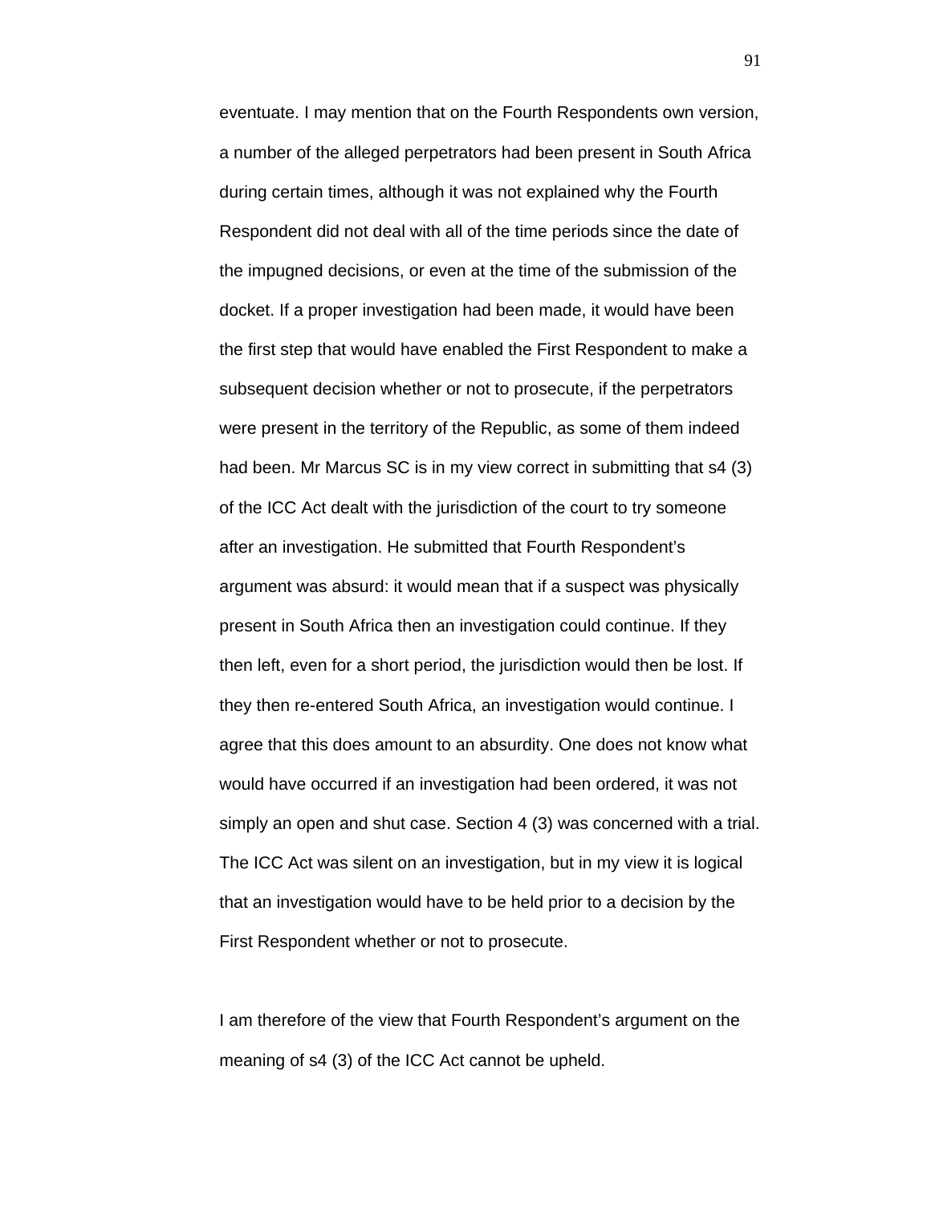eventuate. I may mention that on the Fourth Respondents own version, a number of the alleged perpetrators had been present in South Africa during certain times, although it was not explained why the Fourth Respondent did not deal with all of the time periods since the date of the impugned decisions, or even at the time of the submission of the docket. If a proper investigation had been made, it would have been the first step that would have enabled the First Respondent to make a subsequent decision whether or not to prosecute, if the perpetrators were present in the territory of the Republic, as some of them indeed had been. Mr Marcus SC is in my view correct in submitting that s4 (3) of the ICC Act dealt with the jurisdiction of the court to try someone after an investigation. He submitted that Fourth Respondent's argument was absurd: it would mean that if a suspect was physically present in South Africa then an investigation could continue. If they then left, even for a short period, the jurisdiction would then be lost. If they then re-entered South Africa, an investigation would continue. I agree that this does amount to an absurdity. One does not know what would have occurred if an investigation had been ordered, it was not simply an open and shut case. Section 4 (3) was concerned with a trial. The ICC Act was silent on an investigation, but in my view it is logical that an investigation would have to be held prior to a decision by the First Respondent whether or not to prosecute.

I am therefore of the view that Fourth Respondent's argument on the meaning of s4 (3) of the ICC Act cannot be upheld.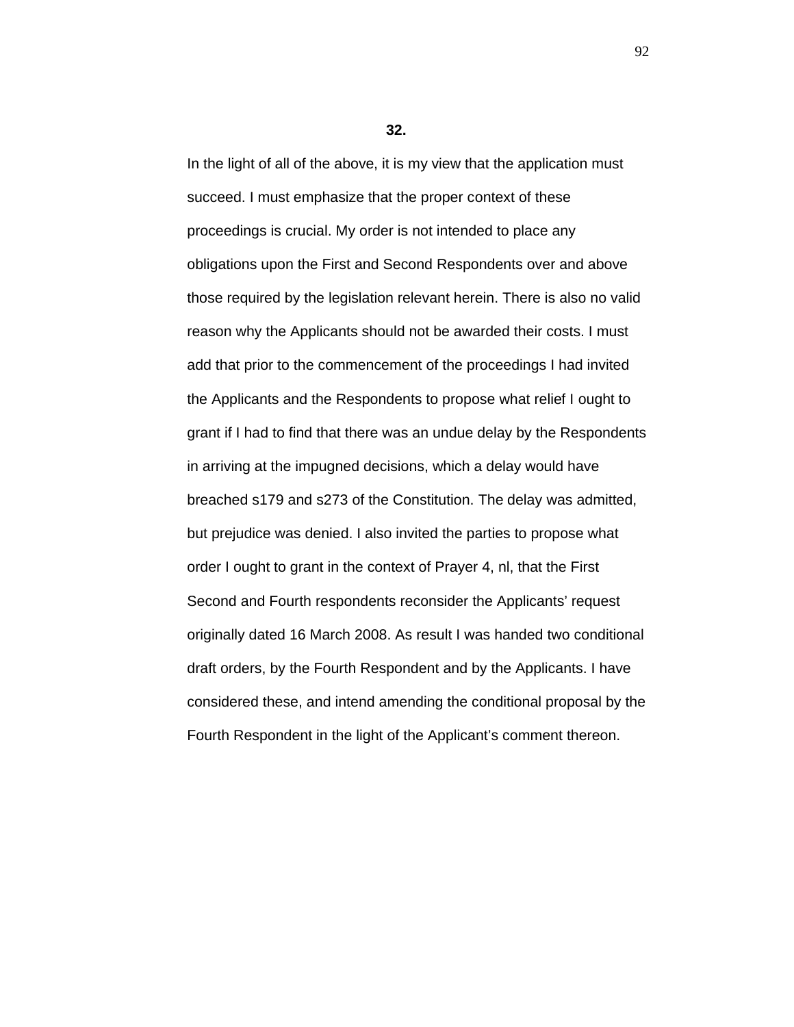**32.**

In the light of all of the above, it is my view that the application must succeed. I must emphasize that the proper context of these proceedings is crucial. My order is not intended to place any obligations upon the First and Second Respondents over and above those required by the legislation relevant herein. There is also no valid reason why the Applicants should not be awarded their costs. I must add that prior to the commencement of the proceedings I had invited the Applicants and the Respondents to propose what relief I ought to grant if I had to find that there was an undue delay by the Respondents in arriving at the impugned decisions, which a delay would have breached s179 and s273 of the Constitution. The delay was admitted, but prejudice was denied. I also invited the parties to propose what order I ought to grant in the context of Prayer 4, nl, that the First Second and Fourth respondents reconsider the Applicants' request originally dated 16 March 2008. As result I was handed two conditional draft orders, by the Fourth Respondent and by the Applicants. I have considered these, and intend amending the conditional proposal by the Fourth Respondent in the light of the Applicant's comment thereon.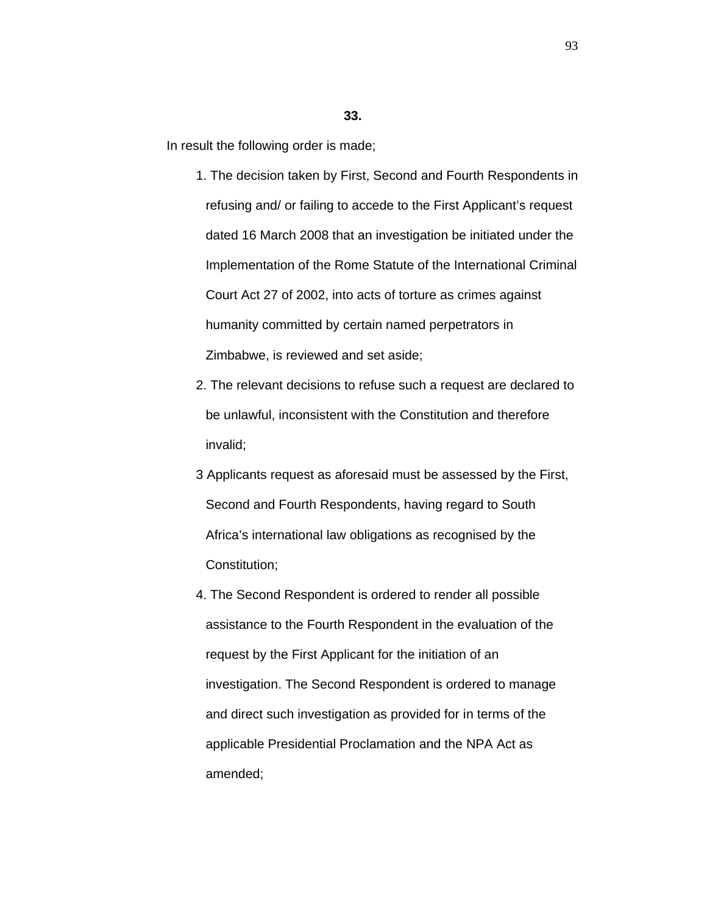**33.**

In result the following order is made;

1. The decision taken by First, Second and Fourth Respondents in refusing and/ or failing to accede to the First Applicant's request dated 16 March 2008 that an investigation be initiated under the Implementation of the Rome Statute of the International Criminal Court Act 27 of 2002, into acts of torture as crimes against humanity committed by certain named perpetrators in Zimbabwe, is reviewed and set aside;
2. The relevant decisions to refuse such a request are declared to be unlawful, inconsistent with the Constitution and therefore invalid;
3. Applicants request as aforesaid must be assessed by the First, Second and Fourth Respondents, having regard to South Africa's international law obligations as recognised by the Constitution;
4. The Second Respondent is ordered to render all possible assistance to the Fourth Respondent in the evaluation of the request by the First Applicant for the initiation of an investigation. The Second Respondent is ordered to manage and direct such investigation as provided for in terms of the applicable Presidential Proclamation and the NPA Act as amended;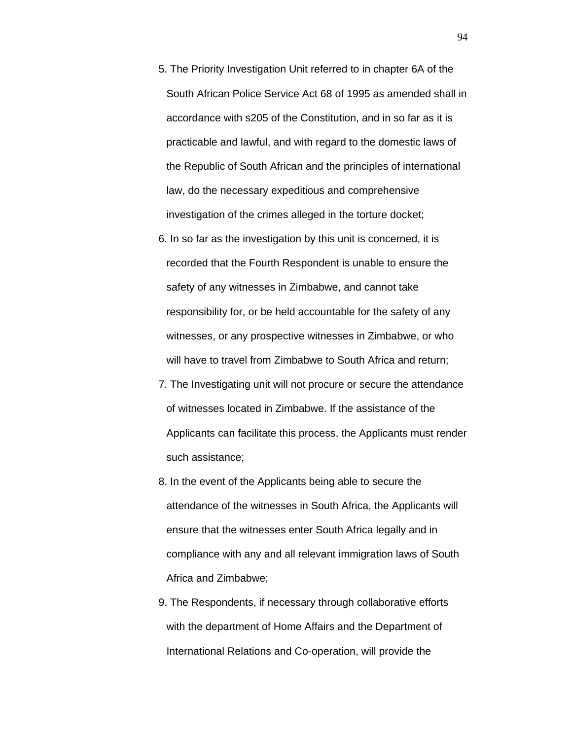5. The Priority Investigation Unit referred to in chapter 6A of the South African Police Service Act 68 of 1995 as amended shall in accordance with s205 of the Constitution, and in so far as it is practicable and lawful, and with regard to the domestic laws of the Republic of South African and the principles of international law, do the necessary expeditious and comprehensive investigation of the crimes alleged in the torture docket;
6. In so far as the investigation by this unit is concerned, it is recorded that the Fourth Respondent is unable to ensure the safety of any witnesses in Zimbabwe, and cannot take responsibility for, or be held accountable for the safety of any witnesses, or any prospective witnesses in Zimbabwe, or who will have to travel from Zimbabwe to South Africa and return;
7. The Investigating unit will not procure or secure the attendance of witnesses located in Zimbabwe. If the assistance of the Applicants can facilitate this process, the Applicants must render such assistance;
8. In the event of the Applicants being able to secure the attendance of the witnesses in South Africa, the Applicants will ensure that the witnesses enter South Africa legally and in compliance with any and all relevant immigration laws of South Africa and Zimbabwe;
9. The Respondents, if necessary through collaborative efforts with the department of Home Affairs and the Department of International Relations and Co-operation, will provide the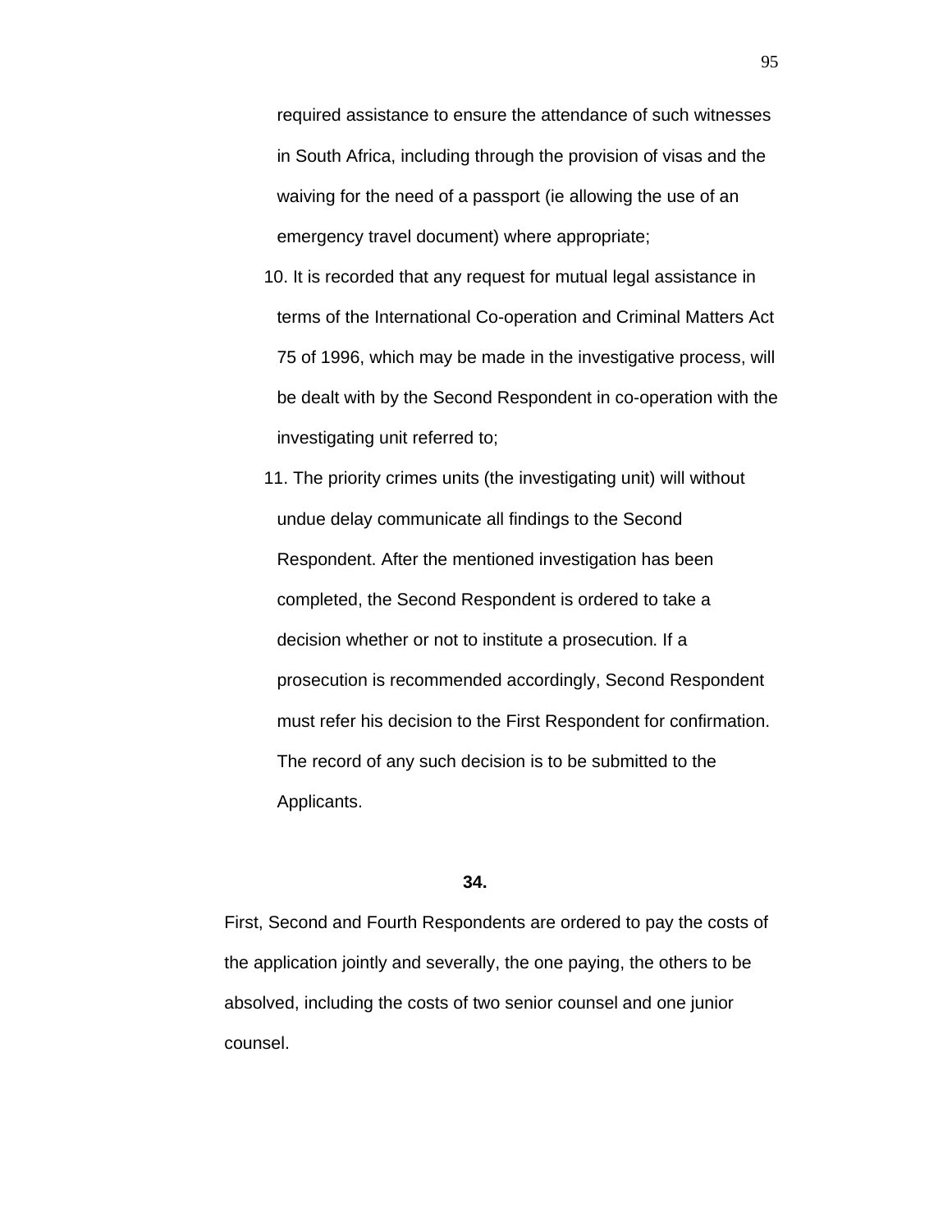required assistance to ensure the attendance of such witnesses in South Africa, including through the provision of visas and the waiving for the need of a passport (ie allowing the use of an emergency travel document) where appropriate;

10. It is recorded that any request for mutual legal assistance in terms of the International Co-operation and Criminal Matters Act 75 of 1996, which may be made in the investigative process, will be dealt with by the Second Respondent in co-operation with the investigating unit referred to;

11. The priority crimes units (the investigating unit) will without undue delay communicate all findings to the Second Respondent. After the mentioned investigation has been completed, the Second Respondent is ordered to take a decision whether or not to institute a prosecution. If a prosecution is recommended accordingly, Second Respondent must refer his decision to the First Respondent for confirmation. The record of any such decision is to be submitted to the Applicants.

**34.**

First, Second and Fourth Respondents are ordered to pay the costs of the application jointly and severally, the one paying, the others to be absolved, including the costs of two senior counsel and one junior counsel.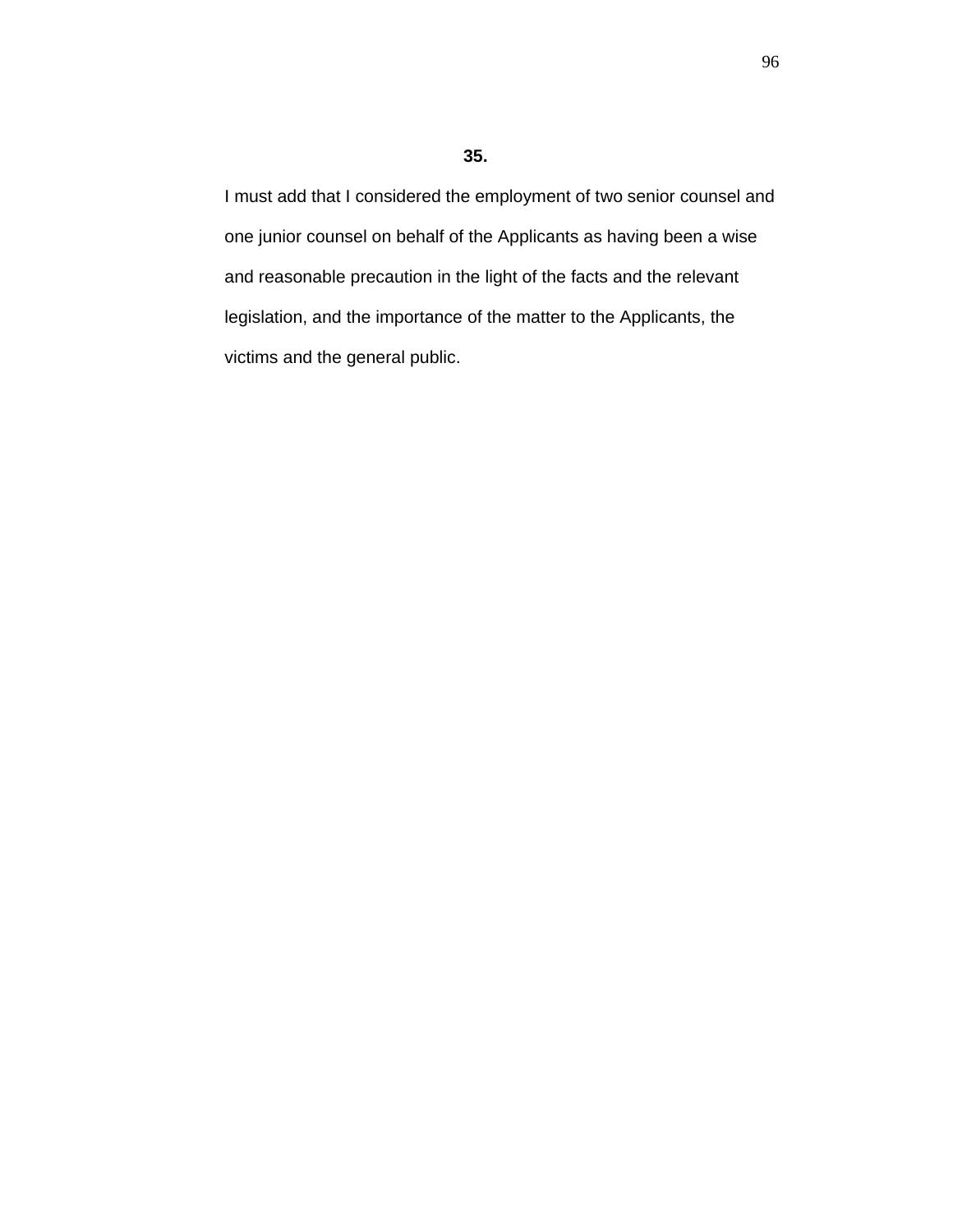**35.**

I must add that I considered the employment of two senior counsel and one junior counsel on behalf of the Applicants as having been a wise and reasonable precaution in the light of the facts and the relevant legislation, and the importance of the matter to the Applicants, the victims and the general public.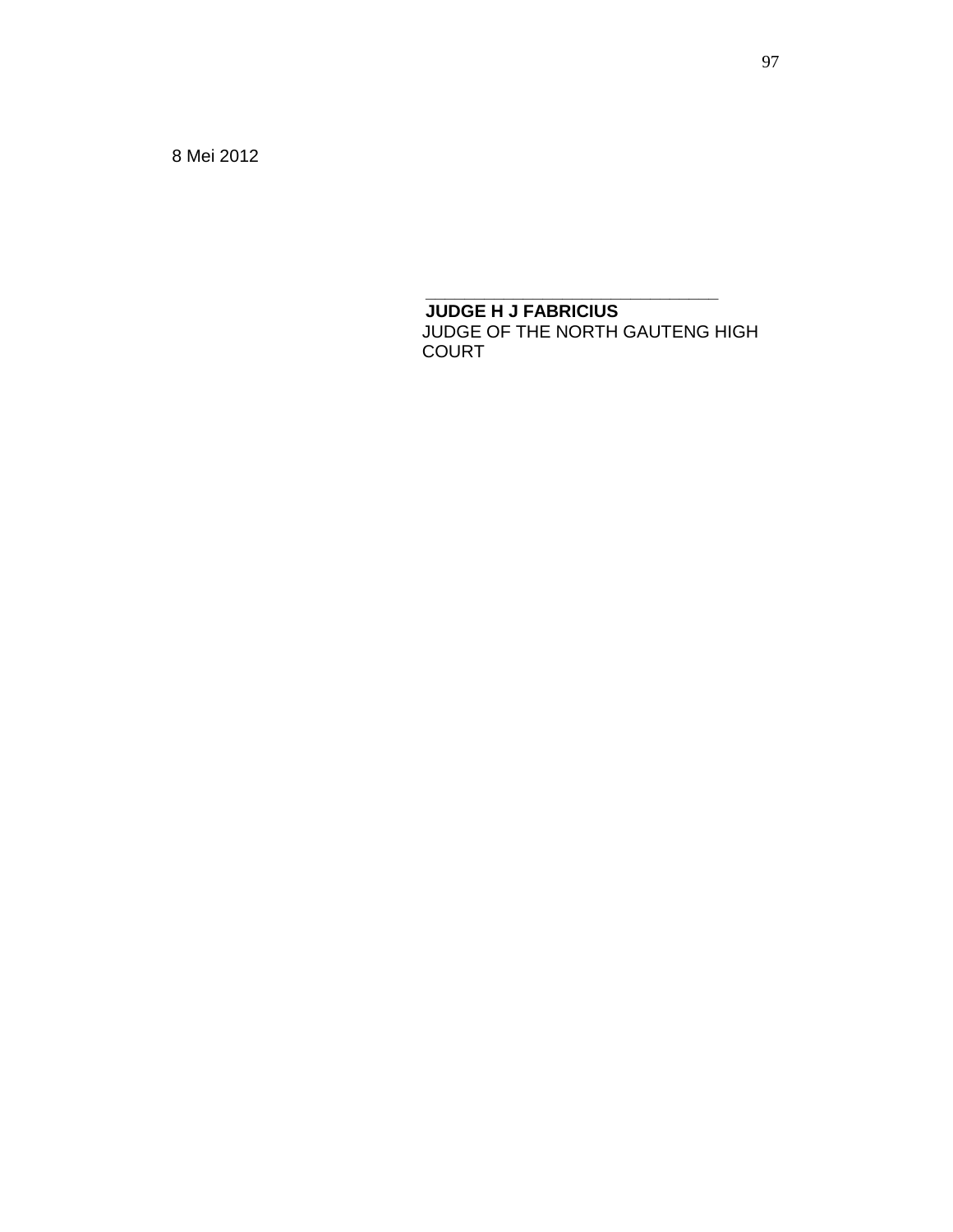8 Mei 2012

\_\_\_\_\_\_\_\_\_\_\_\_\_\_\_\_\_\_\_\_\_\_\_\_\_\_\_\_\_\_\_\_

**JUDGE H J FABRICIUS**

JUDGE OF THE NORTH GAUTENG HIGH COURT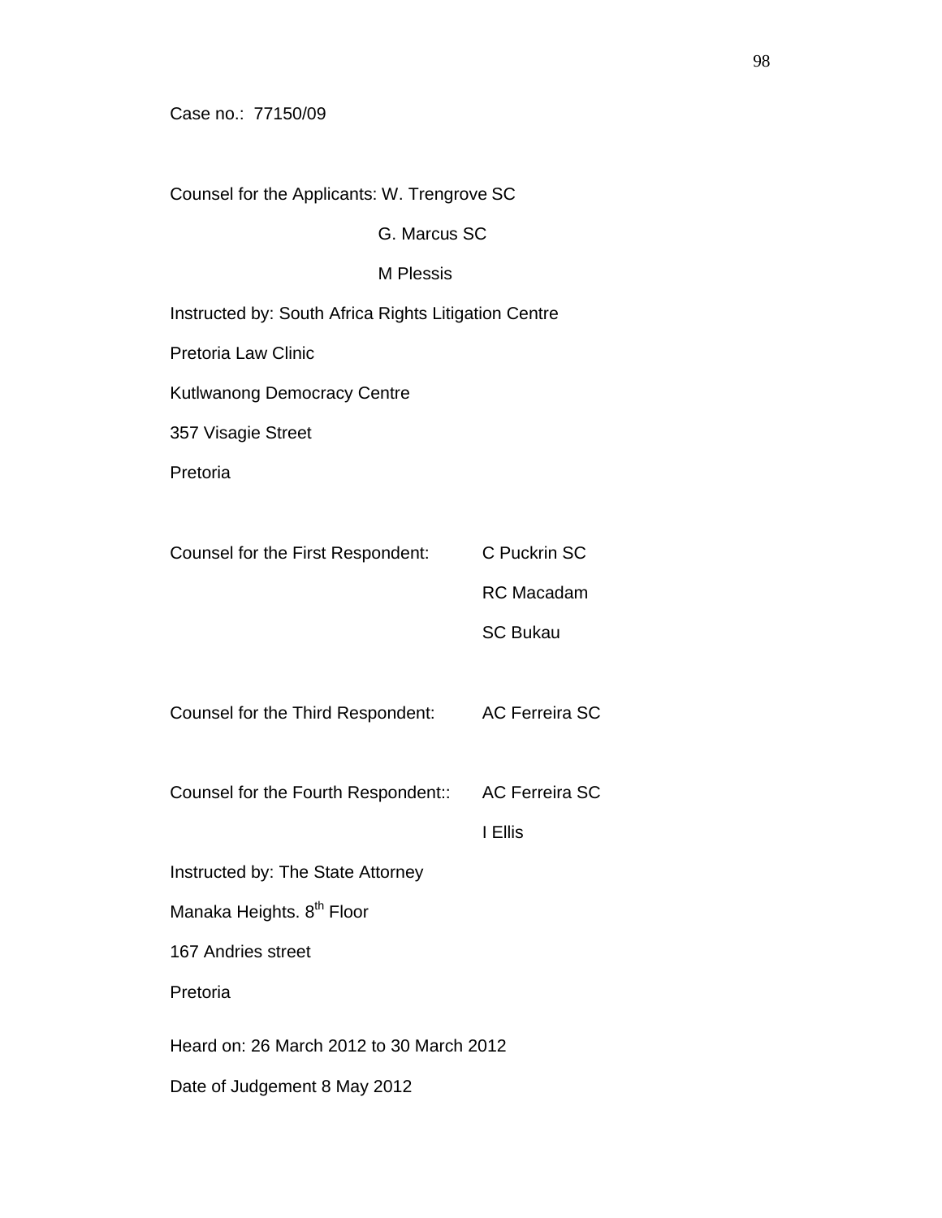Case no.: 77150/09

Counsel for the Applicants: W. Trengrove SC

G. Marcus SC

M Plessis

Instructed by: South Africa Rights Litigation Centre

Pretoria Law Clinic

Kutlwanong Democracy Centre

357 Visagie Street

Pretoria

Counsel for the First Respondent: C Puckrin SC

RC Macadam

SC Bukau

Counsel for the Third Respondent: AC Ferreira SC

Counsel for the Fourth Respondent:: AC Ferreira SC

I Ellis

Instructed by: The State Attorney

Manaka Heights. 8th Floor

167 Andries street

Pretoria

Heard on: 26 March 2012 to 30 March 2012

Date of Judgement 8 May 2012